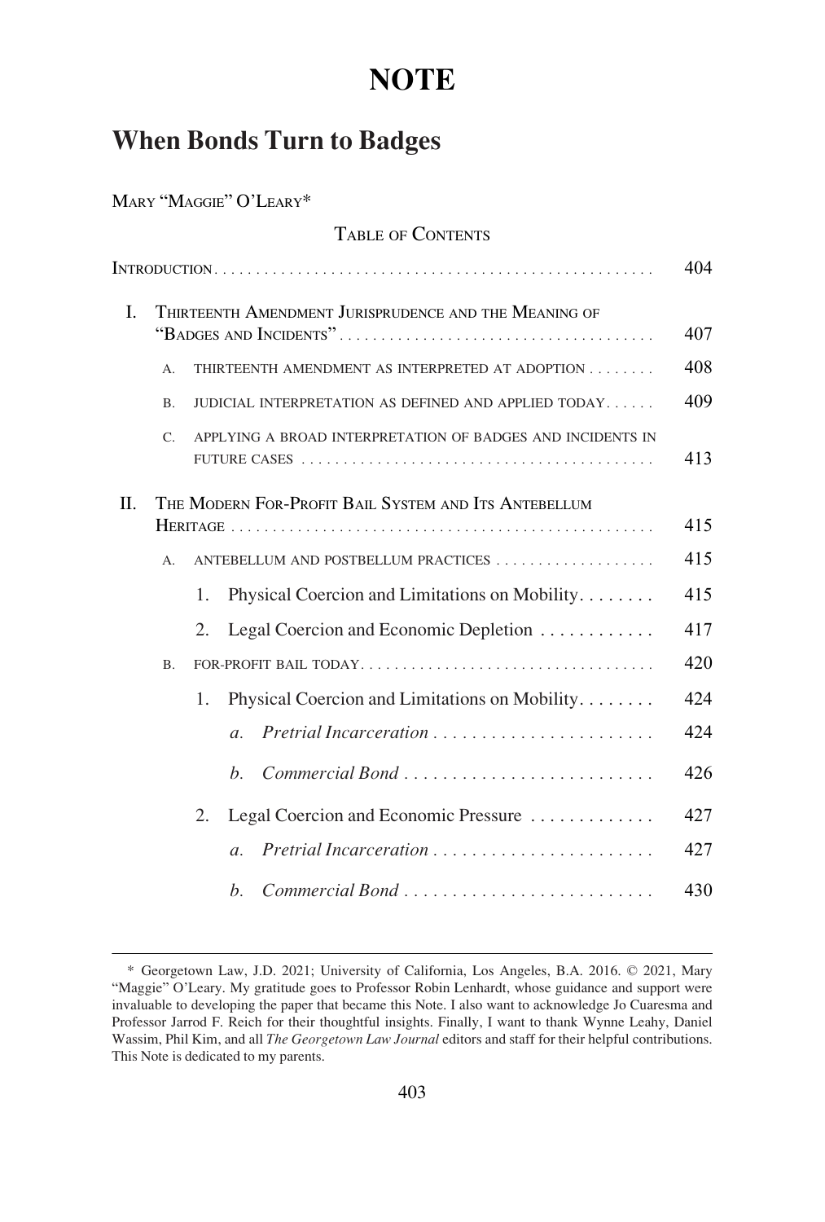# NOTE

## When Bonds Turn to Badges

MARY "MAGGIE" O'LEARY*

TABLE OF CONTENTS

| | |
|---|---|
| INTRODUCTION | 404 |
| I. THIRTEENTH AMENDMENT JURISPRUDENCE AND THE MEANING OF "BADGES AND INCIDENTS" | 407 |
| A. THIRTEENTH AMENDMENT AS INTERPRETED AT ADOPTION | 408 |
| B. JUDICIAL INTERPRETATION AS DEFINED AND APPLIED TODAY | 409 |
| C. APPLYING A BROAD INTERPRETATION OF BADGES AND INCIDENTS IN FUTURE CASES | 413 |
| II. THE MODERN FOR-PROFIT BAIL SYSTEM AND ITS ANTEBELLUM HERITAGE | 415 |
| A. ANTEBELLUM AND POSTBELLUM PRACTICES | 415 |
| 1. Physical Coercion and Limitations on Mobility | 415 |
| 2. Legal Coercion and Economic Depletion | 417 |
| B. FOR-PROFIT BAIL TODAY | 420 |
| 1. Physical Coercion and Limitations on Mobility | 424 |
| *a. Pretrial Incarceration* | 424 |
| *b. Commercial Bond* | 426 |
| 2. Legal Coercion and Economic Pressure | 427 |
| *a. Pretrial Incarceration* | 427 |
| *b. Commercial Bond* | 430 |

\* Georgetown Law, J.D. 2021; University of California, Los Angeles, B.A. 2016. © 2021, Mary "Maggie" O'Leary. My gratitude goes to Professor Robin Lenhardt, whose guidance and support were invaluable to developing the paper that became this Note. I also want to acknowledge Jo Cuaresma and Professor Jarrod F. Reich for their thoughtful insights. Finally, I want to thank Wynne Leahy, Daniel Wassim, Phil Kim, and all *The Georgetown Law Journal* editors and staff for their helpful contributions. This Note is dedicated to my parents.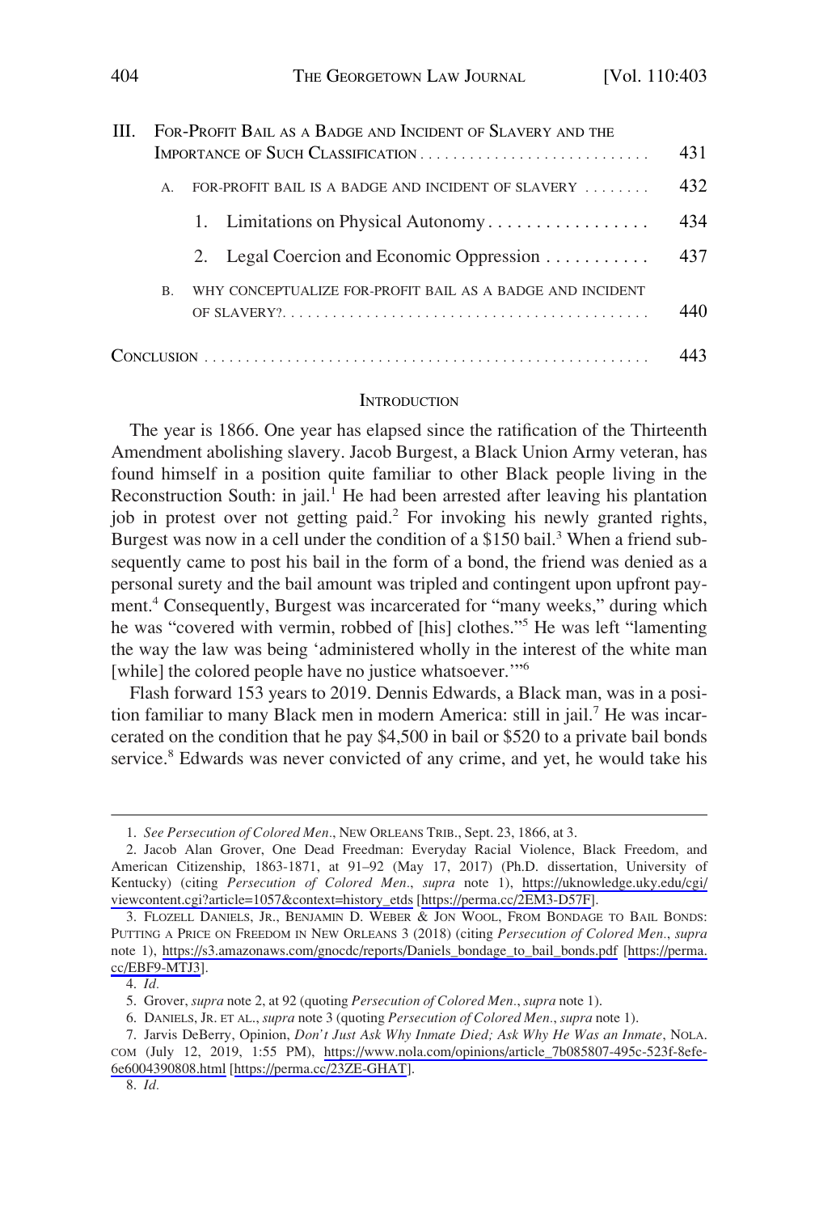III. FOR-PROFIT BAIL AS A BADGE AND INCIDENT OF SLAVERY AND THE IMPORTANCE OF SUCH CLASSIFICATION . . . . . . . . . . . . . . . . . . . . . . . . . . . . 431

A. FOR-PROFIT BAIL IS A BADGE AND INCIDENT OF SLAVERY . . . . . . . . 432

1. Limitations on Physical Autonomy . . . . . . . . . . . . . . . . . 434

2. Legal Coercion and Economic Oppression . . . . . . . . . . . 437

B. WHY CONCEPTUALIZE FOR-PROFIT BAIL AS A BADGE AND INCIDENT OF SLAVERY? . . . . . . . . . . . . . . . . . . . . . . . . . . . . . . . . . . . . . . . . . . 440

CONCLUSION . . . . . . . . . . . . . . . . . . . . . . . . . . . . . . . . . . . . . . . . . . . . . . . . . . . . 443

## INTRODUCTION

The year is 1866. One year has elapsed since the ratification of the Thirteenth Amendment abolishing slavery. Jacob Burgest, a Black Union Army veteran, has found himself in a position quite familiar to other Black people living in the Reconstruction South: in jail.[1] He had been arrested after leaving his plantation job in protest over not getting paid.[2] For invoking his newly granted rights, Burgest was now in a cell under the condition of a $150 bail.[3] When a friend subsequently came to post his bail in the form of a bond, the friend was denied as a personal surety and the bail amount was tripled and contingent upon upfront payment.[4] Consequently, Burgest was incarcerated for "many weeks," during which he was "covered with vermin, robbed of [his] clothes."[5] He was left "lamenting the way the law was being 'administered wholly in the interest of the white man [while] the colored people have no justice whatsoever.'"[6]

Flash forward 153 years to 2019. Dennis Edwards, a Black man, was in a position familiar to many Black men in modern America: still in jail.[7] He was incarcerated on the condition that he pay $4,500 in bail or $520 to a private bail bonds service.[8] Edwards was never convicted of any crime, and yet, he would take his

---

1. *See Persecution of Colored Men*., NEW ORLEANS TRIB., Sept. 23, 1866, at 3.

2. Jacob Alan Grover, One Dead Freedman: Everyday Racial Violence, Black Freedom, and American Citizenship, 1863-1871, at 91–92 (May 17, 2017) (Ph.D. dissertation, University of Kentucky) (citing *Persecution of Colored Men*., *supra* note 1), https://uknowledge.uky.edu/cgi/viewcontent.cgi?article=1057&context=history_etds [https://perma.cc/2EM3-D57F].

3. FLOZELL DANIELS, JR., BENJAMIN D. WEBER & JON WOOL, FROM BONDAGE TO BAIL BONDS: PUTTING A PRICE ON FREEDOM IN NEW ORLEANS 3 (2018) (citing *Persecution of Colored Men*., *supra* note 1), https://s3.amazonaws.com/gnocdc/reports/Daniels_bondage_to_bail_bonds.pdf [https://perma.cc/EBF9-MTJ3].

4. *Id.*

5. Grover, *supra* note 2, at 92 (quoting *Persecution of Colored Men*., *supra* note 1).

6. DANIELS, JR. ET AL., *supra* note 3 (quoting *Persecution of Colored Men*., *supra* note 1).

7. Jarvis DeBerry, Opinion, *Don't Just Ask Why Inmate Died; Ask Why He Was an Inmate*, NOLA.COM (July 12, 2019, 1:55 PM), https://www.nola.com/opinions/article_7b085807-495c-523f-8efe-6e6004390808.html [https://perma.cc/23ZE-GHAT].

8. *Id.*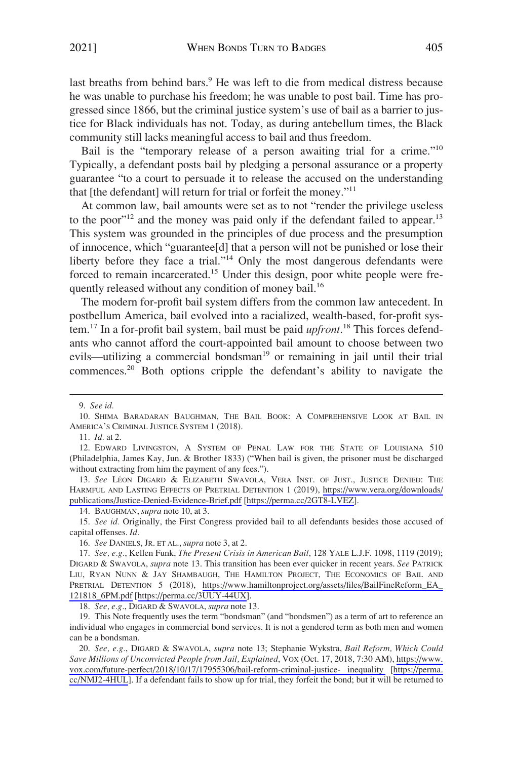last breaths from behind bars.[9] He was left to die from medical distress because he was unable to purchase his freedom; he was unable to post bail. Time has progressed since 1866, but the criminal justice system's use of bail as a barrier to justice for Black individuals has not. Today, as during antebellum times, the Black community still lacks meaningful access to bail and thus freedom.

Bail is the "temporary release of a person awaiting trial for a crime."[10] Typically, a defendant posts bail by pledging a personal assurance or a property guarantee "to a court to persuade it to release the accused on the understanding that [the defendant] will return for trial or forfeit the money."[11]

At common law, bail amounts were set as to not "render the privilege useless to the poor"[12] and the money was paid only if the defendant failed to appear.[13] This system was grounded in the principles of due process and the presumption of innocence, which "guarantee[d] that a person will not be punished or lose their liberty before they face a trial."[14] Only the most dangerous defendants were forced to remain incarcerated.[15] Under this design, poor white people were frequently released without any condition of money bail.[16]

The modern for-profit bail system differs from the common law antecedent. In postbellum America, bail evolved into a racialized, wealth-based, for-profit system.[17] In a for-profit bail system, bail must be paid *upfront*.[18] This forces defendants who cannot afford the court-appointed bail amount to choose between two evils—utilizing a commercial bondsman[19] or remaining in jail until their trial commences.[20] Both options cripple the defendant's ability to navigate the

---

9. *See id.*

10. SHIMA BARADARAN BAUGHMAN, THE BAIL BOOK: A COMPREHENSIVE LOOK AT BAIL IN AMERICA'S CRIMINAL JUSTICE SYSTEM 1 (2018).

11. *Id.* at 2.

12. EDWARD LIVINGSTON, A SYSTEM OF PENAL LAW FOR THE STATE OF LOUISIANA 510 (Philadelphia, James Kay, Jun. & Brother 1833) ("When bail is given, the prisoner must be discharged without extracting from him the payment of any fees.").

13. *See* LÉON DIGARD & ELIZABETH SWAVOLA, VERA INST. OF JUST., JUSTICE DENIED: THE HARMFUL AND LASTING EFFECTS OF PRETRIAL DETENTION 1 (2019), https://www.vera.org/downloads/publications/Justice-Denied-Evidence-Brief.pdf [https://perma.cc/2GT8-LVEZ].

14. BAUGHMAN, *supra* note 10, at 3.

15. *See id.* Originally, the First Congress provided bail to all defendants besides those accused of capital offenses. *Id.*

16. *See* DANIELS, JR. ET AL., *supra* note 3, at 2.

17. *See, e.g.*, Kellen Funk, *The Present Crisis in American Bail*, 128 YALE L.J.F. 1098, 1119 (2019); DIGARD & SWAVOLA, *supra* note 13. This transition has been ever quicker in recent years. *See* PATRICK LIU, RYAN NUNN & JAY SHAMBAUGH, THE HAMILTON PROJECT, THE ECONOMICS OF BAIL AND PRETRIAL DETENTION 5 (2018), https://www.hamiltonproject.org/assets/files/BailFineReform_EA_121818_6PM.pdf [https://perma.cc/3UUY-44UX].

18. *See, e.g.*, DIGARD & SWAVOLA, *supra* note 13.

19. This Note frequently uses the term "bondsman" (and "bondsmen") as a term of art to reference an individual who engages in commercial bond services. It is not a gendered term as both men and women can be a bondsman.

20. *See, e.g.*, DIGARD & SWAVOLA, *supra* note 13; Stephanie Wykstra, *Bail Reform, Which Could Save Millions of Unconvicted People from Jail, Explained*, VOX (Oct. 17, 2018, 7:30 AM), https://www.vox.com/future-perfect/2018/10/17/17955306/bail-reform-criminal-justice- inequality [https://perma.cc/NMJ2-4HUL]. If a defendant fails to show up for trial, they forfeit the bond; but it will be returned to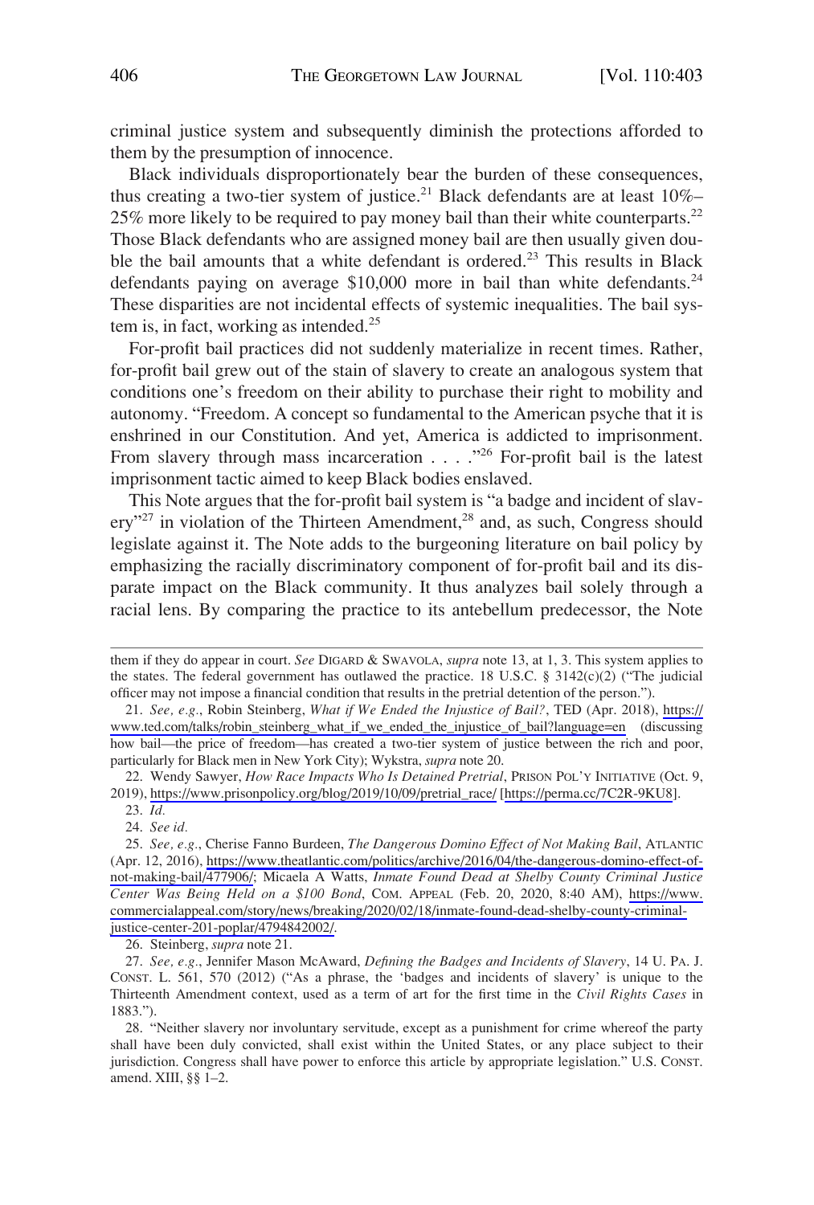criminal justice system and subsequently diminish the protections afforded to them by the presumption of innocence.

Black individuals disproportionately bear the burden of these consequences, thus creating a two-tier system of justice.[21] Black defendants are at least 10%–25% more likely to be required to pay money bail than their white counterparts.[22] Those Black defendants who are assigned money bail are then usually given double the bail amounts that a white defendant is ordered.[23] This results in Black defendants paying on average $10,000 more in bail than white defendants.[24] These disparities are not incidental effects of systemic inequalities. The bail system is, in fact, working as intended.[25]

For-profit bail practices did not suddenly materialize in recent times. Rather, for-profit bail grew out of the stain of slavery to create an analogous system that conditions one's freedom on their ability to purchase their right to mobility and autonomy. "Freedom. A concept so fundamental to the American psyche that it is enshrined in our Constitution. And yet, America is addicted to imprisonment. From slavery through mass incarceration . . . ."[26] For-profit bail is the latest imprisonment tactic aimed to keep Black bodies enslaved.

This Note argues that the for-profit bail system is "a badge and incident of slavery"[27] in violation of the Thirteen Amendment,[28] and, as such, Congress should legislate against it. The Note adds to the burgeoning literature on bail policy by emphasizing the racially discriminatory component of for-profit bail and its disparate impact on the Black community. It thus analyzes bail solely through a racial lens. By comparing the practice to its antebellum predecessor, the Note

---

them if they do appear in court. *See* DIGARD & SWAVOLA, *supra* note 13, at 1, 3. This system applies to the states. The federal government has outlawed the practice. 18 U.S.C. § 3142(c)(2) ("The judicial officer may not impose a financial condition that results in the pretrial detention of the person.").

21. *See, e.g.*, Robin Steinberg, *What if We Ended the Injustice of Bail?*, TED (Apr. 2018), https://www.ted.com/talks/robin_steinberg_what_if_we_ended_the_injustice_of_bail?language=en (discussing how bail—the price of freedom—has created a two-tier system of justice between the rich and poor, particularly for Black men in New York City); Wykstra, *supra* note 20.

22. Wendy Sawyer, *How Race Impacts Who Is Detained Pretrial*, PRISON POL'Y INITIATIVE (Oct. 9, 2019), https://www.prisonpolicy.org/blog/2019/10/09/pretrial_race/ [https://perma.cc/7C2R-9KU8].

23. *Id.*

24. *See id.*

25. *See, e.g.*, Cherise Fanno Burdeen, *The Dangerous Domino Effect of Not Making Bail*, ATLANTIC (Apr. 12, 2016), https://www.theatlantic.com/politics/archive/2016/04/the-dangerous-domino-effect-of-not-making-bail/477906/; Micaela A Watts, *Inmate Found Dead at Shelby County Criminal Justice Center Was Being Held on a $100 Bond*, COM. APPEAL (Feb. 20, 2020, 8:40 AM), https://www.commercialappeal.com/story/news/breaking/2020/02/18/inmate-found-dead-shelby-county-criminal-justice-center-201-poplar/4794842002/.

26. Steinberg, *supra* note 21.

27. *See, e.g.*, Jennifer Mason McAward, *Defining the Badges and Incidents of Slavery*, 14 U. PA. J. CONST. L. 561, 570 (2012) ("As a phrase, the 'badges and incidents of slavery' is unique to the Thirteenth Amendment context, used as a term of art for the first time in the *Civil Rights Cases* in 1883.").

28. "Neither slavery nor involuntary servitude, except as a punishment for crime whereof the party shall have been duly convicted, shall exist within the United States, or any place subject to their jurisdiction. Congress shall have power to enforce this article by appropriate legislation." U.S. CONST. amend. XIII, §§ 1–2.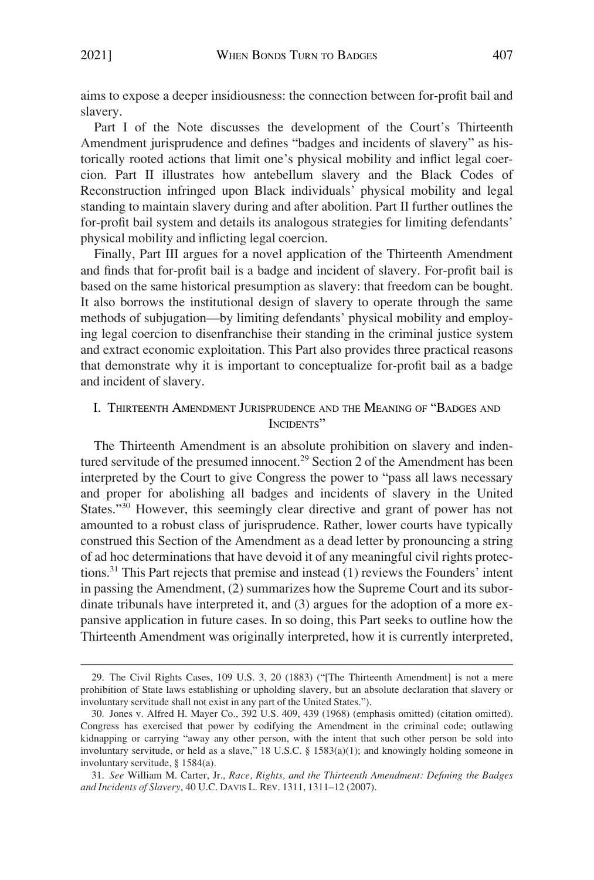aims to expose a deeper insidiousness: the connection between for-profit bail and slavery.

Part I of the Note discusses the development of the Court's Thirteenth Amendment jurisprudence and defines "badges and incidents of slavery" as historically rooted actions that limit one's physical mobility and inflict legal coercion. Part II illustrates how antebellum slavery and the Black Codes of Reconstruction infringed upon Black individuals' physical mobility and legal standing to maintain slavery during and after abolition. Part II further outlines the for-profit bail system and details its analogous strategies for limiting defendants' physical mobility and inflicting legal coercion.

Finally, Part III argues for a novel application of the Thirteenth Amendment and finds that for-profit bail is a badge and incident of slavery. For-profit bail is based on the same historical presumption as slavery: that freedom can be bought. It also borrows the institutional design of slavery to operate through the same methods of subjugation—by limiting defendants' physical mobility and employing legal coercion to disenfranchise their standing in the criminal justice system and extract economic exploitation. This Part also provides three practical reasons that demonstrate why it is important to conceptualize for-profit bail as a badge and incident of slavery.

## I. Thirteenth Amendment Jurisprudence and the Meaning of "Badges and Incidents"

The Thirteenth Amendment is an absolute prohibition on slavery and indentured servitude of the presumed innocent.[29] Section 2 of the Amendment has been interpreted by the Court to give Congress the power to "pass all laws necessary and proper for abolishing all badges and incidents of slavery in the United States."[30] However, this seemingly clear directive and grant of power has not amounted to a robust class of jurisprudence. Rather, lower courts have typically construed this Section of the Amendment as a dead letter by pronouncing a string of ad hoc determinations that have devoid it of any meaningful civil rights protections.[31] This Part rejects that premise and instead (1) reviews the Founders' intent in passing the Amendment, (2) summarizes how the Supreme Court and its subordinate tribunals have interpreted it, and (3) argues for the adoption of a more expansive application in future cases. In so doing, this Part seeks to outline how the Thirteenth Amendment was originally interpreted, how it is currently interpreted,

29. The Civil Rights Cases, 109 U.S. 3, 20 (1883) ("[The Thirteenth Amendment] is not a mere prohibition of State laws establishing or upholding slavery, but an absolute declaration that slavery or involuntary servitude shall not exist in any part of the United States.").

30. Jones v. Alfred H. Mayer Co., 392 U.S. 409, 439 (1968) (emphasis omitted) (citation omitted). Congress has exercised that power by codifying the Amendment in the criminal code; outlawing kidnapping or carrying "away any other person, with the intent that such other person be sold into involuntary servitude, or held as a slave," 18 U.S.C. § 1583(a)(1); and knowingly holding someone in involuntary servitude, § 1584(a).

31. *See* William M. Carter, Jr., *Race, Rights, and the Thirteenth Amendment: Defining the Badges and Incidents of Slavery*, 40 U.C. DAVIS L. REV. 1311, 1311–12 (2007).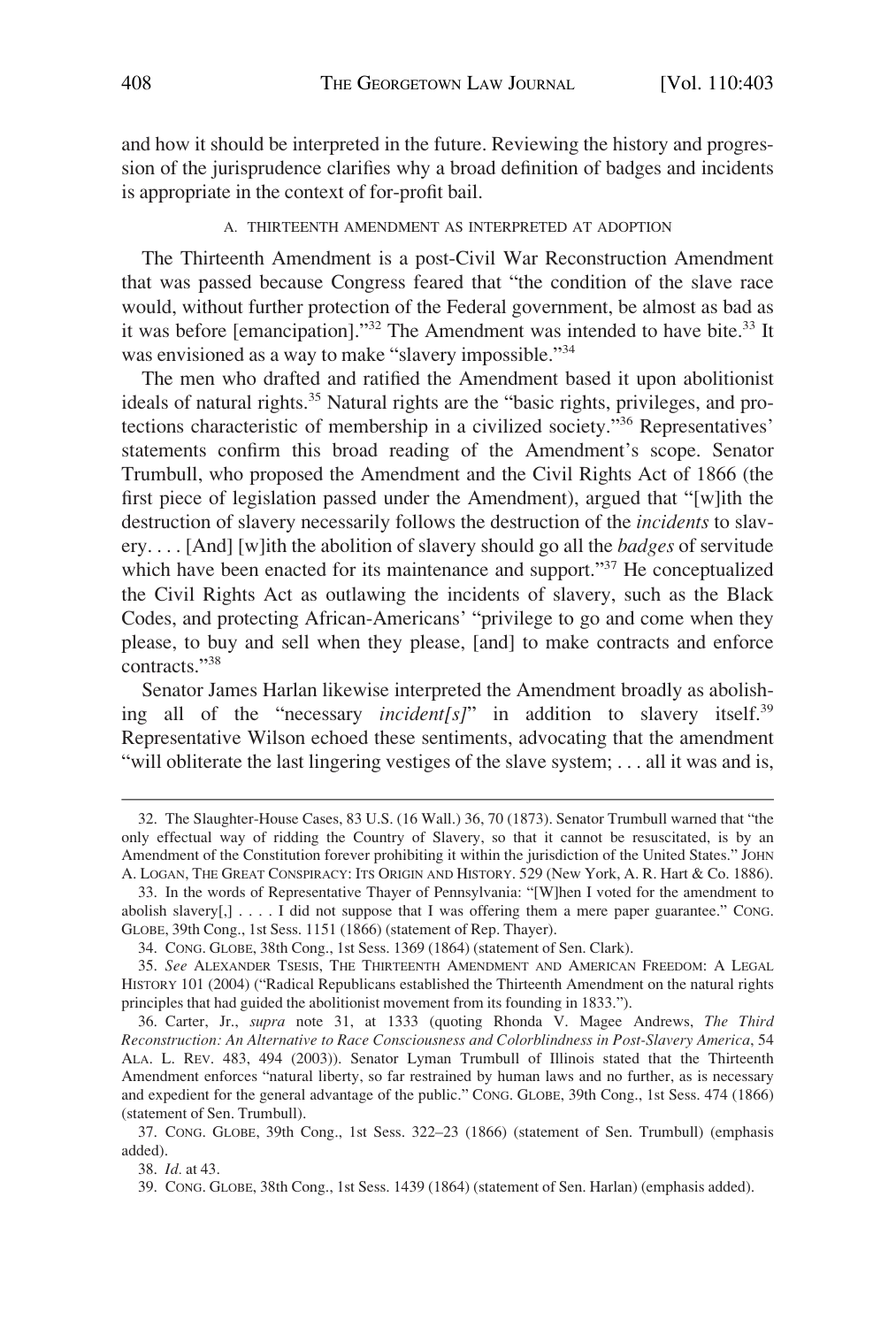and how it should be interpreted in the future. Reviewing the history and progression of the jurisprudence clarifies why a broad definition of badges and incidents is appropriate in the context of for-profit bail.

### A. THIRTEENTH AMENDMENT AS INTERPRETED AT ADOPTION

The Thirteenth Amendment is a post-Civil War Reconstruction Amendment that was passed because Congress feared that "the condition of the slave race would, without further protection of the Federal government, be almost as bad as it was before [emancipation]."[32] The Amendment was intended to have bite.[33] It was envisioned as a way to make "slavery impossible."[34]

The men who drafted and ratified the Amendment based it upon abolitionist ideals of natural rights.[35] Natural rights are the "basic rights, privileges, and protections characteristic of membership in a civilized society."[36] Representatives' statements confirm this broad reading of the Amendment's scope. Senator Trumbull, who proposed the Amendment and the Civil Rights Act of 1866 (the first piece of legislation passed under the Amendment), argued that "[w]ith the destruction of slavery necessarily follows the destruction of the *incidents* to slavery. . . . [And] [w]ith the abolition of slavery should go all the *badges* of servitude which have been enacted for its maintenance and support."[37] He conceptualized the Civil Rights Act as outlawing the incidents of slavery, such as the Black Codes, and protecting African-Americans' "privilege to go and come when they please, to buy and sell when they please, [and] to make contracts and enforce contracts."[38]

Senator James Harlan likewise interpreted the Amendment broadly as abolishing all of the "necessary *incident[s]*" in addition to slavery itself.[39] Representative Wilson echoed these sentiments, advocating that the amendment "will obliterate the last lingering vestiges of the slave system; . . . all it was and is,

---

32. The Slaughter-House Cases, 83 U.S. (16 Wall.) 36, 70 (1873). Senator Trumbull warned that "the only effectual way of ridding the Country of Slavery, so that it cannot be resuscitated, is by an Amendment of the Constitution forever prohibiting it within the jurisdiction of the United States." JOHN A. LOGAN, THE GREAT CONSPIRACY: ITS ORIGIN AND HISTORY. 529 (New York, A. R. Hart & Co. 1886).

33. In the words of Representative Thayer of Pennsylvania: "[W]hen I voted for the amendment to abolish slavery[,] . . . . I did not suppose that I was offering them a mere paper guarantee." CONG. GLOBE, 39th Cong., 1st Sess. 1151 (1866) (statement of Rep. Thayer).

34. CONG. GLOBE, 38th Cong., 1st Sess. 1369 (1864) (statement of Sen. Clark).

35. *See* ALEXANDER TSESIS, THE THIRTEENTH AMENDMENT AND AMERICAN FREEDOM: A LEGAL HISTORY 101 (2004) ("Radical Republicans established the Thirteenth Amendment on the natural rights principles that had guided the abolitionist movement from its founding in 1833.").

36. Carter, Jr., *supra* note 31, at 1333 (quoting Rhonda V. Magee Andrews, *The Third Reconstruction: An Alternative to Race Consciousness and Colorblindness in Post-Slavery America*, 54 ALA. L. REV. 483, 494 (2003)). Senator Lyman Trumbull of Illinois stated that the Thirteenth Amendment enforces "natural liberty, so far restrained by human laws and no further, as is necessary and expedient for the general advantage of the public." CONG. GLOBE, 39th Cong., 1st Sess. 474 (1866) (statement of Sen. Trumbull).

37. CONG. GLOBE, 39th Cong., 1st Sess. 322–23 (1866) (statement of Sen. Trumbull) (emphasis added).

38. *Id.* at 43.

39. CONG. GLOBE, 38th Cong., 1st Sess. 1439 (1864) (statement of Sen. Harlan) (emphasis added).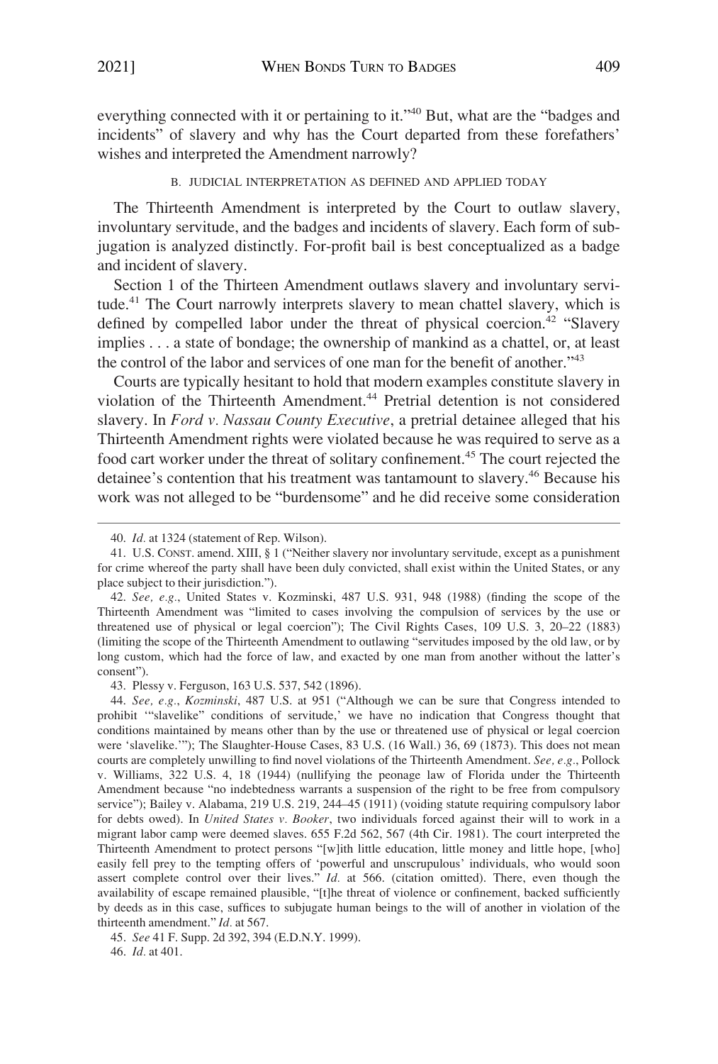everything connected with it or pertaining to it."[40] But, what are the "badges and incidents" of slavery and why has the Court departed from these forefathers' wishes and interpreted the Amendment narrowly?

### B. JUDICIAL INTERPRETATION AS DEFINED AND APPLIED TODAY

The Thirteenth Amendment is interpreted by the Court to outlaw slavery, involuntary servitude, and the badges and incidents of slavery. Each form of subjugation is analyzed distinctly. For-profit bail is best conceptualized as a badge and incident of slavery.

Section 1 of the Thirteen Amendment outlaws slavery and involuntary servitude.[41] The Court narrowly interprets slavery to mean chattel slavery, which is defined by compelled labor under the threat of physical coercion.[42] "Slavery implies . . . a state of bondage; the ownership of mankind as a chattel, or, at least the control of the labor and services of one man for the benefit of another."[43]

Courts are typically hesitant to hold that modern examples constitute slavery in violation of the Thirteenth Amendment.[44] Pretrial detention is not considered slavery. In *Ford v. Nassau County Executive*, a pretrial detainee alleged that his Thirteenth Amendment rights were violated because he was required to serve as a food cart worker under the threat of solitary confinement.[45] The court rejected the detainee's contention that his treatment was tantamount to slavery.[46] Because his work was not alleged to be "burdensome" and he did receive some consideration

---

40. *Id.* at 1324 (statement of Rep. Wilson).

41. U.S. CONST. amend. XIII, § 1 ("Neither slavery nor involuntary servitude, except as a punishment for crime whereof the party shall have been duly convicted, shall exist within the United States, or any place subject to their jurisdiction.").

42. *See, e.g.*, United States v. Kozminski, 487 U.S. 931, 948 (1988) (finding the scope of the Thirteenth Amendment was "limited to cases involving the compulsion of services by the use or threatened use of physical or legal coercion"); The Civil Rights Cases, 109 U.S. 3, 20–22 (1883) (limiting the scope of the Thirteenth Amendment to outlawing "servitudes imposed by the old law, or by long custom, which had the force of law, and exacted by one man from another without the latter's consent").

43. Plessy v. Ferguson, 163 U.S. 537, 542 (1896).

44. *See, e.g.*, *Kozminski*, 487 U.S. at 951 ("Although we can be sure that Congress intended to prohibit '"slavelike" conditions of servitude,' we have no indication that Congress thought that conditions maintained by means other than by the use or threatened use of physical or legal coercion were 'slavelike.'"); The Slaughter-House Cases, 83 U.S. (16 Wall.) 36, 69 (1873). This does not mean courts are completely unwilling to find novel violations of the Thirteenth Amendment. *See, e.g.*, Pollock v. Williams, 322 U.S. 4, 18 (1944) (nullifying the peonage law of Florida under the Thirteenth Amendment because "no indebtedness warrants a suspension of the right to be free from compulsory service"); Bailey v. Alabama, 219 U.S. 219, 244–45 (1911) (voiding statute requiring compulsory labor for debts owed). In *United States v. Booker*, two individuals forced against their will to work in a migrant labor camp were deemed slaves. 655 F.2d 562, 567 (4th Cir. 1981). The court interpreted the Thirteenth Amendment to protect persons "[w]ith little education, little money and little hope, [who] easily fell prey to the tempting offers of 'powerful and unscrupulous' individuals, who would soon assert complete control over their lives." *Id.* at 566. (citation omitted). There, even though the availability of escape remained plausible, "[t]he threat of violence or confinement, backed sufficiently by deeds as in this case, suffices to subjugate human beings to the will of another in violation of the thirteenth amendment." *Id.* at 567.

45. *See* 41 F. Supp. 2d 392, 394 (E.D.N.Y. 1999).

46. *Id.* at 401.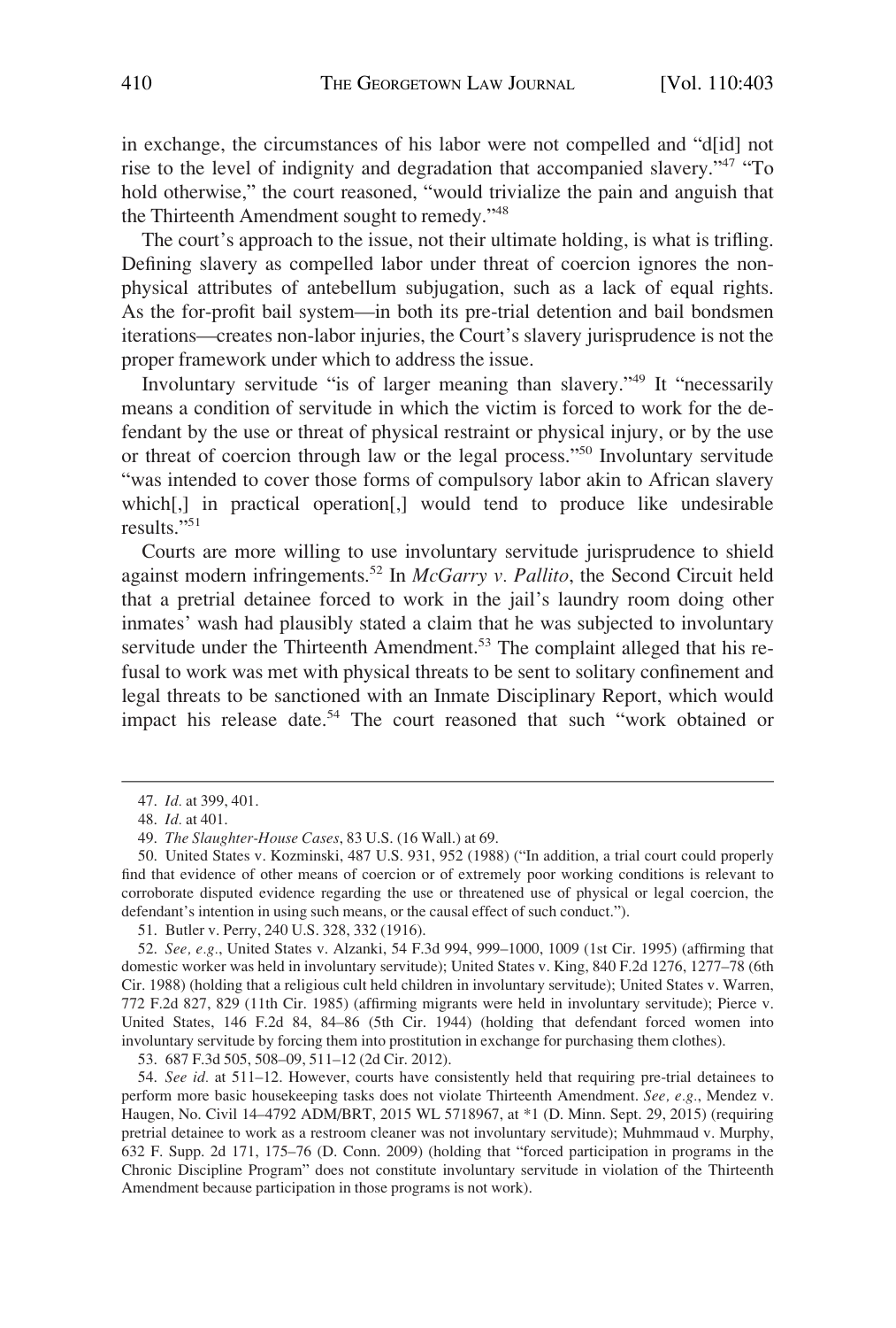in exchange, the circumstances of his labor were not compelled and "d[id] not rise to the level of indignity and degradation that accompanied slavery."[47] "To hold otherwise," the court reasoned, "would trivialize the pain and anguish that the Thirteenth Amendment sought to remedy."[48]

The court's approach to the issue, not their ultimate holding, is what is trifling. Defining slavery as compelled labor under threat of coercion ignores the non-physical attributes of antebellum subjugation, such as a lack of equal rights. As the for-profit bail system—in both its pre-trial detention and bail bondsmen iterations—creates non-labor injuries, the Court's slavery jurisprudence is not the proper framework under which to address the issue.

Involuntary servitude "is of larger meaning than slavery."[49] It "necessarily means a condition of servitude in which the victim is forced to work for the defendant by the use or threat of physical restraint or physical injury, or by the use or threat of coercion through law or the legal process."[50] Involuntary servitude "was intended to cover those forms of compulsory labor akin to African slavery which[,] in practical operation[,] would tend to produce like undesirable results."[51]

Courts are more willing to use involuntary servitude jurisprudence to shield against modern infringements.[52] In *McGarry v. Pallito*, the Second Circuit held that a pretrial detainee forced to work in the jail's laundry room doing other inmates' wash had plausibly stated a claim that he was subjected to involuntary servitude under the Thirteenth Amendment.[53] The complaint alleged that his refusal to work was met with physical threats to be sent to solitary confinement and legal threats to be sanctioned with an Inmate Disciplinary Report, which would impact his release date.[54] The court reasoned that such "work obtained or

---

47. *Id.* at 399, 401.

48. *Id.* at 401.

49. *The Slaughter-House Cases*, 83 U.S. (16 Wall.) at 69.

50. United States v. Kozminski, 487 U.S. 931, 952 (1988) ("In addition, a trial court could properly find that evidence of other means of coercion or of extremely poor working conditions is relevant to corroborate disputed evidence regarding the use or threatened use of physical or legal coercion, the defendant's intention in using such means, or the causal effect of such conduct.").

51. Butler v. Perry, 240 U.S. 328, 332 (1916).

52. *See, e.g.*, United States v. Alzanki, 54 F.3d 994, 999–1000, 1009 (1st Cir. 1995) (affirming that domestic worker was held in involuntary servitude); United States v. King, 840 F.2d 1276, 1277–78 (6th Cir. 1988) (holding that a religious cult held children in involuntary servitude); United States v. Warren, 772 F.2d 827, 829 (11th Cir. 1985) (affirming migrants were held in involuntary servitude); Pierce v. United States, 146 F.2d 84, 84–86 (5th Cir. 1944) (holding that defendant forced women into involuntary servitude by forcing them into prostitution in exchange for purchasing them clothes).

53. 687 F.3d 505, 508–09, 511–12 (2d Cir. 2012).

54. *See id.* at 511–12. However, courts have consistently held that requiring pre-trial detainees to perform more basic housekeeping tasks does not violate Thirteenth Amendment. *See, e.g.*, Mendez v. Haugen, No. Civil 14–4792 ADM/BRT, 2015 WL 5718967, at *1 (D. Minn. Sept. 29, 2015) (requiring pretrial detainee to work as a restroom cleaner was not involuntary servitude); Muhmmaud v. Murphy, 632 F. Supp. 2d 171, 175–76 (D. Conn. 2009) (holding that "forced participation in programs in the Chronic Discipline Program" does not constitute involuntary servitude in violation of the Thirteenth Amendment because participation in those programs is not work).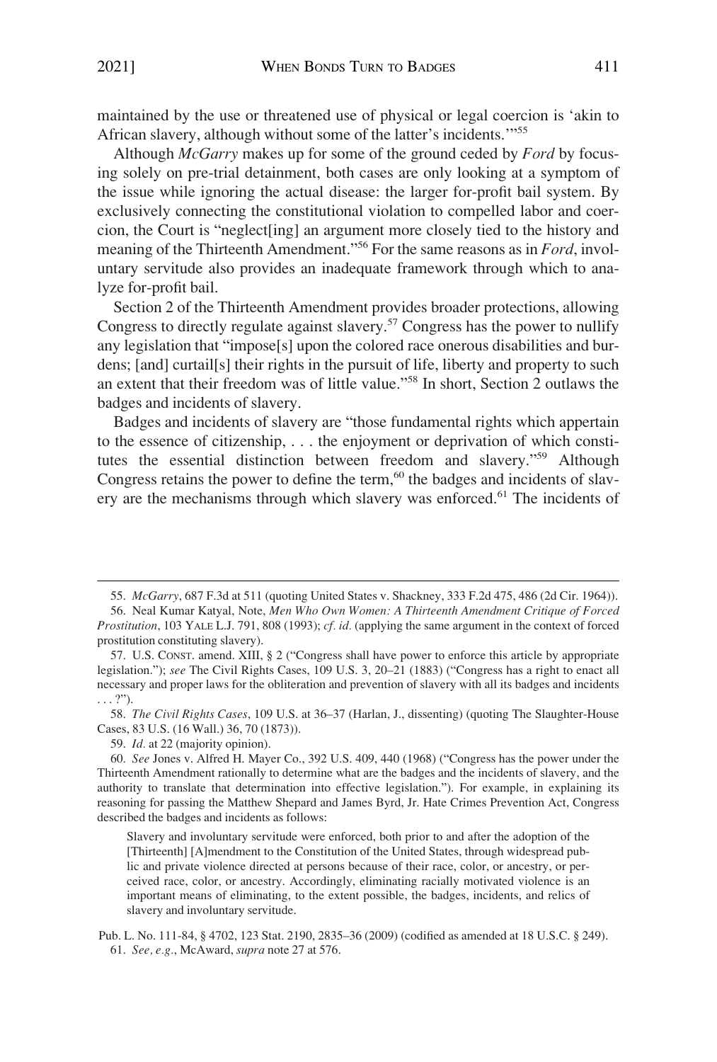maintained by the use or threatened use of physical or legal coercion is 'akin to African slavery, although without some of the latter's incidents.'"[55]

Although *McGarry* makes up for some of the ground ceded by *Ford* by focusing solely on pre-trial detainment, both cases are only looking at a symptom of the issue while ignoring the actual disease: the larger for-profit bail system. By exclusively connecting the constitutional violation to compelled labor and coercion, the Court is "neglect[ing] an argument more closely tied to the history and meaning of the Thirteenth Amendment."[56] For the same reasons as in *Ford*, involuntary servitude also provides an inadequate framework through which to analyze for-profit bail.

Section 2 of the Thirteenth Amendment provides broader protections, allowing Congress to directly regulate against slavery.[57] Congress has the power to nullify any legislation that "impose[s] upon the colored race onerous disabilities and burdens; [and] curtail[s] their rights in the pursuit of life, liberty and property to such an extent that their freedom was of little value."[58] In short, Section 2 outlaws the badges and incidents of slavery.

Badges and incidents of slavery are "those fundamental rights which appertain to the essence of citizenship, . . . the enjoyment or deprivation of which constitutes the essential distinction between freedom and slavery."[59] Although Congress retains the power to define the term,[60] the badges and incidents of slavery are the mechanisms through which slavery was enforced.[61] The incidents of

---

55. *McGarry*, 687 F.3d at 511 (quoting United States v. Shackney, 333 F.2d 475, 486 (2d Cir. 1964)).

56. Neal Kumar Katyal, Note, *Men Who Own Women: A Thirteenth Amendment Critique of Forced Prostitution*, 103 YALE L.J. 791, 808 (1993); *cf. id.* (applying the same argument in the context of forced prostitution constituting slavery).

57. U.S. CONST. amend. XIII, § 2 ("Congress shall have power to enforce this article by appropriate legislation."); *see* The Civil Rights Cases, 109 U.S. 3, 20–21 (1883) ("Congress has a right to enact all necessary and proper laws for the obliteration and prevention of slavery with all its badges and incidents . . . ?").

58. *The Civil Rights Cases*, 109 U.S. at 36–37 (Harlan, J., dissenting) (quoting The Slaughter-House Cases, 83 U.S. (16 Wall.) 36, 70 (1873)).

59. *Id.* at 22 (majority opinion).

60. *See* Jones v. Alfred H. Mayer Co., 392 U.S. 409, 440 (1968) ("Congress has the power under the Thirteenth Amendment rationally to determine what are the badges and the incidents of slavery, and the authority to translate that determination into effective legislation."). For example, in explaining its reasoning for passing the Matthew Shepard and James Byrd, Jr. Hate Crimes Prevention Act, Congress described the badges and incidents as follows:

> Slavery and involuntary servitude were enforced, both prior to and after the adoption of the [Thirteenth] [A]mendment to the Constitution of the United States, through widespread public and private violence directed at persons because of their race, color, or ancestry, or perceived race, color, or ancestry. Accordingly, eliminating racially motivated violence is an important means of eliminating, to the extent possible, the badges, incidents, and relics of slavery and involuntary servitude.

Pub. L. No. 111-84, § 4702, 123 Stat. 2190, 2835–36 (2009) (codified as amended at 18 U.S.C. § 249).

61. *See, e.g.*, McAward, *supra* note 27 at 576.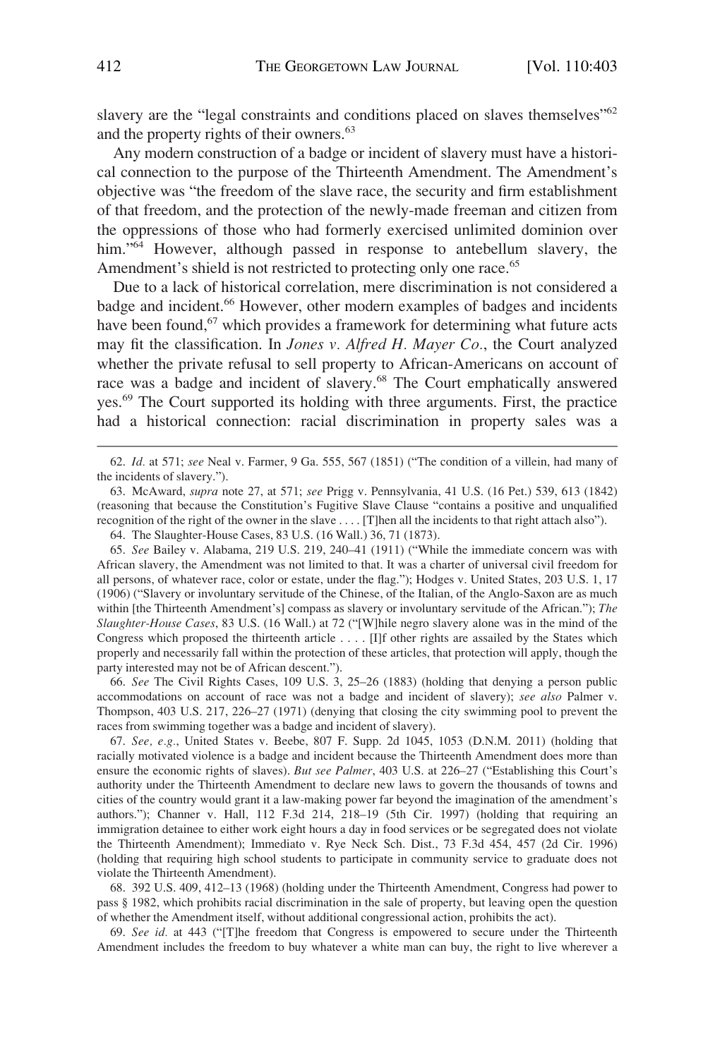slavery are the "legal constraints and conditions placed on slaves themselves"[62] and the property rights of their owners.[63]

Any modern construction of a badge or incident of slavery must have a historical connection to the purpose of the Thirteenth Amendment. The Amendment's objective was "the freedom of the slave race, the security and firm establishment of that freedom, and the protection of the newly-made freeman and citizen from the oppressions of those who had formerly exercised unlimited dominion over him."[64] However, although passed in response to antebellum slavery, the Amendment's shield is not restricted to protecting only one race.[65]

Due to a lack of historical correlation, mere discrimination is not considered a badge and incident.[66] However, other modern examples of badges and incidents have been found,[67] which provides a framework for determining what future acts may fit the classification. In *Jones v. Alfred H. Mayer Co.*, the Court analyzed whether the private refusal to sell property to African-Americans on account of race was a badge and incident of slavery.[68] The Court emphatically answered yes.[69] The Court supported its holding with three arguments. First, the practice had a historical connection: racial discrimination in property sales was a

---

62. *Id.* at 571; *see* Neal v. Farmer, 9 Ga. 555, 567 (1851) ("The condition of a villein, had many of the incidents of slavery.").

63. McAward, *supra* note 27, at 571; *see* Prigg v. Pennsylvania, 41 U.S. (16 Pet.) 539, 613 (1842) (reasoning that because the Constitution's Fugitive Slave Clause "contains a positive and unqualified recognition of the right of the owner in the slave . . . . [T]hen all the incidents to that right attach also").

64. The Slaughter-House Cases, 83 U.S. (16 Wall.) 36, 71 (1873).

65. *See* Bailey v. Alabama, 219 U.S. 219, 240–41 (1911) ("While the immediate concern was with African slavery, the Amendment was not limited to that. It was a charter of universal civil freedom for all persons, of whatever race, color or estate, under the flag."); Hodges v. United States, 203 U.S. 1, 17 (1906) ("Slavery or involuntary servitude of the Chinese, of the Italian, of the Anglo-Saxon are as much within [the Thirteenth Amendment's] compass as slavery or involuntary servitude of the African."); *The Slaughter-House Cases*, 83 U.S. (16 Wall.) at 72 ("[W]hile negro slavery alone was in the mind of the Congress which proposed the thirteenth article . . . . [I]f other rights are assailed by the States which properly and necessarily fall within the protection of these articles, that protection will apply, though the party interested may not be of African descent.").

66. *See* The Civil Rights Cases, 109 U.S. 3, 25–26 (1883) (holding that denying a person public accommodations on account of race was not a badge and incident of slavery); *see also* Palmer v. Thompson, 403 U.S. 217, 226–27 (1971) (denying that closing the city swimming pool to prevent the races from swimming together was a badge and incident of slavery).

67. *See, e.g.*, United States v. Beebe, 807 F. Supp. 2d 1045, 1053 (D.N.M. 2011) (holding that racially motivated violence is a badge and incident because the Thirteenth Amendment does more than ensure the economic rights of slaves). *But see Palmer*, 403 U.S. at 226–27 ("Establishing this Court's authority under the Thirteenth Amendment to declare new laws to govern the thousands of towns and cities of the country would grant it a law-making power far beyond the imagination of the amendment's authors."); Channer v. Hall, 112 F.3d 214, 218–19 (5th Cir. 1997) (holding that requiring an immigration detainee to either work eight hours a day in food services or be segregated does not violate the Thirteenth Amendment); Immediato v. Rye Neck Sch. Dist., 73 F.3d 454, 457 (2d Cir. 1996) (holding that requiring high school students to participate in community service to graduate does not violate the Thirteenth Amendment).

68. 392 U.S. 409, 412–13 (1968) (holding under the Thirteenth Amendment, Congress had power to pass § 1982, which prohibits racial discrimination in the sale of property, but leaving open the question of whether the Amendment itself, without additional congressional action, prohibits the act).

69. *See id.* at 443 ("[T]he freedom that Congress is empowered to secure under the Thirteenth Amendment includes the freedom to buy whatever a white man can buy, the right to live wherever a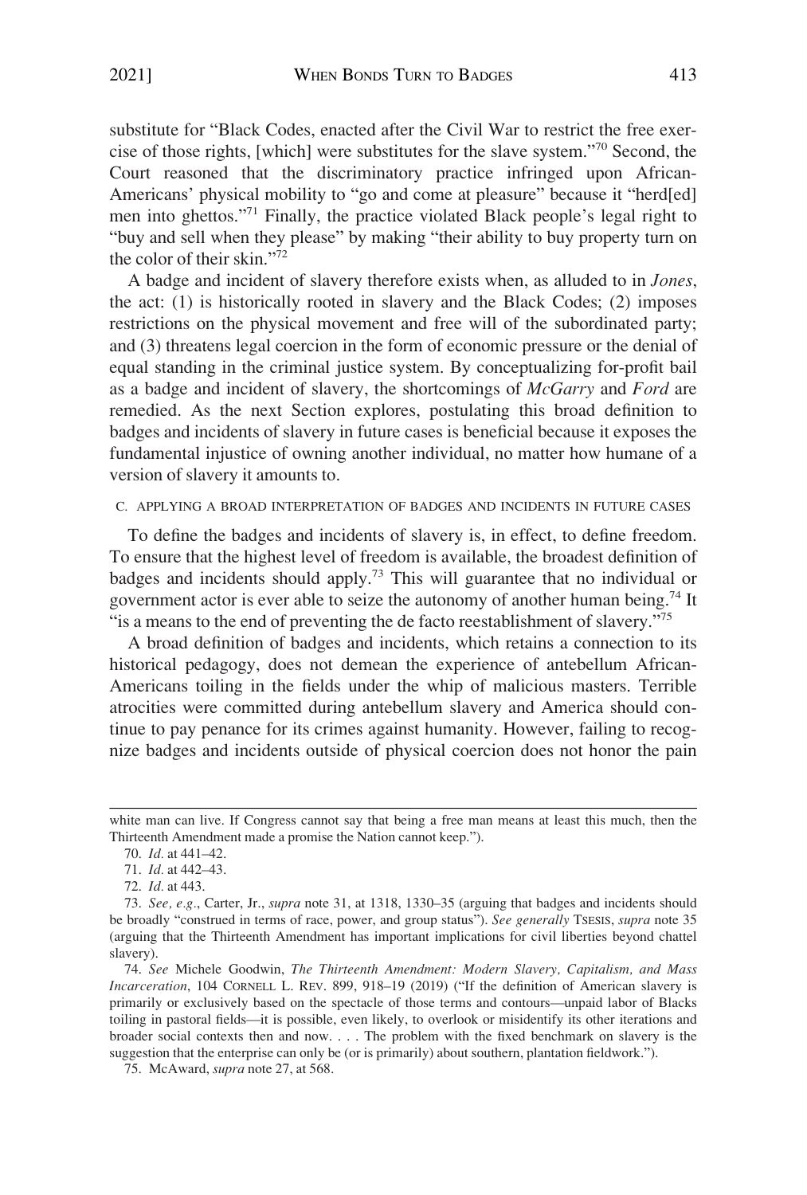substitute for "Black Codes, enacted after the Civil War to restrict the free exercise of those rights, [which] were substitutes for the slave system."[70] Second, the Court reasoned that the discriminatory practice infringed upon African-Americans' physical mobility to "go and come at pleasure" because it "herd[ed] men into ghettos."[71] Finally, the practice violated Black people's legal right to "buy and sell when they please" by making "their ability to buy property turn on the color of their skin."[72]

A badge and incident of slavery therefore exists when, as alluded to in *Jones*, the act: (1) is historically rooted in slavery and the Black Codes; (2) imposes restrictions on the physical movement and free will of the subordinated party; and (3) threatens legal coercion in the form of economic pressure or the denial of equal standing in the criminal justice system. By conceptualizing for-profit bail as a badge and incident of slavery, the shortcomings of *McGarry* and *Ford* are remedied. As the next Section explores, postulating this broad definition to badges and incidents of slavery in future cases is beneficial because it exposes the fundamental injustice of owning another individual, no matter how humane of a version of slavery it amounts to.

### C. Applying a Broad Interpretation of Badges and Incidents in Future Cases

To define the badges and incidents of slavery is, in effect, to define freedom. To ensure that the highest level of freedom is available, the broadest definition of badges and incidents should apply.[73] This will guarantee that no individual or government actor is ever able to seize the autonomy of another human being.[74] It "is a means to the end of preventing the de facto reestablishment of slavery."[75]

A broad definition of badges and incidents, which retains a connection to its historical pedagogy, does not demean the experience of antebellum African-Americans toiling in the fields under the whip of malicious masters. Terrible atrocities were committed during antebellum slavery and America should continue to pay penance for its crimes against humanity. However, failing to recognize badges and incidents outside of physical coercion does not honor the pain

---

white man can live. If Congress cannot say that being a free man means at least this much, then the Thirteenth Amendment made a promise the Nation cannot keep.").

70. *Id.* at 441–42.

71. *Id.* at 442–43.

72. *Id.* at 443.

73. *See, e.g.*, Carter, Jr., *supra* note 31, at 1318, 1330–35 (arguing that badges and incidents should be broadly "construed in terms of race, power, and group status"). *See generally* TSESIS, *supra* note 35 (arguing that the Thirteenth Amendment has important implications for civil liberties beyond chattel slavery).

74. *See* Michele Goodwin, *The Thirteenth Amendment: Modern Slavery, Capitalism, and Mass Incarceration*, 104 CORNELL L. REV. 899, 918–19 (2019) ("If the definition of American slavery is primarily or exclusively based on the spectacle of those terms and contours—unpaid labor of Blacks toiling in pastoral fields—it is possible, even likely, to overlook or misidentify its other iterations and broader social contexts then and now. . . . The problem with the fixed benchmark on slavery is the suggestion that the enterprise can only be (or is primarily) about southern, plantation fieldwork.").

75. McAward, *supra* note 27, at 568.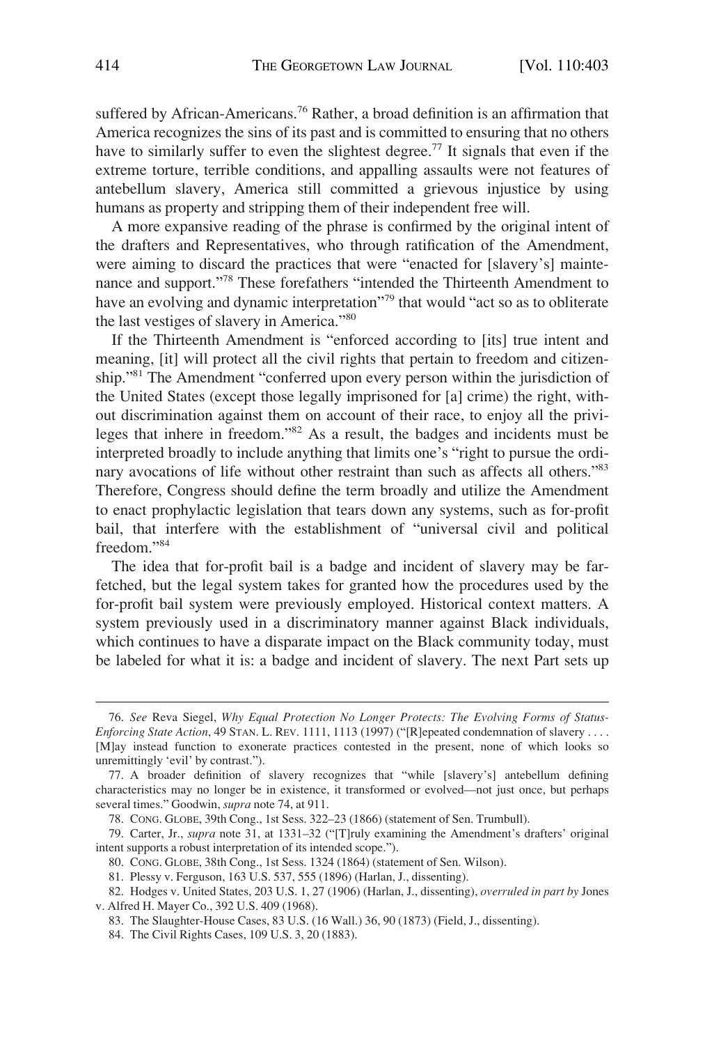suffered by African-Americans.[76] Rather, a broad definition is an affirmation that America recognizes the sins of its past and is committed to ensuring that no others have to similarly suffer to even the slightest degree.[77] It signals that even if the extreme torture, terrible conditions, and appalling assaults were not features of antebellum slavery, America still committed a grievous injustice by using humans as property and stripping them of their independent free will.

A more expansive reading of the phrase is confirmed by the original intent of the drafters and Representatives, who through ratification of the Amendment, were aiming to discard the practices that were "enacted for [slavery's] maintenance and support."[78] These forefathers "intended the Thirteenth Amendment to have an evolving and dynamic interpretation"[79] that would "act so as to obliterate the last vestiges of slavery in America."[80]

If the Thirteenth Amendment is "enforced according to [its] true intent and meaning, [it] will protect all the civil rights that pertain to freedom and citizenship."[81] The Amendment "conferred upon every person within the jurisdiction of the United States (except those legally imprisoned for [a] crime) the right, without discrimination against them on account of their race, to enjoy all the privileges that inhere in freedom."[82] As a result, the badges and incidents must be interpreted broadly to include anything that limits one's "right to pursue the ordinary avocations of life without other restraint than such as affects all others."[83] Therefore, Congress should define the term broadly and utilize the Amendment to enact prophylactic legislation that tears down any systems, such as for-profit bail, that interfere with the establishment of "universal civil and political freedom."[84]

The idea that for-profit bail is a badge and incident of slavery may be far-fetched, but the legal system takes for granted how the procedures used by the for-profit bail system were previously employed. Historical context matters. A system previously used in a discriminatory manner against Black individuals, which continues to have a disparate impact on the Black community today, must be labeled for what it is: a badge and incident of slavery. The next Part sets up

---

76. *See* Reva Siegel, *Why Equal Protection No Longer Protects: The Evolving Forms of Status-Enforcing State Action*, 49 STAN. L. REV. 1111, 1113 (1997) ("[R]epeated condemnation of slavery . . . . [M]ay instead function to exonerate practices contested in the present, none of which looks so unremittingly 'evil' by contrast.").

77. A broader definition of slavery recognizes that "while [slavery's] antebellum defining characteristics may no longer be in existence, it transformed or evolved—not just once, but perhaps several times." Goodwin, *supra* note 74, at 911.

78. CONG. GLOBE, 39th Cong., 1st Sess. 322–23 (1866) (statement of Sen. Trumbull).

79. Carter, Jr., *supra* note 31, at 1331–32 ("[T]ruly examining the Amendment's drafters' original intent supports a robust interpretation of its intended scope.").

80. CONG. GLOBE, 38th Cong., 1st Sess. 1324 (1864) (statement of Sen. Wilson).

81. Plessy v. Ferguson, 163 U.S. 537, 555 (1896) (Harlan, J., dissenting).

82. Hodges v. United States, 203 U.S. 1, 27 (1906) (Harlan, J., dissenting), *overruled in part by* Jones v. Alfred H. Mayer Co., 392 U.S. 409 (1968).

83. The Slaughter-House Cases, 83 U.S. (16 Wall.) 36, 90 (1873) (Field, J., dissenting).

84. The Civil Rights Cases, 109 U.S. 3, 20 (1883).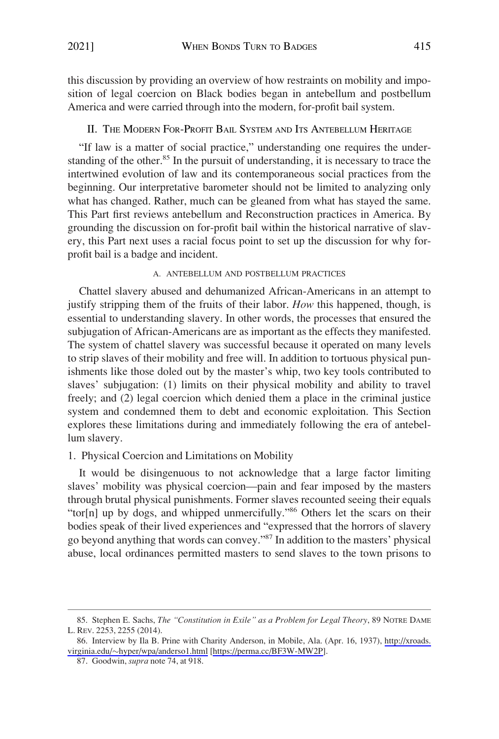this discussion by providing an overview of how restraints on mobility and imposition of legal coercion on Black bodies began in antebellum and postbellum America and were carried through into the modern, for-profit bail system.

## II. The Modern For-Profit Bail System and Its Antebellum Heritage

"If law is a matter of social practice," understanding one requires the understanding of the other.[85] In the pursuit of understanding, it is necessary to trace the intertwined evolution of law and its contemporaneous social practices from the beginning. Our interpretative barometer should not be limited to analyzing only what has changed. Rather, much can be gleaned from what has stayed the same. This Part first reviews antebellum and Reconstruction practices in America. By grounding the discussion on for-profit bail within the historical narrative of slavery, this Part next uses a racial focus point to set up the discussion for why for-profit bail is a badge and incident.

### A. Antebellum and Postbellum Practices

Chattel slavery abused and dehumanized African-Americans in an attempt to justify stripping them of the fruits of their labor. *How* this happened, though, is essential to understanding slavery. In other words, the processes that ensured the subjugation of African-Americans are as important as the effects they manifested. The system of chattel slavery was successful because it operated on many levels to strip slaves of their mobility and free will. In addition to tortuous physical punishments like those doled out by the master's whip, two key tools contributed to slaves' subjugation: (1) limits on their physical mobility and ability to travel freely; and (2) legal coercion which denied them a place in the criminal justice system and condemned them to debt and economic exploitation. This Section explores these limitations during and immediately following the era of antebellum slavery.

#### 1. Physical Coercion and Limitations on Mobility

It would be disingenuous to not acknowledge that a large factor limiting slaves' mobility was physical coercion—pain and fear imposed by the masters through brutal physical punishments. Former slaves recounted seeing their equals "tor[n] up by dogs, and whipped unmercifully."[86] Others let the scars on their bodies speak of their lived experiences and "expressed that the horrors of slavery go beyond anything that words can convey."[87] In addition to the masters' physical abuse, local ordinances permitted masters to send slaves to the town prisons to

---

85. Stephen E. Sachs, *The "Constitution in Exile" as a Problem for Legal Theory*, 89 Notre Dame L. Rev. 2253, 2255 (2014).

86. Interview by Ila B. Prine with Charity Anderson, in Mobile, Ala. (Apr. 16, 1937), http://xroads.virginia.edu/~hyper/wpa/anderso1.html [https://perma.cc/BF3W-MW2P].

87. Goodwin, *supra* note 74, at 918.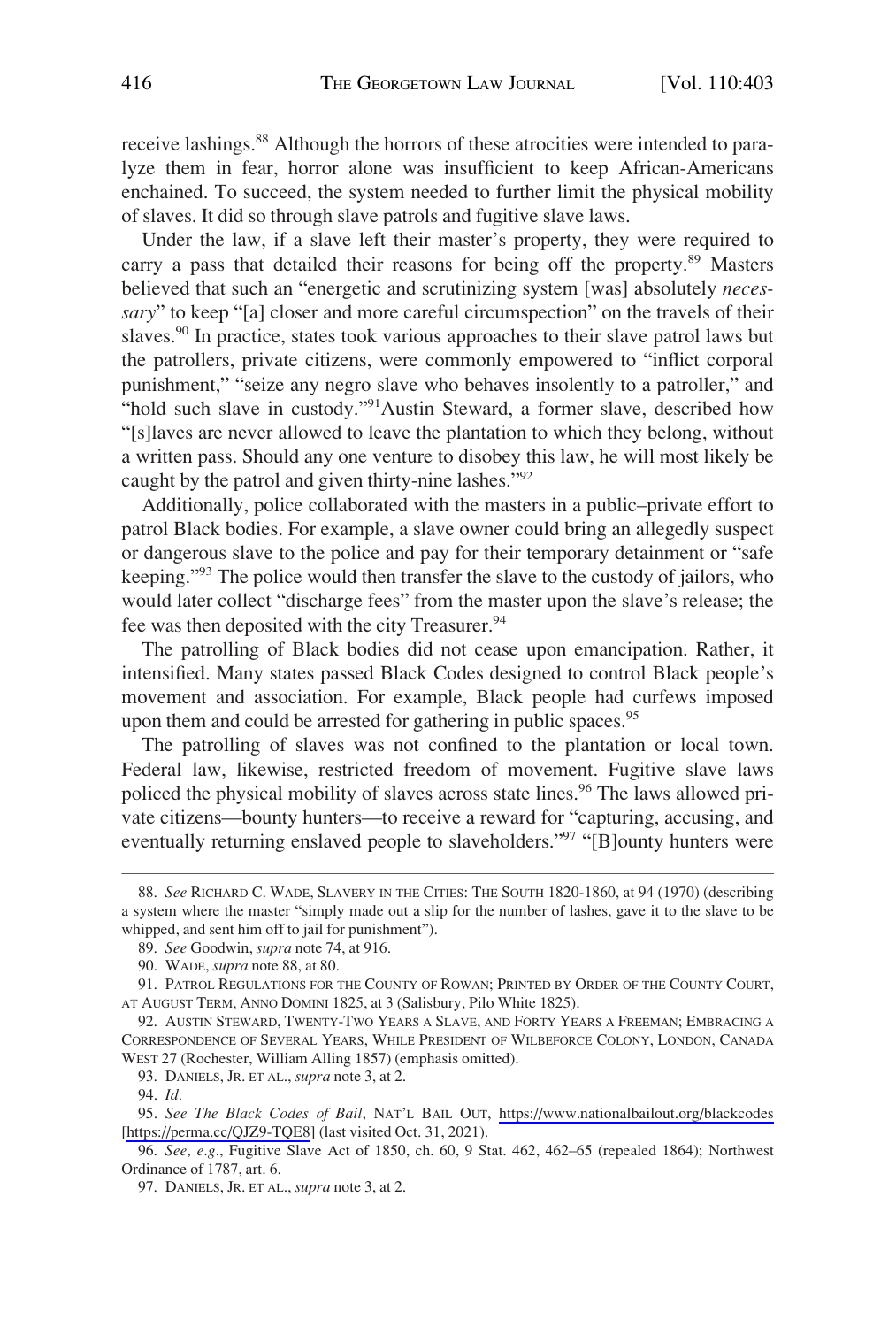receive lashings.[88] Although the horrors of these atrocities were intended to paralyze them in fear, horror alone was insufficient to keep African-Americans enchained. To succeed, the system needed to further limit the physical mobility of slaves. It did so through slave patrols and fugitive slave laws.

Under the law, if a slave left their master's property, they were required to carry a pass that detailed their reasons for being off the property.[89] Masters believed that such an "energetic and scrutinizing system [was] absolutely *necessary*" to keep "[a] closer and more careful circumspection" on the travels of their slaves.[90] In practice, states took various approaches to their slave patrol laws but the patrollers, private citizens, were commonly empowered to "inflict corporal punishment," "seize any negro slave who behaves insolently to a patroller," and "hold such slave in custody."[91] Austin Steward, a former slave, described how "[s]laves are never allowed to leave the plantation to which they belong, without a written pass. Should any one venture to disobey this law, he will most likely be caught by the patrol and given thirty-nine lashes."[92]

Additionally, police collaborated with the masters in a public–private effort to patrol Black bodies. For example, a slave owner could bring an allegedly suspect or dangerous slave to the police and pay for their temporary detainment or "safe keeping."[93] The police would then transfer the slave to the custody of jailors, who would later collect "discharge fees" from the master upon the slave's release; the fee was then deposited with the city Treasurer.[94]

The patrolling of Black bodies did not cease upon emancipation. Rather, it intensified. Many states passed Black Codes designed to control Black people's movement and association. For example, Black people had curfews imposed upon them and could be arrested for gathering in public spaces.[95]

The patrolling of slaves was not confined to the plantation or local town. Federal law, likewise, restricted freedom of movement. Fugitive slave laws policed the physical mobility of slaves across state lines.[96] The laws allowed private citizens—bounty hunters—to receive a reward for "capturing, accusing, and eventually returning enslaved people to slaveholders."[97] "[B]ounty hunters were

---

88. *See* RICHARD C. WADE, SLAVERY IN THE CITIES: THE SOUTH 1820-1860, at 94 (1970) (describing a system where the master "simply made out a slip for the number of lashes, gave it to the slave to be whipped, and sent him off to jail for punishment").

89. *See* Goodwin, *supra* note 74, at 916.

90. WADE, *supra* note 88, at 80.

91. PATROL REGULATIONS FOR THE COUNTY OF ROWAN; PRINTED BY ORDER OF THE COUNTY COURT, AT AUGUST TERM, ANNO DOMINI 1825, at 3 (Salisbury, Pilo White 1825).

92. AUSTIN STEWARD, TWENTY-TWO YEARS A SLAVE, AND FORTY YEARS A FREEMAN; EMBRACING A CORRESPONDENCE OF SEVERAL YEARS, WHILE PRESIDENT OF WILBEFORCE COLONY, LONDON, CANADA WEST 27 (Rochester, William Alling 1857) (emphasis omitted).

93. DANIELS, JR. ET AL., *supra* note 3, at 2.

94. *Id.*

95. *See The Black Codes of Bail*, NAT'L BAIL OUT, https://www.nationalbailout.org/blackcodes [https://perma.cc/QJZ9-TQE8] (last visited Oct. 31, 2021).

96. *See, e.g.*, Fugitive Slave Act of 1850, ch. 60, 9 Stat. 462, 462–65 (repealed 1864); Northwest Ordinance of 1787, art. 6.

97. DANIELS, JR. ET AL., *supra* note 3, at 2.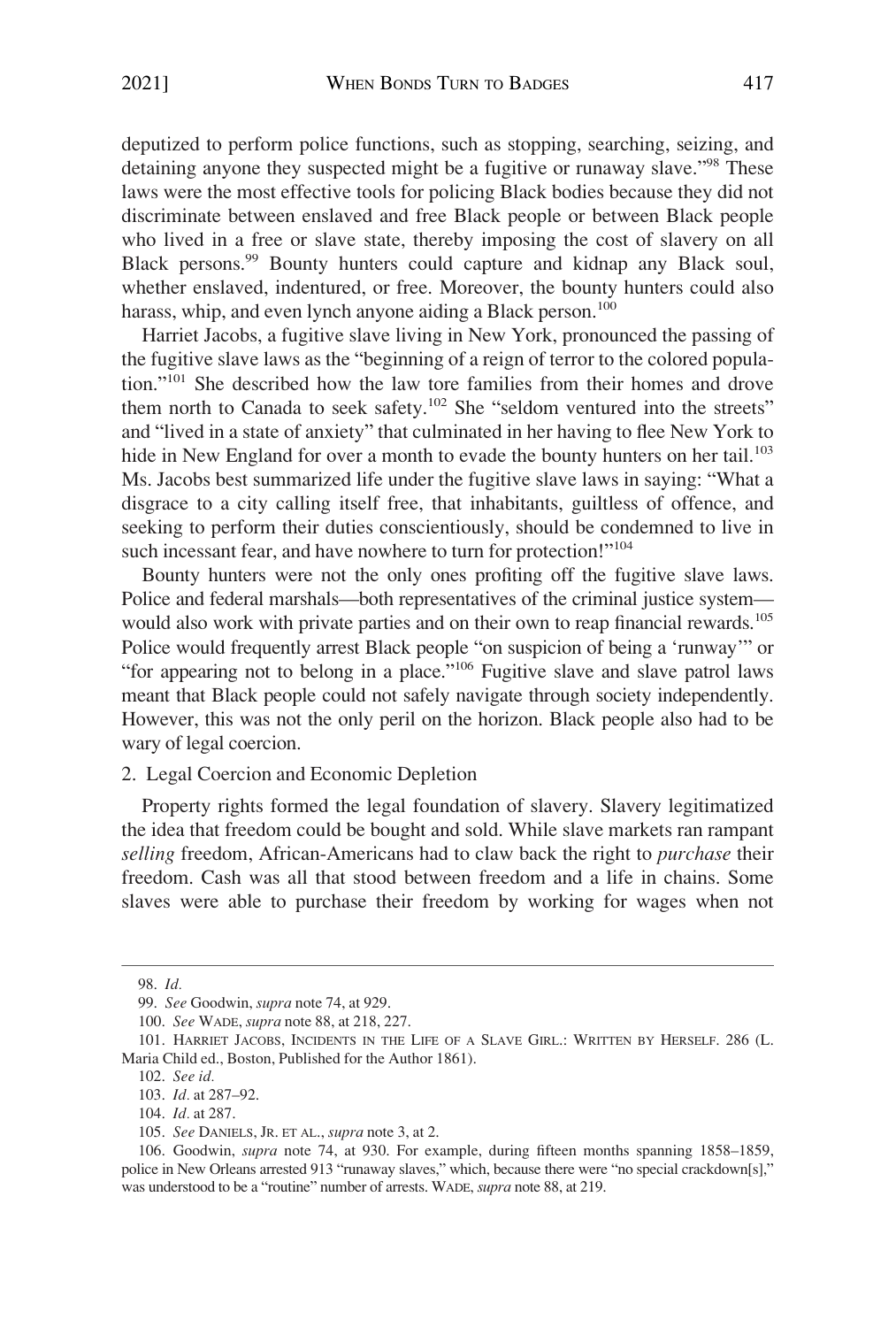deputized to perform police functions, such as stopping, searching, seizing, and detaining anyone they suspected might be a fugitive or runaway slave."[98] These laws were the most effective tools for policing Black bodies because they did not discriminate between enslaved and free Black people or between Black people who lived in a free or slave state, thereby imposing the cost of slavery on all Black persons.[99] Bounty hunters could capture and kidnap any Black soul, whether enslaved, indentured, or free. Moreover, the bounty hunters could also harass, whip, and even lynch anyone aiding a Black person.[100]

Harriet Jacobs, a fugitive slave living in New York, pronounced the passing of the fugitive slave laws as the "beginning of a reign of terror to the colored population."[101] She described how the law tore families from their homes and drove them north to Canada to seek safety.[102] She "seldom ventured into the streets" and "lived in a state of anxiety" that culminated in her having to flee New York to hide in New England for over a month to evade the bounty hunters on her tail.[103] Ms. Jacobs best summarized life under the fugitive slave laws in saying: "What a disgrace to a city calling itself free, that inhabitants, guiltless of offence, and seeking to perform their duties conscientiously, should be condemned to live in such incessant fear, and have nowhere to turn for protection!"[104]

Bounty hunters were not the only ones profiting off the fugitive slave laws. Police and federal marshals—both representatives of the criminal justice system—would also work with private parties and on their own to reap financial rewards.[105] Police would frequently arrest Black people "on suspicion of being a 'runway'" or "for appearing not to belong in a place."[106] Fugitive slave and slave patrol laws meant that Black people could not safely navigate through society independently. However, this was not the only peril on the horizon. Black people also had to be wary of legal coercion.

2. Legal Coercion and Economic Depletion

Property rights formed the legal foundation of slavery. Slavery legitimatized the idea that freedom could be bought and sold. While slave markets ran rampant *selling* freedom, African-Americans had to claw back the right to *purchase* their freedom. Cash was all that stood between freedom and a life in chains. Some slaves were able to purchase their freedom by working for wages when not

---

98. *Id.*

99. *See* Goodwin, *supra* note 74, at 929.

100. *See* WADE, *supra* note 88, at 218, 227.

101. HARRIET JACOBS, INCIDENTS IN THE LIFE OF A SLAVE GIRL.: WRITTEN BY HERSELF. 286 (L. Maria Child ed., Boston, Published for the Author 1861).

102. *See id.*

103. *Id.* at 287–92.

104. *Id.* at 287.

105. *See* DANIELS, JR. ET AL., *supra* note 3, at 2.

106. Goodwin, *supra* note 74, at 930. For example, during fifteen months spanning 1858–1859, police in New Orleans arrested 913 "runaway slaves," which, because there were "no special crackdown[s]," was understood to be a "routine" number of arrests. WADE, *supra* note 88, at 219.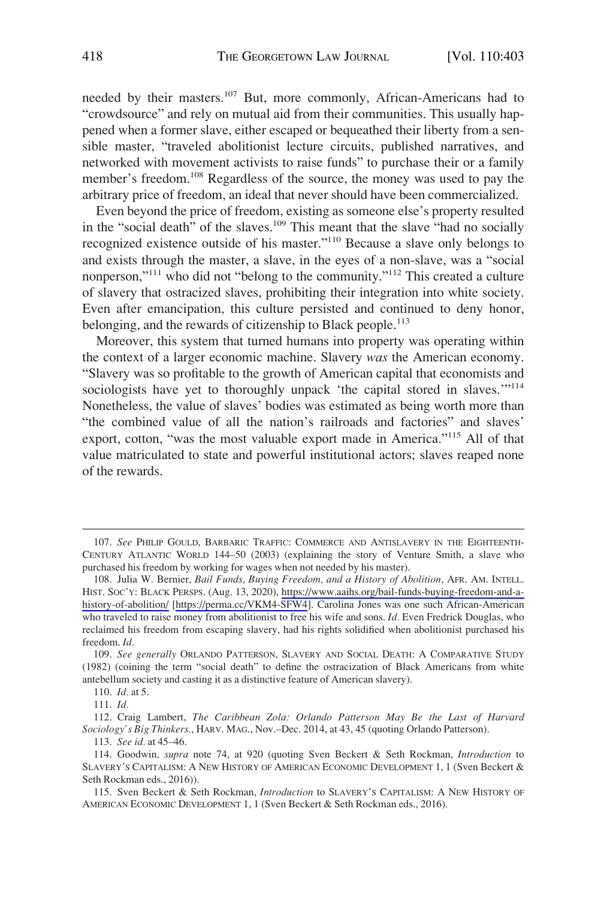needed by their masters.[107] But, more commonly, African-Americans had to "crowdsource" and rely on mutual aid from their communities. This usually happened when a former slave, either escaped or bequeathed their liberty from a sensible master, "traveled abolitionist lecture circuits, published narratives, and networked with movement activists to raise funds" to purchase their or a family member's freedom.[108] Regardless of the source, the money was used to pay the arbitrary price of freedom, an ideal that never should have been commercialized.

Even beyond the price of freedom, existing as someone else's property resulted in the "social death" of the slaves.[109] This meant that the slave "had no socially recognized existence outside of his master."[110] Because a slave only belongs to and exists through the master, a slave, in the eyes of a non-slave, was a "social nonperson,"[111] who did not "belong to the community."[112] This created a culture of slavery that ostracized slaves, prohibiting their integration into white society. Even after emancipation, this culture persisted and continued to deny honor, belonging, and the rewards of citizenship to Black people.[113]

Moreover, this system that turned humans into property was operating within the context of a larger economic machine. Slavery *was* the American economy. "Slavery was so profitable to the growth of American capital that economists and sociologists have yet to thoroughly unpack 'the capital stored in slaves.'"[114] Nonetheless, the value of slaves' bodies was estimated as being worth more than "the combined value of all the nation's railroads and factories" and slaves' export, cotton, "was the most valuable export made in America."[115] All of that value matriculated to state and powerful institutional actors; slaves reaped none of the rewards.

---

107. *See* PHILIP GOULD, BARBARIC TRAFFIC: COMMERCE AND ANTISLAVERY IN THE EIGHTEENTH-CENTURY ATLANTIC WORLD 144–50 (2003) (explaining the story of Venture Smith, a slave who purchased his freedom by working for wages when not needed by his master).

108. Julia W. Bernier, *Bail Funds, Buying Freedom, and a History of Abolition*, AFR. AM. INTELL. HIST. SOC'Y: BLACK PERSPS. (Aug. 13, 2020), https://www.aaihs.org/bail-funds-buying-freedom-and-a-history-of-abolition/ [https://perma.cc/VKM4-SFW4]. Carolina Jones was one such African-American who traveled to raise money from abolitionist to free his wife and sons. *Id.* Even Fredrick Douglas, who reclaimed his freedom from escaping slavery, had his rights solidified when abolitionist purchased his freedom. *Id.*

109. *See generally* ORLANDO PATTERSON, SLAVERY AND SOCIAL DEATH: A COMPARATIVE STUDY (1982) (coining the term "social death" to define the ostracization of Black Americans from white antebellum society and casting it as a distinctive feature of American slavery).

110. *Id.* at 5.

111. *Id.*

112. Craig Lambert, *The Caribbean Zola: Orlando Patterson May Be the Last of Harvard Sociology's Big Thinkers.*, HARV. MAG., Nov.–Dec. 2014, at 43, 45 (quoting Orlando Patterson).

113. *See id.* at 45–46.

114. Goodwin, *supra* note 74, at 920 (quoting Sven Beckert & Seth Rockman, *Introduction* to SLAVERY'S CAPITALISM: A NEW HISTORY OF AMERICAN ECONOMIC DEVELOPMENT 1, 1 (Sven Beckert & Seth Rockman eds., 2016)).

115. Sven Beckert & Seth Rockman, *Introduction* to SLAVERY'S CAPITALISM: A NEW HISTORY OF AMERICAN ECONOMIC DEVELOPMENT 1, 1 (Sven Beckert & Seth Rockman eds., 2016).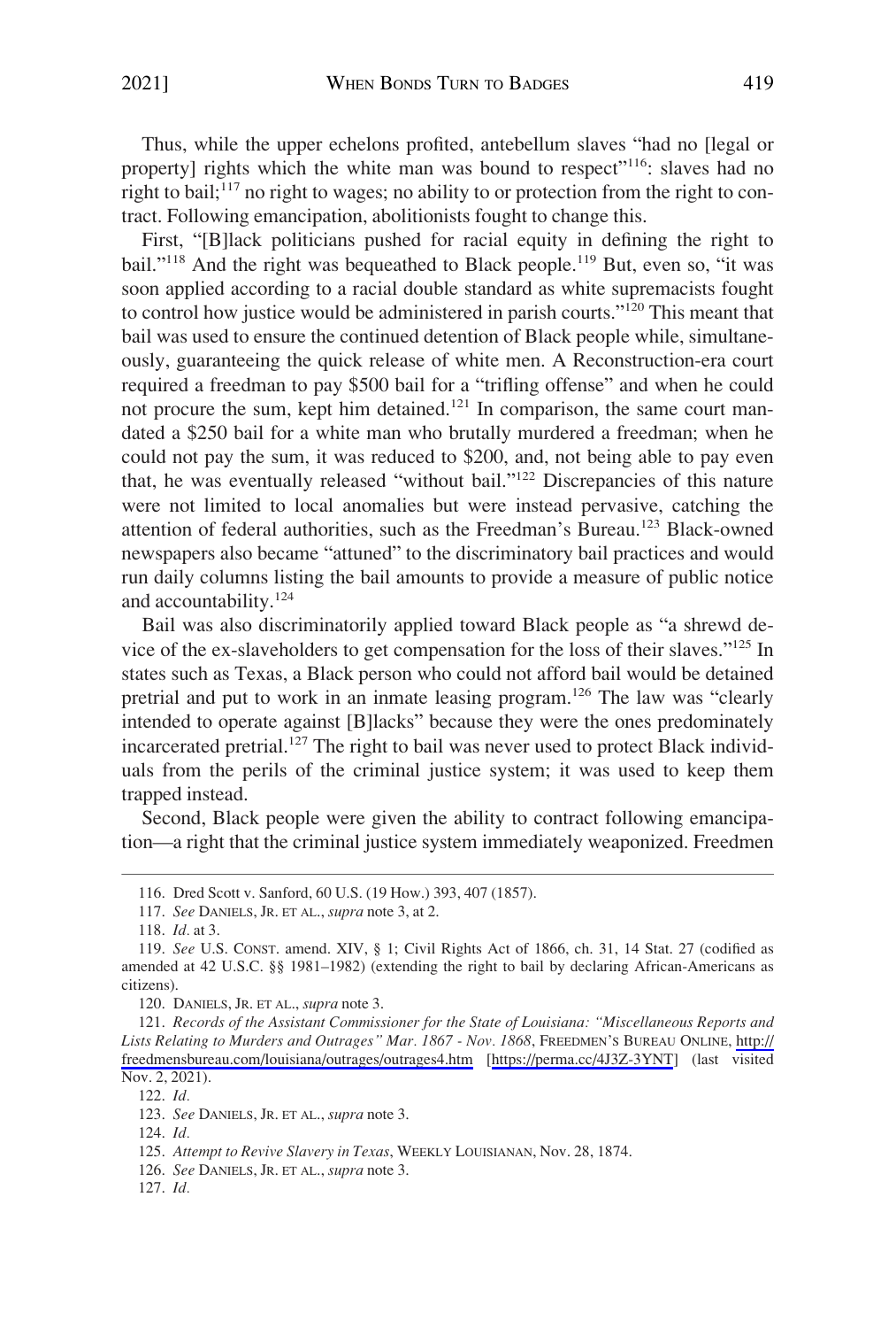Thus, while the upper echelons profited, antebellum slaves "had no [legal or property] rights which the white man was bound to respect"[116]: slaves had no right to bail;[117] no right to wages; no ability to or protection from the right to contract. Following emancipation, abolitionists fought to change this.

First, "[B]lack politicians pushed for racial equity in defining the right to bail."[118] And the right was bequeathed to Black people.[119] But, even so, "it was soon applied according to a racial double standard as white supremacists fought to control how justice would be administered in parish courts."[120] This meant that bail was used to ensure the continued detention of Black people while, simultaneously, guaranteeing the quick release of white men. A Reconstruction-era court required a freedman to pay $500 bail for a "trifling offense" and when he could not procure the sum, kept him detained.[121] In comparison, the same court mandated a $250 bail for a white man who brutally murdered a freedman; when he could not pay the sum, it was reduced to $200, and, not being able to pay even that, he was eventually released "without bail."[122] Discrepancies of this nature were not limited to local anomalies but were instead pervasive, catching the attention of federal authorities, such as the Freedman's Bureau.[123] Black-owned newspapers also became "attuned" to the discriminatory bail practices and would run daily columns listing the bail amounts to provide a measure of public notice and accountability.[124]

Bail was also discriminatorily applied toward Black people as "a shrewd device of the ex-slaveholders to get compensation for the loss of their slaves."[125] In states such as Texas, a Black person who could not afford bail would be detained pretrial and put to work in an inmate leasing program.[126] The law was "clearly intended to operate against [B]lacks" because they were the ones predominately incarcerated pretrial.[127] The right to bail was never used to protect Black individuals from the perils of the criminal justice system; it was used to keep them trapped instead.

Second, Black people were given the ability to contract following emancipation—a right that the criminal justice system immediately weaponized. Freedmen

---

116. Dred Scott v. Sanford, 60 U.S. (19 How.) 393, 407 (1857).

117. *See* DANIELS, JR. ET AL., *supra* note 3, at 2.

118. *Id.* at 3.

119. *See* U.S. CONST. amend. XIV, § 1; Civil Rights Act of 1866, ch. 31, 14 Stat. 27 (codified as amended at 42 U.S.C. §§ 1981–1982) (extending the right to bail by declaring African-Americans as citizens).

120. DANIELS, JR. ET AL., *supra* note 3.

121. *Records of the Assistant Commissioner for the State of Louisiana: "Miscellaneous Reports and Lists Relating to Murders and Outrages" Mar. 1867 - Nov. 1868*, FREEDMEN'S BUREAU ONLINE, http://freedmensbureau.com/louisiana/outrages/outrages4.htm [https://perma.cc/4J3Z-3YNT] (last visited Nov. 2, 2021).

122. *Id.*

123. *See* DANIELS, JR. ET AL., *supra* note 3.

124. *Id.*

125. *Attempt to Revive Slavery in Texas*, WEEKLY LOUISIANAN, Nov. 28, 1874.

126. *See* DANIELS, JR. ET AL., *supra* note 3.

127. *Id.*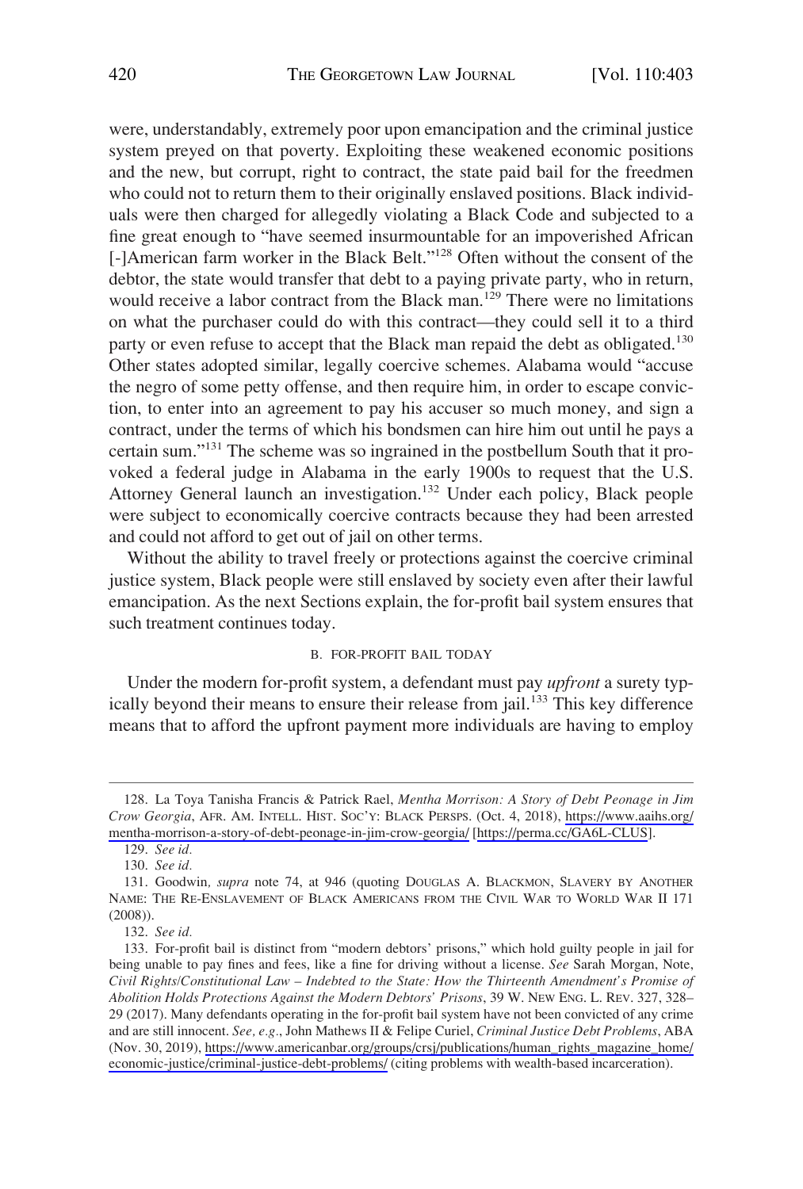were, understandably, extremely poor upon emancipation and the criminal justice system preyed on that poverty. Exploiting these weakened economic positions and the new, but corrupt, right to contract, the state paid bail for the freedmen who could not to return them to their originally enslaved positions. Black individuals were then charged for allegedly violating a Black Code and subjected to a fine great enough to "have seemed insurmountable for an impoverished African [-]American farm worker in the Black Belt."[128] Often without the consent of the debtor, the state would transfer that debt to a paying private party, who in return, would receive a labor contract from the Black man.[129] There were no limitations on what the purchaser could do with this contract—they could sell it to a third party or even refuse to accept that the Black man repaid the debt as obligated.[130] Other states adopted similar, legally coercive schemes. Alabama would "accuse the negro of some petty offense, and then require him, in order to escape conviction, to enter into an agreement to pay his accuser so much money, and sign a contract, under the terms of which his bondsmen can hire him out until he pays a certain sum."[131] The scheme was so ingrained in the postbellum South that it provoked a federal judge in Alabama in the early 1900s to request that the U.S. Attorney General launch an investigation.[132] Under each policy, Black people were subject to economically coercive contracts because they had been arrested and could not afford to get out of jail on other terms.

Without the ability to travel freely or protections against the coercive criminal justice system, Black people were still enslaved by society even after their lawful emancipation. As the next Sections explain, the for-profit bail system ensures that such treatment continues today.

### B. FOR-PROFIT BAIL TODAY

Under the modern for-profit system, a defendant must pay *upfront* a surety typically beyond their means to ensure their release from jail.[133] This key difference means that to afford the upfront payment more individuals are having to employ

128. La Toya Tanisha Francis & Patrick Rael, *Mentha Morrison: A Story of Debt Peonage in Jim Crow Georgia*, AFR. AM. INTELL. HIST. SOC'Y: BLACK PERSPS. (Oct. 4, 2018), https://www.aaihs.org/mentha-morrison-a-story-of-debt-peonage-in-jim-crow-georgia/ [https://perma.cc/GA6L-CLUS].

129. *See id.*

130. *See id.*

131. Goodwin*, supra* note 74, at 946 (quoting DOUGLAS A. BLACKMON, SLAVERY BY ANOTHER NAME: THE RE-ENSLAVEMENT OF BLACK AMERICANS FROM THE CIVIL WAR TO WORLD WAR II 171 (2008)).

132. *See id.*

133. For-profit bail is distinct from "modern debtors' prisons," which hold guilty people in jail for being unable to pay fines and fees, like a fine for driving without a license. *See* Sarah Morgan, Note, *Civil Rights/Constitutional Law – Indebted to the State: How the Thirteenth Amendment's Promise of Abolition Holds Protections Against the Modern Debtors' Prisons*, 39 W. NEW ENG. L. REV. 327, 328–29 (2017). Many defendants operating in the for-profit bail system have not been convicted of any crime and are still innocent. *See, e.g.*, John Mathews II & Felipe Curiel, *Criminal Justice Debt Problems*, ABA (Nov. 30, 2019), https://www.americanbar.org/groups/crsj/publications/human_rights_magazine_home/economic-justice/criminal-justice-debt-problems/ (citing problems with wealth-based incarceration).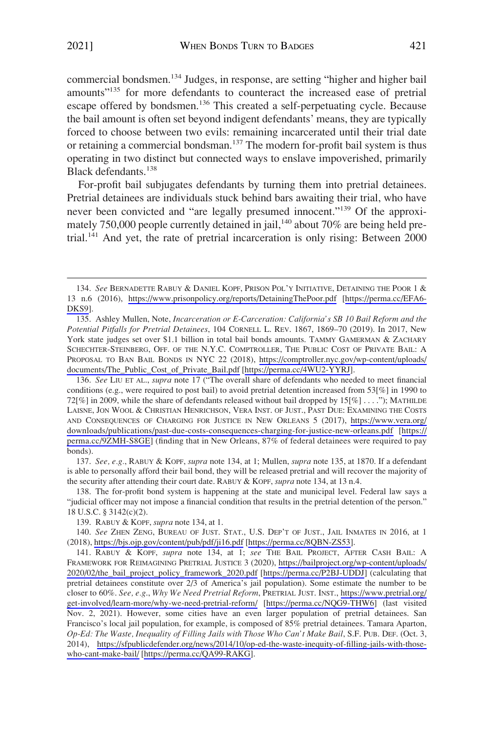commercial bondsmen.[134] Judges, in response, are setting "higher and higher bail amounts"[135] for more defendants to counteract the increased ease of pretrial escape offered by bondsmen.[136] This created a self-perpetuating cycle. Because the bail amount is often set beyond indigent defendants' means, they are typically forced to choose between two evils: remaining incarcerated until their trial date or retaining a commercial bondsman.[137] The modern for-profit bail system is thus operating in two distinct but connected ways to enslave impoverished, primarily Black defendants.[138]

For-profit bail subjugates defendants by turning them into pretrial detainees. Pretrial detainees are individuals stuck behind bars awaiting their trial, who have never been convicted and "are legally presumed innocent."[139] Of the approximately 750,000 people currently detained in jail,[140] about 70% are being held pretrial.[141] And yet, the rate of pretrial incarceration is only rising: Between 2000

---

134. *See* BERNADETTE RABUY & DANIEL KOPF, PRISON POL'Y INITIATIVE, DETAINING THE POOR 1 & 13 n.6 (2016), https://www.prisonpolicy.org/reports/DetainingThePoor.pdf [https://perma.cc/EFA6-DKS9].

135. Ashley Mullen, Note, *Incarceration or E-Carceration: California's SB 10 Bail Reform and the Potential Pitfalls for Pretrial Detainees*, 104 CORNELL L. REV. 1867, 1869–70 (2019). In 2017, New York state judges set over $1.1 billion in total bail bonds amounts. TAMMY GAMERMAN & ZACHARY SCHECHTER-STEINBERG, OFF. OF THE N.Y.C. COMPTROLLER, THE PUBLIC COST OF PRIVATE BAIL: A PROPOSAL TO BAN BAIL BONDS IN NYC 22 (2018), https://comptroller.nyc.gov/wp-content/uploads/documents/The_Public_Cost_of_Private_Bail.pdf [https://perma.cc/4WU2-YYRJ].

136. *See* LIU ET AL., *supra* note 17 ("The overall share of defendants who needed to meet financial conditions (e.g., were required to post bail) to avoid pretrial detention increased from 53[%] in 1990 to 72[%] in 2009, while the share of defendants released without bail dropped by 15[%] . . . ."); MATHILDE LAISNE, JON WOOL & CHRISTIAN HENRICHSON, VERA INST. OF JUST., PAST DUE: EXAMINING THE COSTS AND CONSEQUENCES OF CHARGING FOR JUSTICE IN NEW ORLEANS 5 (2017), https://www.vera.org/downloads/publications/past-due-costs-consequences-charging-for-justice-new-orleans.pdf [https://perma.cc/9ZMH-S8GE] (finding that in New Orleans, 87% of federal detainees were required to pay bonds).

137. *See, e.g.*, RABUY & KOPF, *supra* note 134, at 1; Mullen, *supra* note 135, at 1870. If a defendant is able to personally afford their bail bond, they will be released pretrial and will recover the majority of the security after attending their court date. RABUY & KOPF, *supra* note 134, at 13 n.4.

138. The for-profit bond system is happening at the state and municipal level. Federal law says a "judicial officer may not impose a financial condition that results in the pretrial detention of the person." 18 U.S.C. § 3142(c)(2).

139. RABUY & KOPF, *supra* note 134, at 1.

140. *See* ZHEN ZENG, BUREAU OF JUST. STAT., U.S. DEP'T OF JUST., JAIL INMATES IN 2016, at 1 (2018), https://bjs.ojp.gov/content/pub/pdf/ji16.pdf [https://perma.cc/8QBN-ZS53].

141. RABUY & KOPF, *supra* note 134, at 1; *see* THE BAIL PROJECT, AFTER CASH BAIL: A FRAMEWORK FOR REIMAGINING PRETRIAL JUSTICE 3 (2020), https://bailproject.org/wp-content/uploads/2020/02/the_bail_project_policy_framework_2020.pdf [https://perma.cc/P2BJ-UDDJ] (calculating that pretrial detainees constitute over 2/3 of America's jail population). Some estimate the number to be closer to 60%. *See, e.g.*, *Why We Need Pretrial Reform*, PRETRIAL JUST. INST., https://www.pretrial.org/get-involved/learn-more/why-we-need-pretrial-reform/ [https://perma.cc/NQG9-THW6] (last visited Nov. 2, 2021). However, some cities have an even larger population of pretrial detainees. San Francisco's local jail population, for example, is composed of 85% pretrial detainees. Tamara Aparton, *Op-Ed: The Waste, Inequality of Filling Jails with Those Who Can't Make Bail*, S.F. PUB. DEF. (Oct. 3, 2014), https://sfpublicdefender.org/news/2014/10/op-ed-the-waste-inequity-of-filling-jails-with-those-who-cant-make-bail/ [https://perma.cc/QA99-RAKG].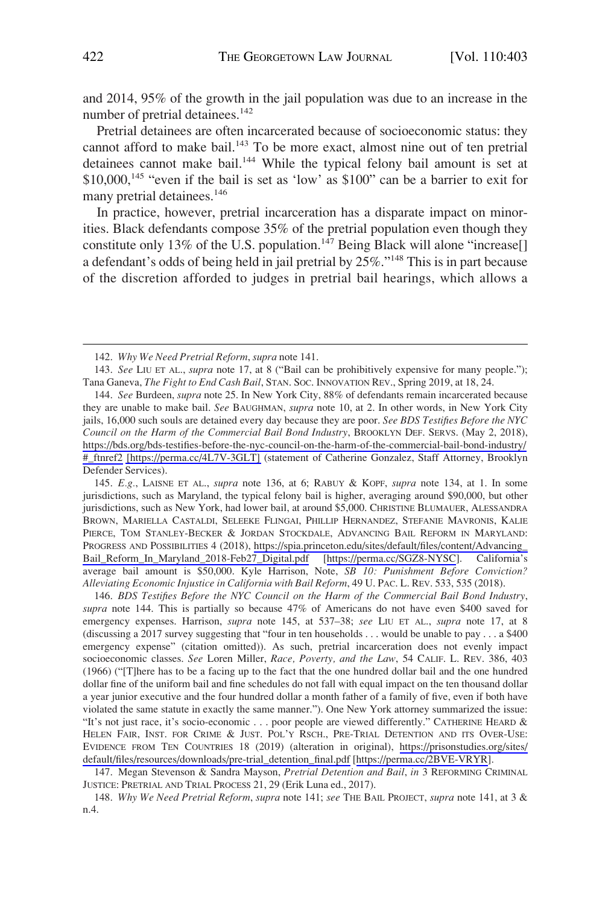and 2014, 95% of the growth in the jail population was due to an increase in the number of pretrial detainees.[142]

Pretrial detainees are often incarcerated because of socioeconomic status: they cannot afford to make bail.[143] To be more exact, almost nine out of ten pretrial detainees cannot make bail.[144] While the typical felony bail amount is set at $10,000,[145] "even if the bail is set as 'low' as $100" can be a barrier to exit for many pretrial detainees.[146]

In practice, however, pretrial incarceration has a disparate impact on minorities. Black defendants compose 35% of the pretrial population even though they constitute only 13% of the U.S. population.[147] Being Black will alone "increase[] a defendant's odds of being held in jail pretrial by 25%."[148] This is in part because of the discretion afforded to judges in pretrial bail hearings, which allows a

---

142. *Why We Need Pretrial Reform*, *supra* note 141.

143. *See* LIU ET AL., *supra* note 17, at 8 ("Bail can be prohibitively expensive for many people."); Tana Ganeva, *The Fight to End Cash Bail*, STAN. SOC. INNOVATION REV., Spring 2019, at 18, 24.

144. *See* Burdeen, *supra* note 25. In New York City, 88% of defendants remain incarcerated because they are unable to make bail. *See* BAUGHMAN, *supra* note 10, at 2. In other words, in New York City jails, 16,000 such souls are detained every day because they are poor. *See BDS Testifies Before the NYC Council on the Harm of the Commercial Bail Bond Industry*, BROOKLYN DEF. SERVS. (May 2, 2018), https://bds.org/bds-testifies-before-the-nyc-council-on-the-harm-of-the-commercial-bail-bond-industry/#_ftnref2 [https://perma.cc/4L7V-3GLT] (statement of Catherine Gonzalez, Staff Attorney, Brooklyn Defender Services).

145. *E.g.*, LAISNE ET AL., *supra* note 136, at 6; RABUY & KOPF, *supra* note 134, at 1. In some jurisdictions, such as Maryland, the typical felony bail is higher, averaging around $90,000, but other jurisdictions, such as New York, had lower bail, at around $5,000. CHRISTINE BLUMAUER, ALESSANDRA BROWN, MARIELLA CASTALDI, SELEEKE FLINGAI, PHILLIP HERNANDEZ, STEFANIE MAVRONIS, KALIE PIERCE, TOM STANLEY-BECKER & JORDAN STOCKDALE, ADVANCING BAIL REFORM IN MARYLAND: PROGRESS AND POSSIBILITIES 4 (2018), https://spia.princeton.edu/sites/default/files/content/Advancing_Bail_Reform_In_Maryland_2018-Feb27_Digital.pdf [https://perma.cc/SGZ8-NYSC]. California's average bail amount is $50,000. Kyle Harrison, Note, *SB 10: Punishment Before Conviction? Alleviating Economic Injustice in California with Bail Reform*, 49 U. PAC. L. REV. 533, 535 (2018).

146. *BDS Testifies Before the NYC Council on the Harm of the Commercial Bail Bond Industry*, *supra* note 144. This is partially so because 47% of Americans do not have even $400 saved for emergency expenses. Harrison, *supra* note 145, at 537–38; *see* LIU ET AL., *supra* note 17, at 8 (discussing a 2017 survey suggesting that "four in ten households . . . would be unable to pay . . . a $400 emergency expense" (citation omitted)). As such, pretrial incarceration does not evenly impact socioeconomic classes. *See* Loren Miller, *Race, Poverty, and the Law*, 54 CALIF. L. REV. 386, 403 (1966) ("[T]here has to be a facing up to the fact that the one hundred dollar bail and the one hundred dollar fine of the uniform bail and fine schedules do not fall with equal impact on the ten thousand dollar a year junior executive and the four hundred dollar a month father of a family of five, even if both have violated the same statute in exactly the same manner."). One New York attorney summarized the issue: "It's not just race, it's socio-economic . . . poor people are viewed differently." CATHERINE HEARD & HELEN FAIR, INST. FOR CRIME & JUST. POL'Y RSCH., PRE-TRIAL DETENTION AND ITS OVER-USE: EVIDENCE FROM TEN COUNTRIES 18 (2019) (alteration in original), https://prisonstudies.org/sites/default/files/resources/downloads/pre-trial_detention_final.pdf [https://perma.cc/2BVE-VRYR].

147. Megan Stevenson & Sandra Mayson, *Pretrial Detention and Bail*, *in* 3 REFORMING CRIMINAL JUSTICE: PRETRIAL AND TRIAL PROCESS 21, 29 (Erik Luna ed., 2017).

148. *Why We Need Pretrial Reform*, *supra* note 141; *see* THE BAIL PROJECT, *supra* note 141, at 3 & n.4.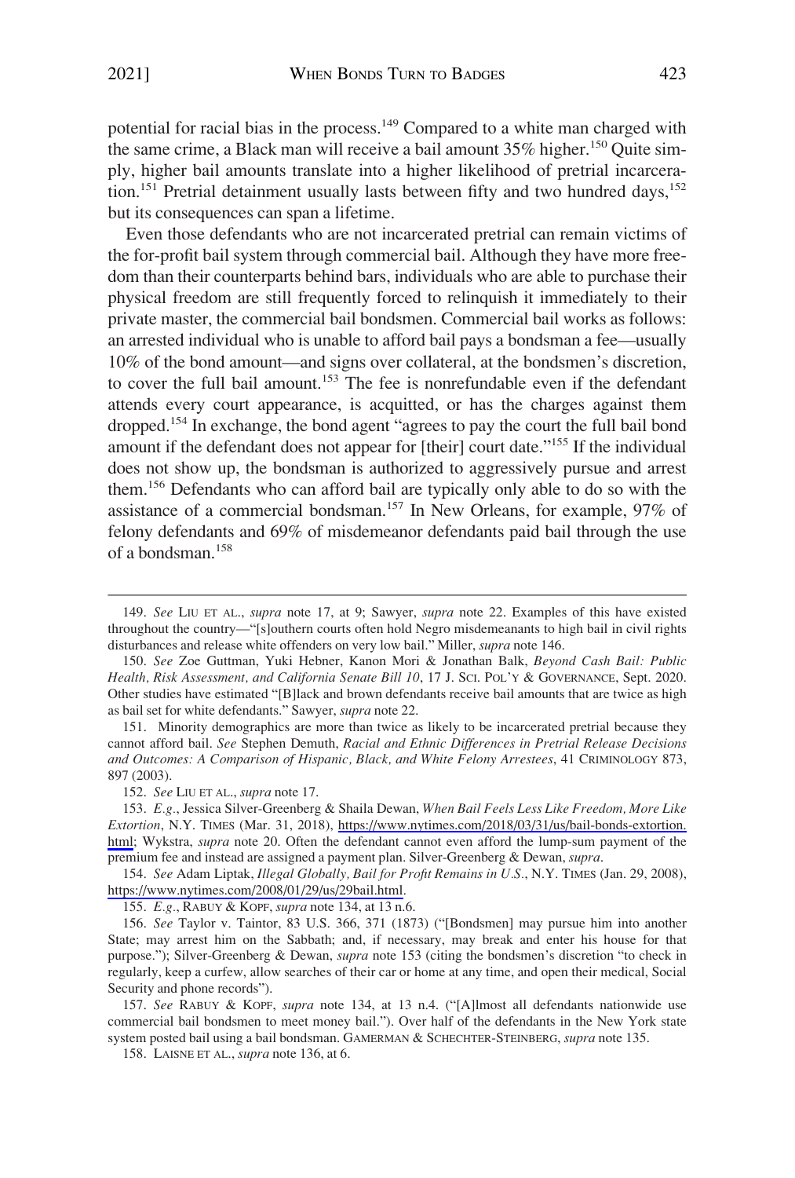potential for racial bias in the process.[149] Compared to a white man charged with the same crime, a Black man will receive a bail amount 35% higher.[150] Quite simply, higher bail amounts translate into a higher likelihood of pretrial incarceration.[151] Pretrial detainment usually lasts between fifty and two hundred days,[152] but its consequences can span a lifetime.

Even those defendants who are not incarcerated pretrial can remain victims of the for-profit bail system through commercial bail. Although they have more freedom than their counterparts behind bars, individuals who are able to purchase their physical freedom are still frequently forced to relinquish it immediately to their private master, the commercial bail bondsmen. Commercial bail works as follows: an arrested individual who is unable to afford bail pays a bondsman a fee—usually 10% of the bond amount—and signs over collateral, at the bondsmen's discretion, to cover the full bail amount.[153] The fee is nonrefundable even if the defendant attends every court appearance, is acquitted, or has the charges against them dropped.[154] In exchange, the bond agent "agrees to pay the court the full bail bond amount if the defendant does not appear for [their] court date."[155] If the individual does not show up, the bondsman is authorized to aggressively pursue and arrest them.[156] Defendants who can afford bail are typically only able to do so with the assistance of a commercial bondsman.[157] In New Orleans, for example, 97% of felony defendants and 69% of misdemeanor defendants paid bail through the use of a bondsman.[158]

---

149. *See* LIU ET AL., *supra* note 17, at 9; Sawyer, *supra* note 22. Examples of this have existed throughout the country—"[s]outhern courts often hold Negro misdemeanants to high bail in civil rights disturbances and release white offenders on very low bail." Miller, *supra* note 146.

150. *See* Zoe Guttman, Yuki Hebner, Kanon Mori & Jonathan Balk, *Beyond Cash Bail: Public Health, Risk Assessment, and California Senate Bill 10*, 17 J. SCI. POL'Y & GOVERNANCE, Sept. 2020. Other studies have estimated "[B]lack and brown defendants receive bail amounts that are twice as high as bail set for white defendants." Sawyer, *supra* note 22.

151. Minority demographics are more than twice as likely to be incarcerated pretrial because they cannot afford bail. *See* Stephen Demuth, *Racial and Ethnic Differences in Pretrial Release Decisions and Outcomes: A Comparison of Hispanic, Black, and White Felony Arrestees*, 41 CRIMINOLOGY 873, 897 (2003).

152. *See* LIU ET AL., *supra* note 17.

153. *E.g.*, Jessica Silver-Greenberg & Shaila Dewan, *When Bail Feels Less Like Freedom, More Like Extortion*, N.Y. TIMES (Mar. 31, 2018), https://www.nytimes.com/2018/03/31/us/bail-bonds-extortion.html; Wykstra, *supra* note 20. Often the defendant cannot even afford the lump-sum payment of the premium fee and instead are assigned a payment plan. Silver-Greenberg & Dewan, *supra*.

154. *See* Adam Liptak, *Illegal Globally, Bail for Profit Remains in U.S.*, N.Y. TIMES (Jan. 29, 2008), https://www.nytimes.com/2008/01/29/us/29bail.html.

155. *E.g.*, RABUY & KOPF, *supra* note 134, at 13 n.6.

156. *See* Taylor v. Taintor, 83 U.S. 366, 371 (1873) ("[Bondsmen] may pursue him into another State; may arrest him on the Sabbath; and, if necessary, may break and enter his house for that purpose."); Silver-Greenberg & Dewan, *supra* note 153 (citing the bondsmen's discretion "to check in regularly, keep a curfew, allow searches of their car or home at any time, and open their medical, Social Security and phone records").

157. *See* RABUY & KOPF, *supra* note 134, at 13 n.4. ("[A]lmost all defendants nationwide use commercial bail bondsmen to meet money bail."). Over half of the defendants in the New York state system posted bail using a bail bondsman. GAMERMAN & SCHECHTER-STEINBERG, *supra* note 135.

158. LAISNE ET AL., *supra* note 136, at 6.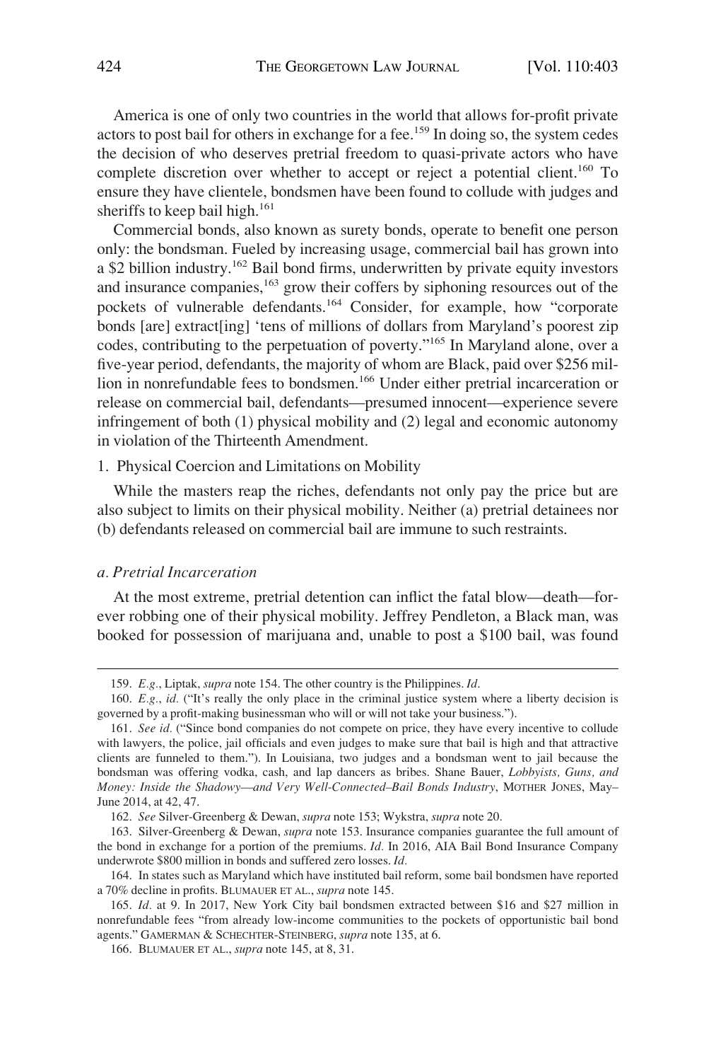America is one of only two countries in the world that allows for-profit private actors to post bail for others in exchange for a fee.[159] In doing so, the system cedes the decision of who deserves pretrial freedom to quasi-private actors who have complete discretion over whether to accept or reject a potential client.[160] To ensure they have clientele, bondsmen have been found to collude with judges and sheriffs to keep bail high.[161]

Commercial bonds, also known as surety bonds, operate to benefit one person only: the bondsman. Fueled by increasing usage, commercial bail has grown into a $2 billion industry.[162] Bail bond firms, underwritten by private equity investors and insurance companies,[163] grow their coffers by siphoning resources out of the pockets of vulnerable defendants.[164] Consider, for example, how "corporate bonds [are] extract[ing] 'tens of millions of dollars from Maryland's poorest zip codes, contributing to the perpetuation of poverty.'"[165] In Maryland alone, over a five-year period, defendants, the majority of whom are Black, paid over $256 million in nonrefundable fees to bondsmen.[166] Under either pretrial incarceration or release on commercial bail, defendants—presumed innocent—experience severe infringement of both (1) physical mobility and (2) legal and economic autonomy in violation of the Thirteenth Amendment.

1. Physical Coercion and Limitations on Mobility

While the masters reap the riches, defendants not only pay the price but are also subject to limits on their physical mobility. Neither (a) pretrial detainees nor (b) defendants released on commercial bail are immune to such restraints.

*a. Pretrial Incarceration*

At the most extreme, pretrial detention can inflict the fatal blow—death—forever robbing one of their physical mobility. Jeffrey Pendleton, a Black man, was booked for possession of marijuana and, unable to post a $100 bail, was found

---

159. *E.g.*, Liptak, *supra* note 154. The other country is the Philippines. *Id*.

160. *E.g.*, *id.* ("It's really the only place in the criminal justice system where a liberty decision is governed by a profit-making businessman who will or will not take your business.").

161. *See id.* ("Since bond companies do not compete on price, they have every incentive to collude with lawyers, the police, jail officials and even judges to make sure that bail is high and that attractive clients are funneled to them."). In Louisiana, two judges and a bondsman went to jail because the bondsman was offering vodka, cash, and lap dancers as bribes. Shane Bauer, *Lobbyists, Guns, and Money: Inside the Shadowy—and Very Well-Connected–Bail Bonds Industry*, MOTHER JONES, May–June 2014, at 42, 47.

162. *See* Silver-Greenberg & Dewan, *supra* note 153; Wykstra, *supra* note 20.

163. Silver-Greenberg & Dewan, *supra* note 153. Insurance companies guarantee the full amount of the bond in exchange for a portion of the premiums. *Id.* In 2016, AIA Bail Bond Insurance Company underwrote $800 million in bonds and suffered zero losses. *Id.*

164. In states such as Maryland which have instituted bail reform, some bail bondsmen have reported a 70% decline in profits. BLUMAUER ET AL., *supra* note 145.

165. *Id.* at 9. In 2017, New York City bail bondsmen extracted between $16 and $27 million in nonrefundable fees "from already low-income communities to the pockets of opportunistic bail bond agents." GAMERMAN & SCHECHTER-STEINBERG, *supra* note 135, at 6.

166. BLUMAUER ET AL., *supra* note 145, at 8, 31.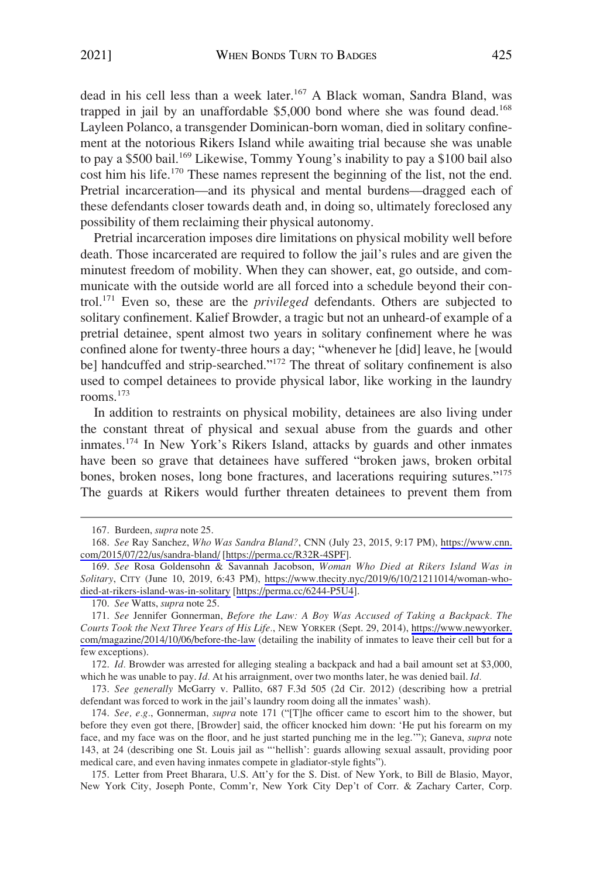dead in his cell less than a week later.[167] A Black woman, Sandra Bland, was trapped in jail by an unaffordable $5,000 bond where she was found dead.[168] Layleen Polanco, a transgender Dominican-born woman, died in solitary confinement at the notorious Rikers Island while awaiting trial because she was unable to pay a $500 bail.[169] Likewise, Tommy Young's inability to pay a $100 bail also cost him his life.[170] These names represent the beginning of the list, not the end. Pretrial incarceration—and its physical and mental burdens—dragged each of these defendants closer towards death and, in doing so, ultimately foreclosed any possibility of them reclaiming their physical autonomy.

Pretrial incarceration imposes dire limitations on physical mobility well before death. Those incarcerated are required to follow the jail's rules and are given the minutest freedom of mobility. When they can shower, eat, go outside, and communicate with the outside world are all forced into a schedule beyond their control.[171] Even so, these are the *privileged* defendants. Others are subjected to solitary confinement. Kalief Browder, a tragic but not an unheard-of example of a pretrial detainee, spent almost two years in solitary confinement where he was confined alone for twenty-three hours a day; "whenever he [did] leave, he [would be] handcuffed and strip-searched."[172] The threat of solitary confinement is also used to compel detainees to provide physical labor, like working in the laundry rooms.[173]

In addition to restraints on physical mobility, detainees are also living under the constant threat of physical and sexual abuse from the guards and other inmates.[174] In New York's Rikers Island, attacks by guards and other inmates have been so grave that detainees have suffered "broken jaws, broken orbital bones, broken noses, long bone fractures, and lacerations requiring sutures."[175] The guards at Rikers would further threaten detainees to prevent them from

---

167. Burdeen, *supra* note 25.

168. *See* Ray Sanchez, *Who Was Sandra Bland?*, CNN (July 23, 2015, 9:17 PM), https://www.cnn.com/2015/07/22/us/sandra-bland/ [https://perma.cc/R32R-4SPF].

169. *See* Rosa Goldensohn & Savannah Jacobson, *Woman Who Died at Rikers Island Was in Solitary*, CITY (June 10, 2019, 6:43 PM), https://www.thecity.nyc/2019/6/10/21211014/woman-who-died-at-rikers-island-was-in-solitary [https://perma.cc/6244-P5U4].

170. *See* Watts, *supra* note 25.

171. *See* Jennifer Gonnerman, *Before the Law: A Boy Was Accused of Taking a Backpack. The Courts Took the Next Three Years of His Life.*, NEW YORKER (Sept. 29, 2014), https://www.newyorker.com/magazine/2014/10/06/before-the-law (detailing the inability of inmates to leave their cell but for a few exceptions).

172. *Id.* Browder was arrested for alleging stealing a backpack and had a bail amount set at $3,000, which he was unable to pay. *Id.* At his arraignment, over two months later, he was denied bail. *Id.*

173. *See generally* McGarry v. Pallito, 687 F.3d 505 (2d Cir. 2012) (describing how a pretrial defendant was forced to work in the jail's laundry room doing all the inmates' wash).

174. *See, e.g.*, Gonnerman, *supra* note 171 ("[T]he officer came to escort him to the shower, but before they even got there, [Browder] said, the officer knocked him down: 'He put his forearm on my face, and my face was on the floor, and he just started punching me in the leg.'"); Ganeva, *supra* note 143, at 24 (describing one St. Louis jail as "'hellish': guards allowing sexual assault, providing poor medical care, and even having inmates compete in gladiator-style fights").

175. Letter from Preet Bharara, U.S. Att'y for the S. Dist. of New York, to Bill de Blasio, Mayor, New York City, Joseph Ponte, Comm'r, New York City Dep't of Corr. & Zachary Carter, Corp.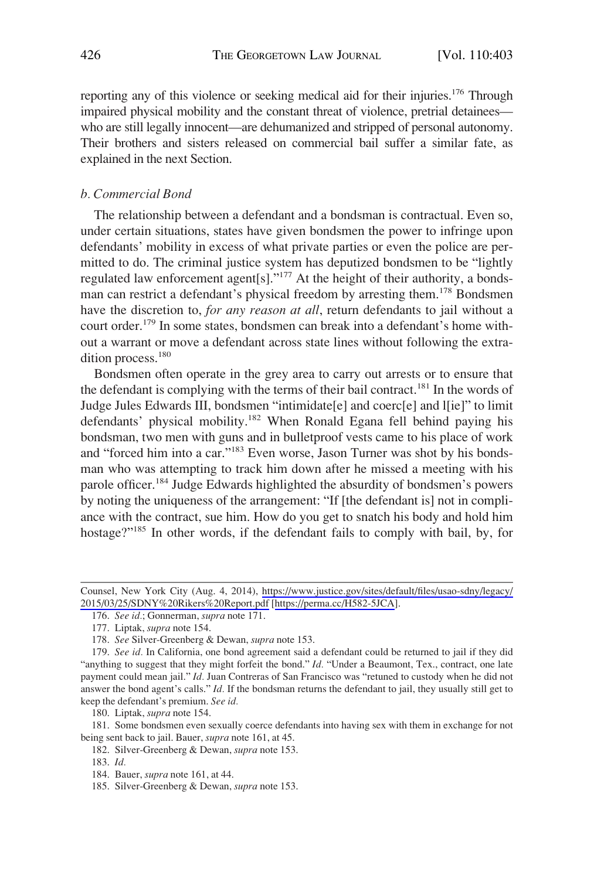reporting any of this violence or seeking medical aid for their injuries.[176] Through impaired physical mobility and the constant threat of violence, pretrial detainees—who are still legally innocent—are dehumanized and stripped of personal autonomy. Their brothers and sisters released on commercial bail suffer a similar fate, as explained in the next Section.

### *b. Commercial Bond*

The relationship between a defendant and a bondsman is contractual. Even so, under certain situations, states have given bondsmen the power to infringe upon defendants' mobility in excess of what private parties or even the police are permitted to do. The criminal justice system has deputized bondsmen to be "lightly regulated law enforcement agent[s]."[177] At the height of their authority, a bondsman can restrict a defendant's physical freedom by arresting them.[178] Bondsmen have the discretion to, *for any reason at all*, return defendants to jail without a court order.[179] In some states, bondsmen can break into a defendant's home without a warrant or move a defendant across state lines without following the extradition process.[180]

Bondsmen often operate in the grey area to carry out arrests or to ensure that the defendant is complying with the terms of their bail contract.[181] In the words of Judge Jules Edwards III, bondsmen "intimidate[e] and coerc[e] and l[ie]" to limit defendants' physical mobility.[182] When Ronald Egana fell behind paying his bondsman, two men with guns and in bulletproof vests came to his place of work and "forced him into a car."[183] Even worse, Jason Turner was shot by his bondsman who was attempting to track him down after he missed a meeting with his parole officer.[184] Judge Edwards highlighted the absurdity of bondsmen's powers by noting the uniqueness of the arrangement: "If [the defendant is] not in compliance with the contract, sue him. How do you get to snatch his body and hold him hostage?"[185] In other words, if the defendant fails to comply with bail, by, for

---

Counsel, New York City (Aug. 4, 2014), https://www.justice.gov/sites/default/files/usao-sdny/legacy/2015/03/25/SDNY%20Rikers%20Report.pdf [https://perma.cc/H582-5JCA].

176. *See id.*; Gonnerman, *supra* note 171.

177. Liptak, *supra* note 154.

178. *See* Silver-Greenberg & Dewan, *supra* note 153.

179. *See id.* In California, one bond agreement said a defendant could be returned to jail if they did "anything to suggest that they might forfeit the bond." *Id.* "Under a Beaumont, Tex., contract, one late payment could mean jail." *Id.* Juan Contreras of San Francisco was "retuned to custody when he did not answer the bond agent's calls." *Id.* If the bondsman returns the defendant to jail, they usually still get to keep the defendant's premium. *See id.*

180. Liptak, *supra* note 154.

181. Some bondsmen even sexually coerce defendants into having sex with them in exchange for not being sent back to jail. Bauer, *supra* note 161, at 45.

182. Silver-Greenberg & Dewan, *supra* note 153.

183. *Id.*

184. Bauer, *supra* note 161, at 44.

185. Silver-Greenberg & Dewan, *supra* note 153.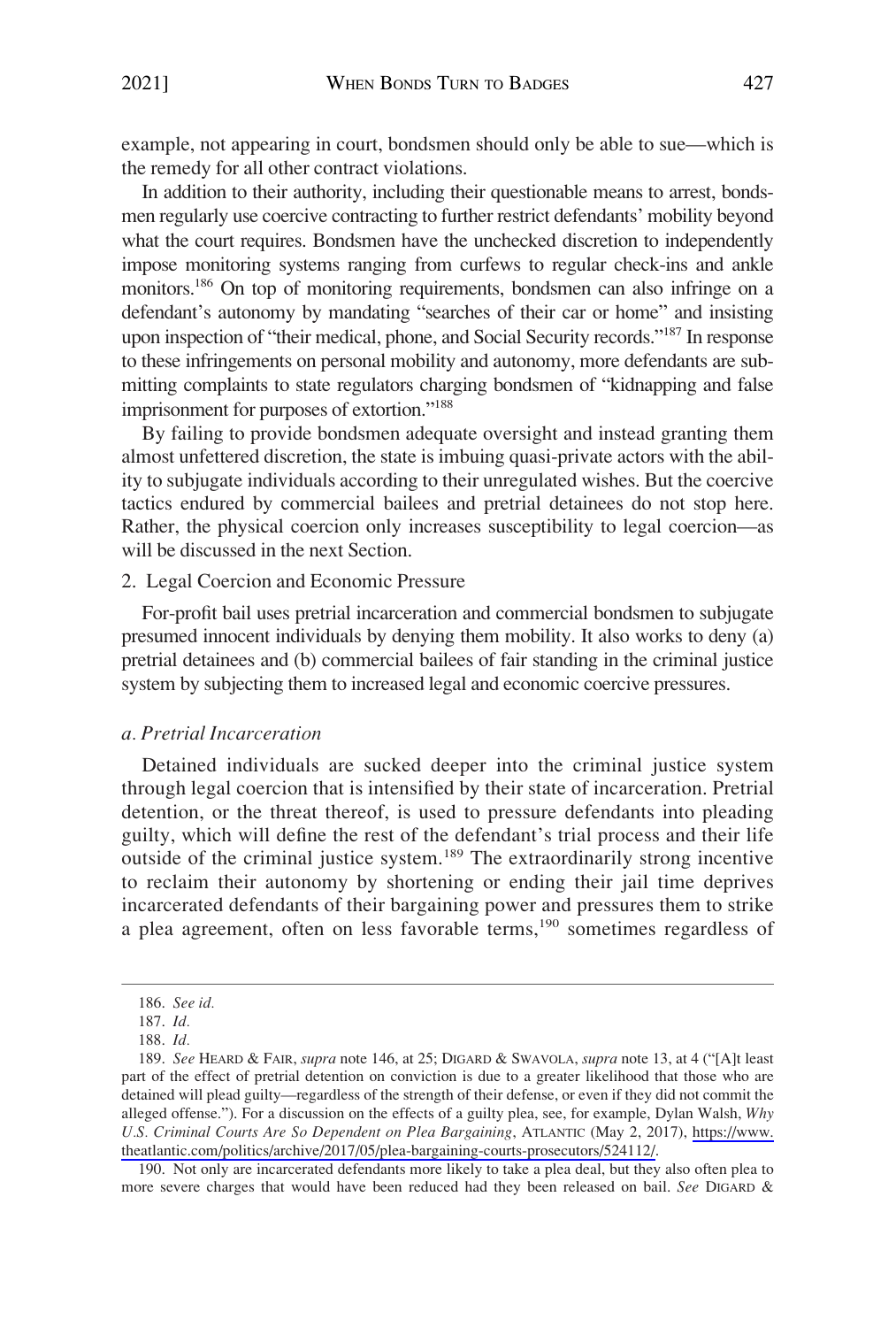example, not appearing in court, bondsmen should only be able to sue—which is the remedy for all other contract violations.

In addition to their authority, including their questionable means to arrest, bondsmen regularly use coercive contracting to further restrict defendants' mobility beyond what the court requires. Bondsmen have the unchecked discretion to independently impose monitoring systems ranging from curfews to regular check-ins and ankle monitors.[186] On top of monitoring requirements, bondsmen can also infringe on a defendant's autonomy by mandating "searches of their car or home" and insisting upon inspection of "their medical, phone, and Social Security records."[187] In response to these infringements on personal mobility and autonomy, more defendants are submitting complaints to state regulators charging bondsmen of "kidnapping and false imprisonment for purposes of extortion."[188]

By failing to provide bondsmen adequate oversight and instead granting them almost unfettered discretion, the state is imbuing quasi-private actors with the ability to subjugate individuals according to their unregulated wishes. But the coercive tactics endured by commercial bailees and pretrial detainees do not stop here. Rather, the physical coercion only increases susceptibility to legal coercion—as will be discussed in the next Section.

2. Legal Coercion and Economic Pressure

For-profit bail uses pretrial incarceration and commercial bondsmen to subjugate presumed innocent individuals by denying them mobility. It also works to deny (a) pretrial detainees and (b) commercial bailees of fair standing in the criminal justice system by subjecting them to increased legal and economic coercive pressures.

*a. Pretrial Incarceration*

Detained individuals are sucked deeper into the criminal justice system through legal coercion that is intensified by their state of incarceration. Pretrial detention, or the threat thereof, is used to pressure defendants into pleading guilty, which will define the rest of the defendant's trial process and their life outside of the criminal justice system.[189] The extraordinarily strong incentive to reclaim their autonomy by shortening or ending their jail time deprives incarcerated defendants of their bargaining power and pressures them to strike a plea agreement, often on less favorable terms,[190] sometimes regardless of

---

186. *See id.*

187. *Id.*

188. *Id.*

189. *See* HEARD & FAIR, *supra* note 146, at 25; DIGARD & SWAVOLA, *supra* note 13, at 4 ("[A]t least part of the effect of pretrial detention on conviction is due to a greater likelihood that those who are detained will plead guilty—regardless of the strength of their defense, or even if they did not commit the alleged offense."). For a discussion on the effects of a guilty plea, see, for example, Dylan Walsh, *Why U.S. Criminal Courts Are So Dependent on Plea Bargaining*, ATLANTIC (May 2, 2017), https://www.theatlantic.com/politics/archive/2017/05/plea-bargaining-courts-prosecutors/524112/.

190. Not only are incarcerated defendants more likely to take a plea deal, but they also often plea to more severe charges that would have been reduced had they been released on bail. *See* DIGARD &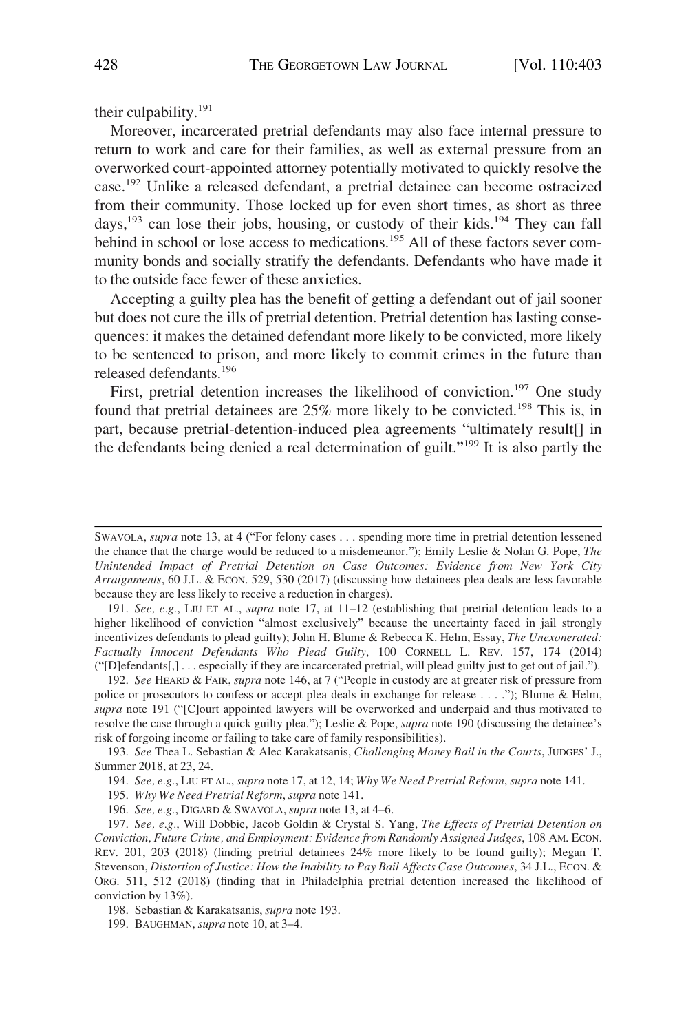their culpability.[191]

Moreover, incarcerated pretrial defendants may also face internal pressure to return to work and care for their families, as well as external pressure from an overworked court-appointed attorney potentially motivated to quickly resolve the case.[192] Unlike a released defendant, a pretrial detainee can become ostracized from their community. Those locked up for even short times, as short as three days,[193] can lose their jobs, housing, or custody of their kids.[194] They can fall behind in school or lose access to medications.[195] All of these factors sever community bonds and socially stratify the defendants. Defendants who have made it to the outside face fewer of these anxieties.

Accepting a guilty plea has the benefit of getting a defendant out of jail sooner but does not cure the ills of pretrial detention. Pretrial detention has lasting consequences: it makes the detained defendant more likely to be convicted, more likely to be sentenced to prison, and more likely to commit crimes in the future than released defendants.[196]

First, pretrial detention increases the likelihood of conviction.[197] One study found that pretrial detainees are 25% more likely to be convicted.[198] This is, in part, because pretrial-detention-induced plea agreements "ultimately result[] in the defendants being denied a real determination of guilt."[199] It is also partly the

---

SWAVOLA, *supra* note 13, at 4 ("For felony cases . . . spending more time in pretrial detention lessened the chance that the charge would be reduced to a misdemeanor."); Emily Leslie & Nolan G. Pope, *The Unintended Impact of Pretrial Detention on Case Outcomes: Evidence from New York City Arraignments*, 60 J.L. & ECON. 529, 530 (2017) (discussing how detainees plea deals are less favorable because they are less likely to receive a reduction in charges).

191. *See, e.g.*, LIU ET AL., *supra* note 17, at 11–12 (establishing that pretrial detention leads to a higher likelihood of conviction "almost exclusively" because the uncertainty faced in jail strongly incentivizes defendants to plead guilty); John H. Blume & Rebecca K. Helm, Essay, *The Unexonerated: Factually Innocent Defendants Who Plead Guilty*, 100 CORNELL L. REV. 157, 174 (2014) ("[D]efendants[,] . . . especially if they are incarcerated pretrial, will plead guilty just to get out of jail.").

192. *See* HEARD & FAIR, *supra* note 146, at 7 ("People in custody are at greater risk of pressure from police or prosecutors to confess or accept plea deals in exchange for release . . . ."); Blume & Helm, *supra* note 191 ("[C]ourt appointed lawyers will be overworked and underpaid and thus motivated to resolve the case through a quick guilty plea."); Leslie & Pope, *supra* note 190 (discussing the detainee's risk of forgoing income or failing to take care of family responsibilities).

193. *See* Thea L. Sebastian & Alec Karakatsanis, *Challenging Money Bail in the Courts*, JUDGES' J., Summer 2018, at 23, 24.

194. *See, e.g.*, LIU ET AL., *supra* note 17, at 12, 14; *Why We Need Pretrial Reform*, *supra* note 141.

195. *Why We Need Pretrial Reform*, *supra* note 141.

196. *See, e.g.*, DIGARD & SWAVOLA, *supra* note 13, at 4–6.

197. *See, e.g.*, Will Dobbie, Jacob Goldin & Crystal S. Yang, *The Effects of Pretrial Detention on Conviction, Future Crime, and Employment: Evidence from Randomly Assigned Judges*, 108 AM. ECON. REV. 201, 203 (2018) (finding pretrial detainees 24% more likely to be found guilty); Megan T. Stevenson, *Distortion of Justice: How the Inability to Pay Bail Affects Case Outcomes*, 34 J.L., ECON. & ORG. 511, 512 (2018) (finding that in Philadelphia pretrial detention increased the likelihood of conviction by 13%).

198. Sebastian & Karakatsanis, *supra* note 193.

199. BAUGHMAN, *supra* note 10, at 3–4.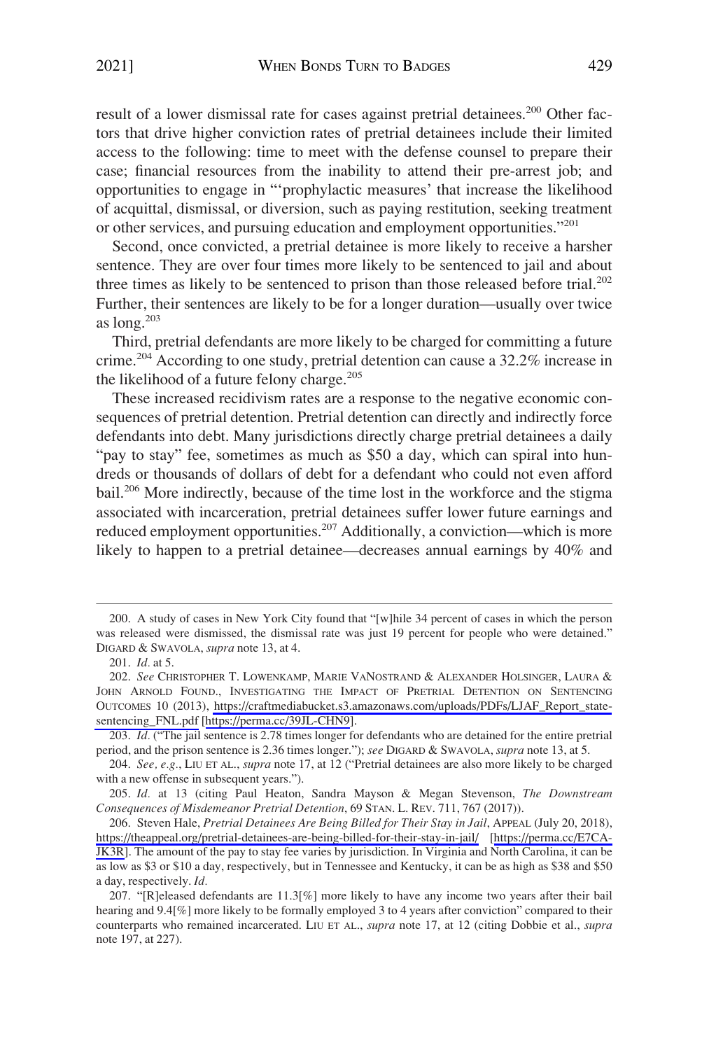result of a lower dismissal rate for cases against pretrial detainees.[200] Other factors that drive higher conviction rates of pretrial detainees include their limited access to the following: time to meet with the defense counsel to prepare their case; financial resources from the inability to attend their pre-arrest job; and opportunities to engage in "'prophylactic measures' that increase the likelihood of acquittal, dismissal, or diversion, such as paying restitution, seeking treatment or other services, and pursuing education and employment opportunities."[201]

Second, once convicted, a pretrial detainee is more likely to receive a harsher sentence. They are over four times more likely to be sentenced to jail and about three times as likely to be sentenced to prison than those released before trial.[202] Further, their sentences are likely to be for a longer duration—usually over twice as long.[203]

Third, pretrial defendants are more likely to be charged for committing a future crime.[204] According to one study, pretrial detention can cause a 32.2% increase in the likelihood of a future felony charge.[205]

These increased recidivism rates are a response to the negative economic consequences of pretrial detention. Pretrial detention can directly and indirectly force defendants into debt. Many jurisdictions directly charge pretrial detainees a daily "pay to stay" fee, sometimes as much as $50 a day, which can spiral into hundreds or thousands of dollars of debt for a defendant who could not even afford bail.[206] More indirectly, because of the time lost in the workforce and the stigma associated with incarceration, pretrial detainees suffer lower future earnings and reduced employment opportunities.[207] Additionally, a conviction—which is more likely to happen to a pretrial detainee—decreases annual earnings by 40% and

---

200. A study of cases in New York City found that "[w]hile 34 percent of cases in which the person was released were dismissed, the dismissal rate was just 19 percent for people who were detained." DIGARD & SWAVOLA, *supra* note 13, at 4.

201. *Id.* at 5.

202. *See* CHRISTOPHER T. LOWENKAMP, MARIE VANOSTRAND & ALEXANDER HOLSINGER, LAURA & JOHN ARNOLD FOUND., INVESTIGATING THE IMPACT OF PRETRIAL DETENTION ON SENTENCING OUTCOMES 10 (2013), https://craftmediabucket.s3.amazonaws.com/uploads/PDFs/LJAF_Report_state-sentencing_FNL.pdf [https://perma.cc/39JL-CHN9].

203. *Id.* ("The jail sentence is 2.78 times longer for defendants who are detained for the entire pretrial period, and the prison sentence is 2.36 times longer."); *see* DIGARD & SWAVOLA, *supra* note 13, at 5.

204. *See, e.g.*, LIU ET AL., *supra* note 17, at 12 ("Pretrial detainees are also more likely to be charged with a new offense in subsequent years.").

205. *Id.* at 13 (citing Paul Heaton, Sandra Mayson & Megan Stevenson, *The Downstream Consequences of Misdemeanor Pretrial Detention*, 69 STAN. L. REV. 711, 767 (2017)).

206. Steven Hale, *Pretrial Detainees Are Being Billed for Their Stay in Jail*, APPEAL (July 20, 2018), https://theappeal.org/pretrial-detainees-are-being-billed-for-their-stay-in-jail/ [https://perma.cc/E7CA-JK3R]. The amount of the pay to stay fee varies by jurisdiction. In Virginia and North Carolina, it can be as low as $3 or $10 a day, respectively, but in Tennessee and Kentucky, it can be as high as $38 and $50 a day, respectively. *Id.*

207. "[R]eleased defendants are 11.3[%] more likely to have any income two years after their bail hearing and 9.4[%] more likely to be formally employed 3 to 4 years after conviction" compared to their counterparts who remained incarcerated. LIU ET AL., *supra* note 17, at 12 (citing Dobbie et al., *supra* note 197, at 227).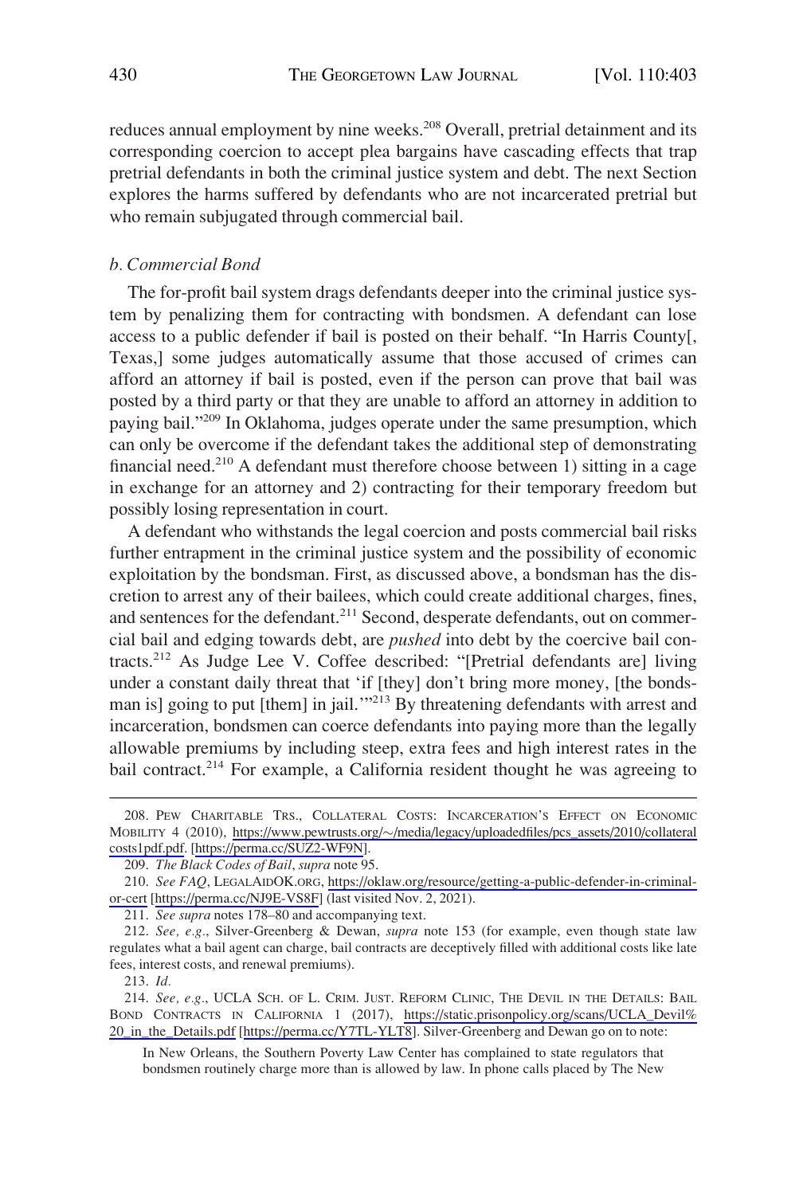reduces annual employment by nine weeks.[208] Overall, pretrial detainment and its corresponding coercion to accept plea bargains have cascading effects that trap pretrial defendants in both the criminal justice system and debt. The next Section explores the harms suffered by defendants who are not incarcerated pretrial but who remain subjugated through commercial bail.

#### *b. Commercial Bond*

The for-profit bail system drags defendants deeper into the criminal justice system by penalizing them for contracting with bondsmen. A defendant can lose access to a public defender if bail is posted on their behalf. "In Harris County[, Texas,] some judges automatically assume that those accused of crimes can afford an attorney if bail is posted, even if the person can prove that bail was posted by a third party or that they are unable to afford an attorney in addition to paying bail."[209] In Oklahoma, judges operate under the same presumption, which can only be overcome if the defendant takes the additional step of demonstrating financial need.[210] A defendant must therefore choose between 1) sitting in a cage in exchange for an attorney and 2) contracting for their temporary freedom but possibly losing representation in court.

A defendant who withstands the legal coercion and posts commercial bail risks further entrapment in the criminal justice system and the possibility of economic exploitation by the bondsman. First, as discussed above, a bondsman has the discretion to arrest any of their bailees, which could create additional charges, fines, and sentences for the defendant.[211] Second, desperate defendants, out on commercial bail and edging towards debt, are *pushed* into debt by the coercive bail contracts.[212] As Judge Lee V. Coffee described: "[Pretrial defendants are] living under a constant daily threat that 'if [they] don't bring more money, [the bondsman is] going to put [them] in jail.'"[213] By threatening defendants with arrest and incarceration, bondsmen can coerce defendants into paying more than the legally allowable premiums by including steep, extra fees and high interest rates in the bail contract.[214] For example, a California resident thought he was agreeing to

---

208. PEW CHARITABLE TRS., COLLATERAL COSTS: INCARCERATION'S EFFECT ON ECONOMIC MOBILITY 4 (2010), https://www.pewtrusts.org/~/media/legacy/uploadedfiles/pcs_assets/2010/collateralcosts1pdf.pdf. [https://perma.cc/SUZ2-WF9N].

209. *The Black Codes of Bail*, *supra* note 95.

210. *See FAQ*, LEGALAIDOK.ORG, https://oklaw.org/resource/getting-a-public-defender-in-criminal-or-cert [https://perma.cc/NJ9E-VS8F] (last visited Nov. 2, 2021).

211. *See supra* notes 178–80 and accompanying text.

212. *See, e.g.*, Silver-Greenberg & Dewan, *supra* note 153 (for example, even though state law regulates what a bail agent can charge, bail contracts are deceptively filled with additional costs like late fees, interest costs, and renewal premiums).

213. *Id.*

214. *See, e.g.*, UCLA SCH. OF L. CRIM. JUST. REFORM CLINIC, THE DEVIL IN THE DETAILS: BAIL BOND CONTRACTS IN CALIFORNIA 1 (2017), https://static.prisonpolicy.org/scans/UCLA_Devil%20_in_the_Details.pdf [https://perma.cc/Y7TL-YLT8]. Silver-Greenberg and Dewan go on to note:

> In New Orleans, the Southern Poverty Law Center has complained to state regulators that bondsmen routinely charge more than is allowed by law. In phone calls placed by The New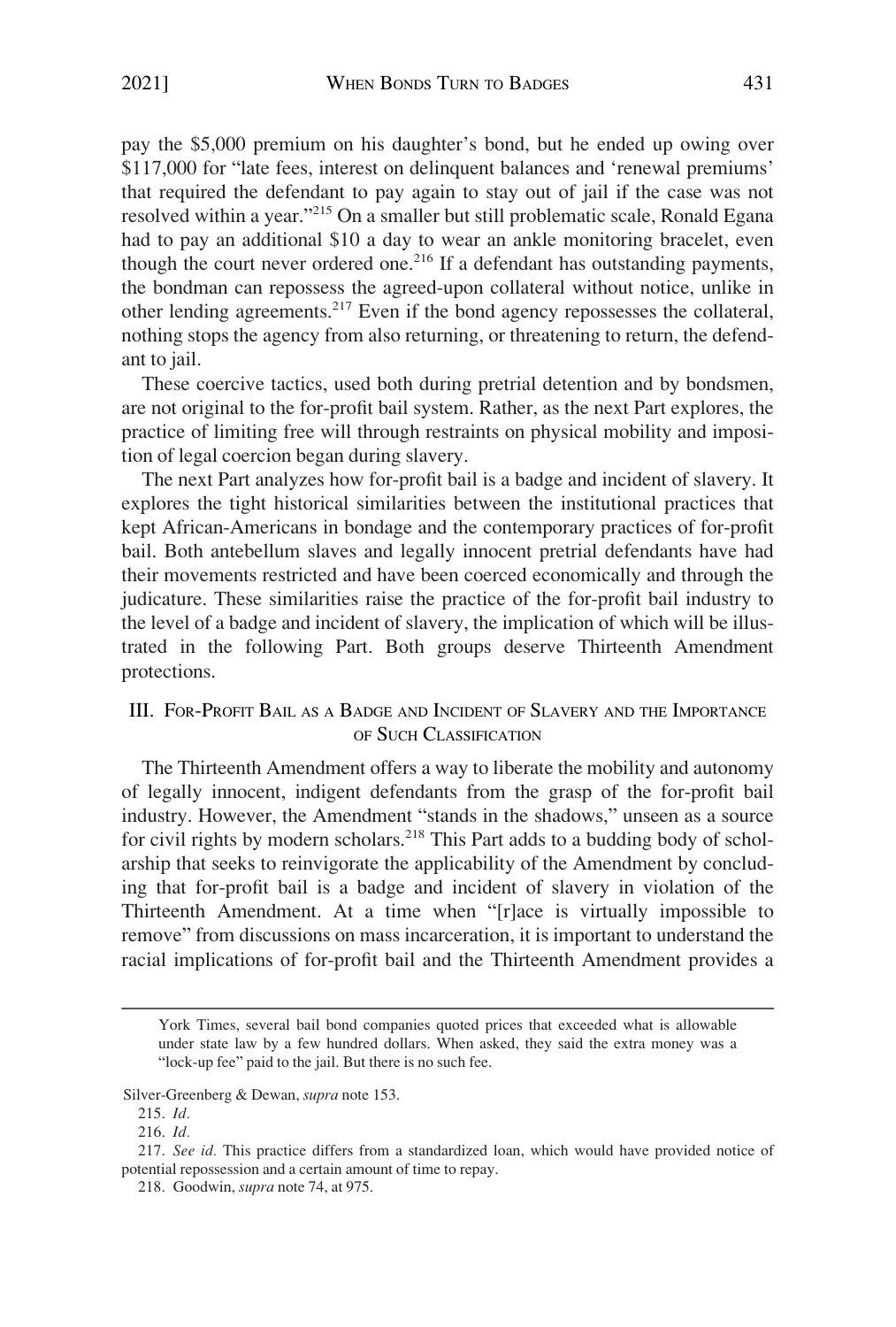pay the $5,000 premium on his daughter's bond, but he ended up owing over $117,000 for "late fees, interest on delinquent balances and 'renewal premiums' that required the defendant to pay again to stay out of jail if the case was not resolved within a year."[215] On a smaller but still problematic scale, Ronald Egana had to pay an additional $10 a day to wear an ankle monitoring bracelet, even though the court never ordered one.[216] If a defendant has outstanding payments, the bondman can repossess the agreed-upon collateral without notice, unlike in other lending agreements.[217] Even if the bond agency repossesses the collateral, nothing stops the agency from also returning, or threatening to return, the defendant to jail.

These coercive tactics, used both during pretrial detention and by bondsmen, are not original to the for-profit bail system. Rather, as the next Part explores, the practice of limiting free will through restraints on physical mobility and imposition of legal coercion began during slavery.

The next Part analyzes how for-profit bail is a badge and incident of slavery. It explores the tight historical similarities between the institutional practices that kept African-Americans in bondage and the contemporary practices of for-profit bail. Both antebellum slaves and legally innocent pretrial defendants have had their movements restricted and have been coerced economically and through the judicature. These similarities raise the practice of the for-profit bail industry to the level of a badge and incident of slavery, the implication of which will be illustrated in the following Part. Both groups deserve Thirteenth Amendment protections.

## III. For-Profit Bail as a Badge and Incident of Slavery and the Importance of Such Classification

The Thirteenth Amendment offers a way to liberate the mobility and autonomy of legally innocent, indigent defendants from the grasp of the for-profit bail industry. However, the Amendment "stands in the shadows," unseen as a source for civil rights by modern scholars.[218] This Part adds to a budding body of scholarship that seeks to reinvigorate the applicability of the Amendment by concluding that for-profit bail is a badge and incident of slavery in violation of the Thirteenth Amendment. At a time when "[r]ace is virtually impossible to remove" from discussions on mass incarceration, it is important to understand the racial implications of for-profit bail and the Thirteenth Amendment provides a

---

York Times, several bail bond companies quoted prices that exceeded what is allowable under state law by a few hundred dollars. When asked, they said the extra money was a "lock-up fee" paid to the jail. But there is no such fee.

Silver-Greenberg & Dewan, *supra* note 153.

215. *Id.*

216. *Id.*

217. *See id.* This practice differs from a standardized loan, which would have provided notice of potential repossession and a certain amount of time to repay.

218. Goodwin, *supra* note 74, at 975.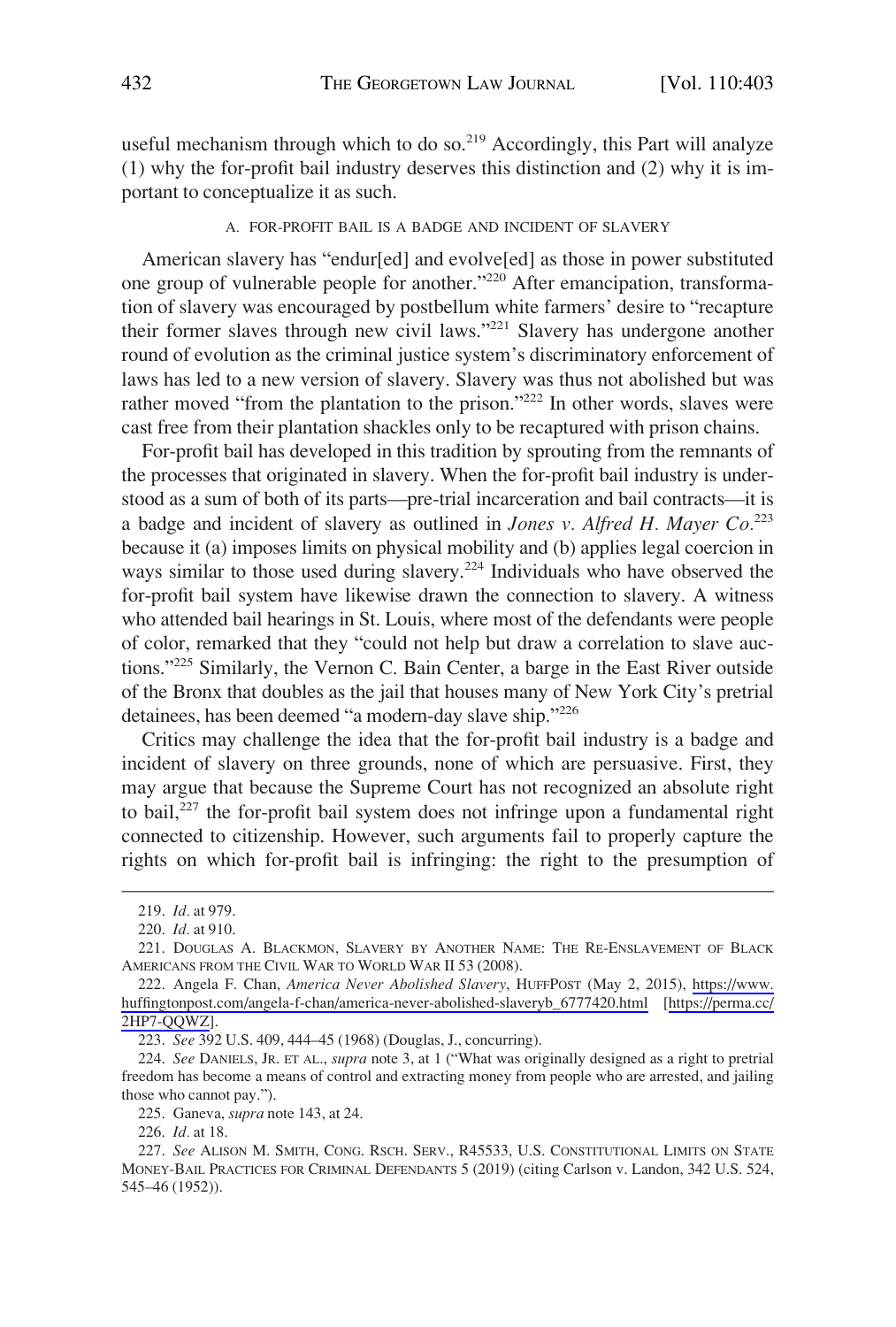useful mechanism through which to do so.[219] Accordingly, this Part will analyze (1) why the for-profit bail industry deserves this distinction and (2) why it is important to conceptualize it as such.

### A. FOR-PROFIT BAIL IS A BADGE AND INCIDENT OF SLAVERY

American slavery has "endur[ed] and evolve[ed] as those in power substituted one group of vulnerable people for another."[220] After emancipation, transformation of slavery was encouraged by postbellum white farmers' desire to "recapture their former slaves through new civil laws."[221] Slavery has undergone another round of evolution as the criminal justice system's discriminatory enforcement of laws has led to a new version of slavery. Slavery was thus not abolished but was rather moved "from the plantation to the prison."[222] In other words, slaves were cast free from their plantation shackles only to be recaptured with prison chains.

For-profit bail has developed in this tradition by sprouting from the remnants of the processes that originated in slavery. When the for-profit bail industry is understood as a sum of both of its parts—pre-trial incarceration and bail contracts—it is a badge and incident of slavery as outlined in *Jones v. Alfred H. Mayer Co.*[223] because it (a) imposes limits on physical mobility and (b) applies legal coercion in ways similar to those used during slavery.[224] Individuals who have observed the for-profit bail system have likewise drawn the connection to slavery. A witness who attended bail hearings in St. Louis, where most of the defendants were people of color, remarked that they "could not help but draw a correlation to slave auctions."[225] Similarly, the Vernon C. Bain Center, a barge in the East River outside of the Bronx that doubles as the jail that houses many of New York City's pretrial detainees, has been deemed "a modern-day slave ship."[226]

Critics may challenge the idea that the for-profit bail industry is a badge and incident of slavery on three grounds, none of which are persuasive. First, they may argue that because the Supreme Court has not recognized an absolute right to bail,[227] the for-profit bail system does not infringe upon a fundamental right connected to citizenship. However, such arguments fail to properly capture the rights on which for-profit bail is infringing: the right to the presumption of

---

219. *Id.* at 979.

220. *Id.* at 910.

221. DOUGLAS A. BLACKMON, SLAVERY BY ANOTHER NAME: THE RE-ENSLAVEMENT OF BLACK AMERICANS FROM THE CIVIL WAR TO WORLD WAR II 53 (2008).

222. Angela F. Chan, *America Never Abolished Slavery*, HUFFPOST (May 2, 2015), https://www.huffingtonpost.com/angela-f-chan/america-never-abolished-slaveryb_6777420.html [https://perma.cc/2HP7-QQWZ].

223. *See* 392 U.S. 409, 444–45 (1968) (Douglas, J., concurring).

224. *See* DANIELS, JR. ET AL., *supra* note 3, at 1 ("What was originally designed as a right to pretrial freedom has become a means of control and extracting money from people who are arrested, and jailing those who cannot pay.").

225. Ganeva, *supra* note 143, at 24.

226. *Id.* at 18.

227. *See* ALISON M. SMITH, CONG. RSCH. SERV., R45533, U.S. CONSTITUTIONAL LIMITS ON STATE MONEY-BAIL PRACTICES FOR CRIMINAL DEFENDANTS 5 (2019) (citing Carlson v. Landon, 342 U.S. 524, 545–46 (1952)).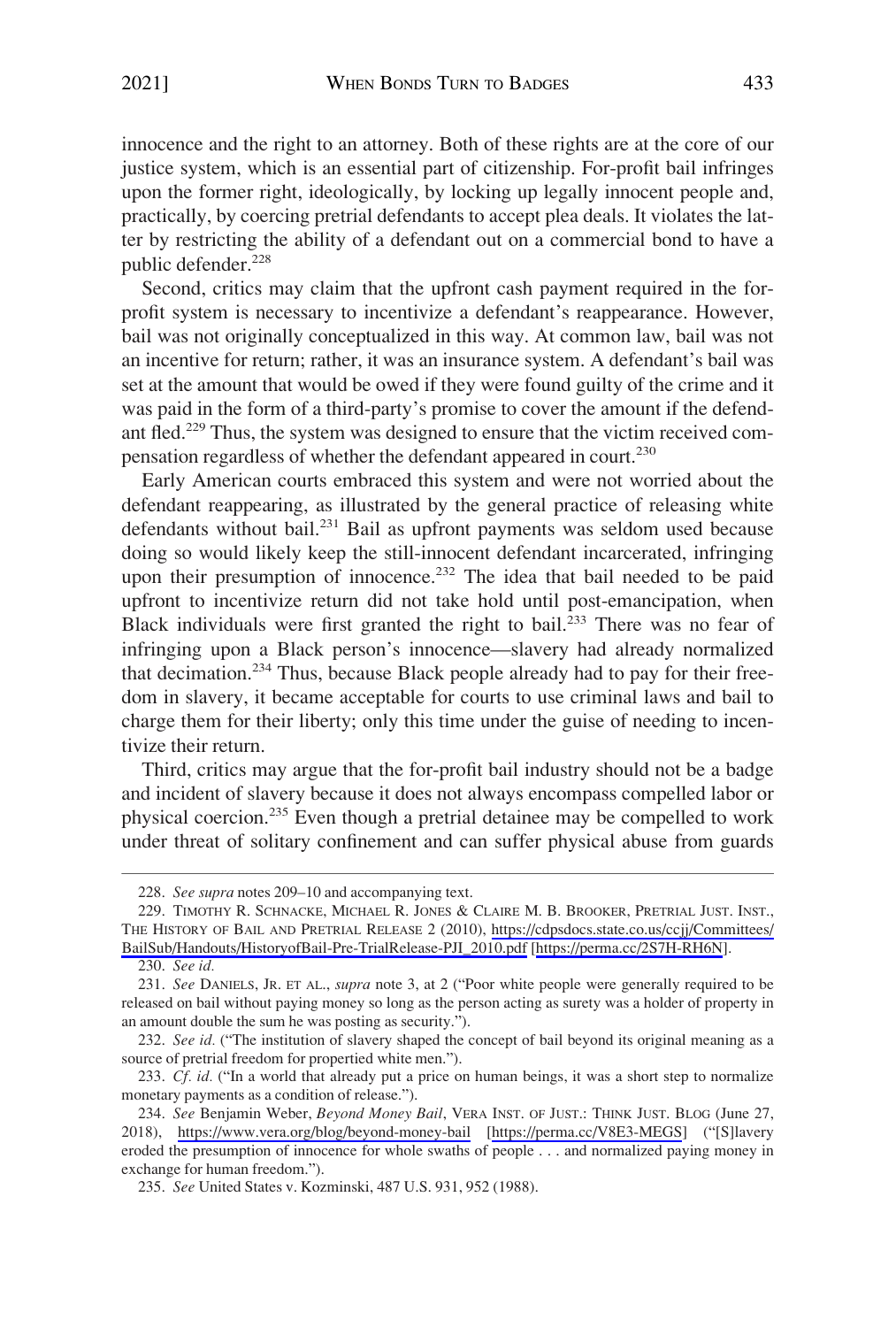innocence and the right to an attorney. Both of these rights are at the core of our justice system, which is an essential part of citizenship. For-profit bail infringes upon the former right, ideologically, by locking up legally innocent people and, practically, by coercing pretrial defendants to accept plea deals. It violates the latter by restricting the ability of a defendant out on a commercial bond to have a public defender.[228]

Second, critics may claim that the upfront cash payment required in the for-profit system is necessary to incentivize a defendant's reappearance. However, bail was not originally conceptualized in this way. At common law, bail was not an incentive for return; rather, it was an insurance system. A defendant's bail was set at the amount that would be owed if they were found guilty of the crime and it was paid in the form of a third-party's promise to cover the amount if the defendant fled.[229] Thus, the system was designed to ensure that the victim received compensation regardless of whether the defendant appeared in court.[230]

Early American courts embraced this system and were not worried about the defendant reappearing, as illustrated by the general practice of releasing white defendants without bail.[231] Bail as upfront payments was seldom used because doing so would likely keep the still-innocent defendant incarcerated, infringing upon their presumption of innocence.[232] The idea that bail needed to be paid upfront to incentivize return did not take hold until post-emancipation, when Black individuals were first granted the right to bail.[233] There was no fear of infringing upon a Black person's innocence—slavery had already normalized that decimation.[234] Thus, because Black people already had to pay for their freedom in slavery, it became acceptable for courts to use criminal laws and bail to charge them for their liberty; only this time under the guise of needing to incentivize their return.

Third, critics may argue that the for-profit bail industry should not be a badge and incident of slavery because it does not always encompass compelled labor or physical coercion.[235] Even though a pretrial detainee may be compelled to work under threat of solitary confinement and can suffer physical abuse from guards

---

228. *See supra* notes 209–10 and accompanying text.

229. TIMOTHY R. SCHNACKE, MICHAEL R. JONES & CLAIRE M. B. BROOKER, PRETRIAL JUST. INST., THE HISTORY OF BAIL AND PRETRIAL RELEASE 2 (2010), https://cdpsdocs.state.co.us/ccjj/Committees/BailSub/Handouts/HistoryofBail-Pre-TrialRelease-PJI_2010.pdf [https://perma.cc/2S7H-RH6N].

230. *See id.*

231. *See* DANIELS, JR. ET AL., *supra* note 3, at 2 ("Poor white people were generally required to be released on bail without paying money so long as the person acting as surety was a holder of property in an amount double the sum he was posting as security.").

232. *See id.* ("The institution of slavery shaped the concept of bail beyond its original meaning as a source of pretrial freedom for propertied white men.").

233. *Cf. id.* ("In a world that already put a price on human beings, it was a short step to normalize monetary payments as a condition of release.").

234. *See* Benjamin Weber, *Beyond Money Bail*, VERA INST. OF JUST.: THINK JUST. BLOG (June 27, 2018), https://www.vera.org/blog/beyond-money-bail [https://perma.cc/V8E3-MEGS] ("[S]lavery eroded the presumption of innocence for whole swaths of people . . . and normalized paying money in exchange for human freedom.").

235. *See* United States v. Kozminski, 487 U.S. 931, 952 (1988).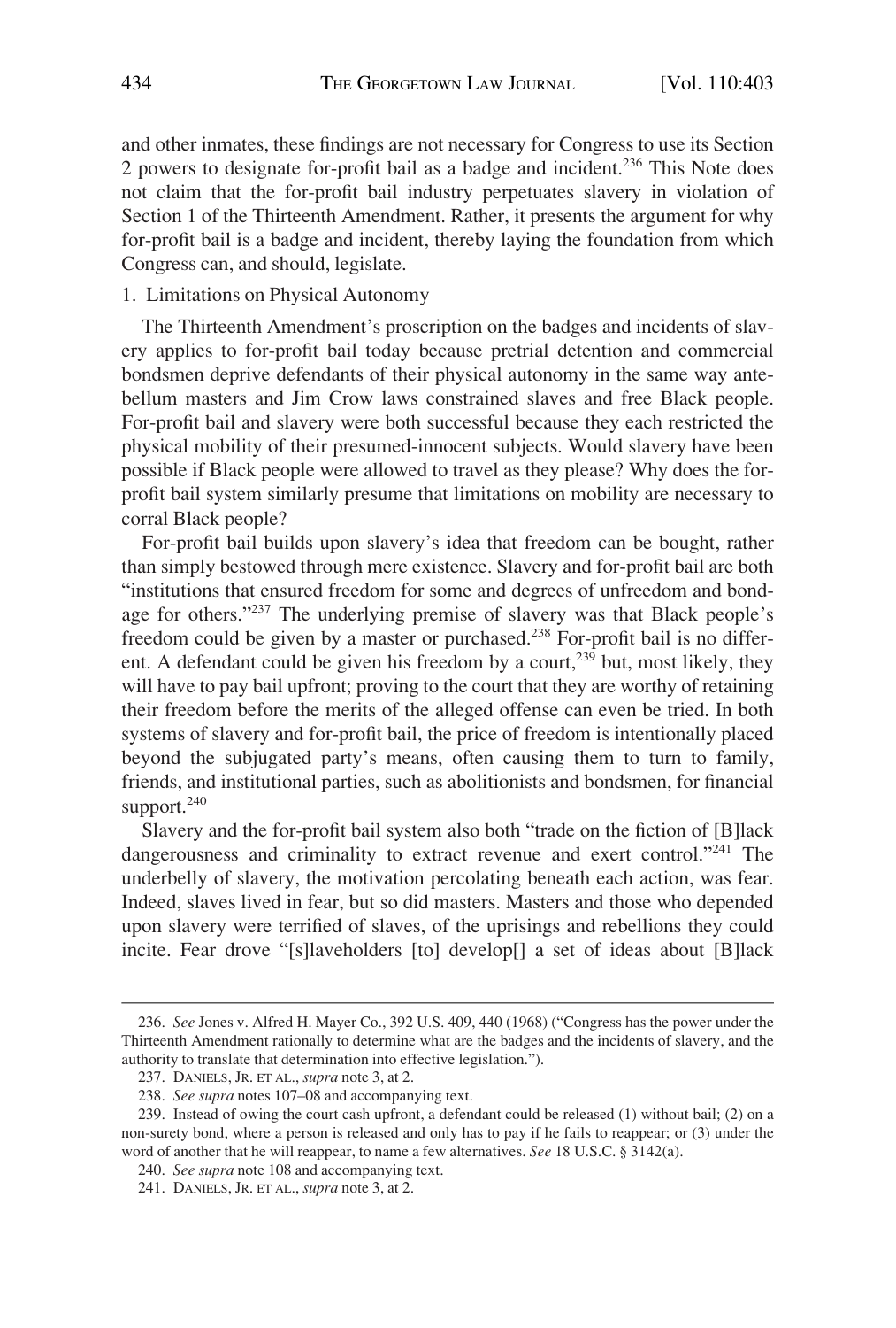and other inmates, these findings are not necessary for Congress to use its Section 2 powers to designate for-profit bail as a badge and incident.[236] This Note does not claim that the for-profit bail industry perpetuates slavery in violation of Section 1 of the Thirteenth Amendment. Rather, it presents the argument for why for-profit bail is a badge and incident, thereby laying the foundation from which Congress can, and should, legislate.

1. Limitations on Physical Autonomy

The Thirteenth Amendment's proscription on the badges and incidents of slavery applies to for-profit bail today because pretrial detention and commercial bondsmen deprive defendants of their physical autonomy in the same way antebellum masters and Jim Crow laws constrained slaves and free Black people. For-profit bail and slavery were both successful because they each restricted the physical mobility of their presumed-innocent subjects. Would slavery have been possible if Black people were allowed to travel as they please? Why does the for-profit bail system similarly presume that limitations on mobility are necessary to corral Black people?

For-profit bail builds upon slavery's idea that freedom can be bought, rather than simply bestowed through mere existence. Slavery and for-profit bail are both "institutions that ensured freedom for some and degrees of unfreedom and bondage for others."[237] The underlying premise of slavery was that Black people's freedom could be given by a master or purchased.[238] For-profit bail is no different. A defendant could be given his freedom by a court,[239] but, most likely, they will have to pay bail upfront; proving to the court that they are worthy of retaining their freedom before the merits of the alleged offense can even be tried. In both systems of slavery and for-profit bail, the price of freedom is intentionally placed beyond the subjugated party's means, often causing them to turn to family, friends, and institutional parties, such as abolitionists and bondsmen, for financial support.[240]

Slavery and the for-profit bail system also both "trade on the fiction of [B]lack dangerousness and criminality to extract revenue and exert control."[241] The underbelly of slavery, the motivation percolating beneath each action, was fear. Indeed, slaves lived in fear, but so did masters. Masters and those who depended upon slavery were terrified of slaves, of the uprisings and rebellions they could incite. Fear drove "[s]laveholders [to] develop[] a set of ideas about [B]lack

---

236. *See* Jones v. Alfred H. Mayer Co., 392 U.S. 409, 440 (1968) ("Congress has the power under the Thirteenth Amendment rationally to determine what are the badges and the incidents of slavery, and the authority to translate that determination into effective legislation.").

237. DANIELS, JR. ET AL., *supra* note 3, at 2.

238. *See supra* notes 107–08 and accompanying text.

239. Instead of owing the court cash upfront, a defendant could be released (1) without bail; (2) on a non-surety bond, where a person is released and only has to pay if he fails to reappear; or (3) under the word of another that he will reappear, to name a few alternatives. *See* 18 U.S.C. § 3142(a).

240. *See supra* note 108 and accompanying text.

241. DANIELS, JR. ET AL., *supra* note 3, at 2.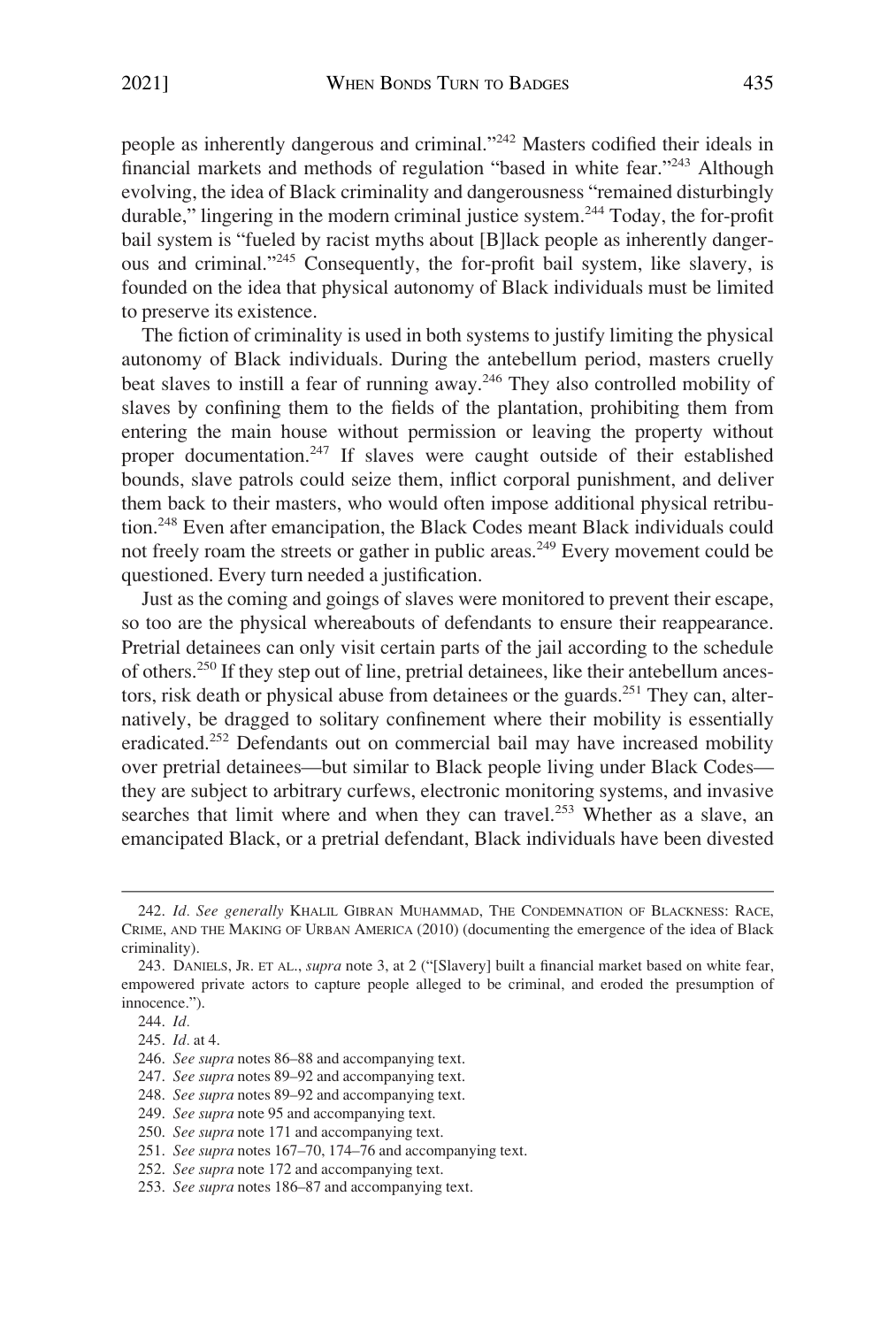people as inherently dangerous and criminal."[242] Masters codified their ideals in financial markets and methods of regulation "based in white fear."[243] Although evolving, the idea of Black criminality and dangerousness "remained disturbingly durable," lingering in the modern criminal justice system.[244] Today, the for-profit bail system is "fueled by racist myths about [B]lack people as inherently dangerous and criminal."[245] Consequently, the for-profit bail system, like slavery, is founded on the idea that physical autonomy of Black individuals must be limited to preserve its existence.

The fiction of criminality is used in both systems to justify limiting the physical autonomy of Black individuals. During the antebellum period, masters cruelly beat slaves to instill a fear of running away.[246] They also controlled mobility of slaves by confining them to the fields of the plantation, prohibiting them from entering the main house without permission or leaving the property without proper documentation.[247] If slaves were caught outside of their established bounds, slave patrols could seize them, inflict corporal punishment, and deliver them back to their masters, who would often impose additional physical retribution.[248] Even after emancipation, the Black Codes meant Black individuals could not freely roam the streets or gather in public areas.[249] Every movement could be questioned. Every turn needed a justification.

Just as the coming and goings of slaves were monitored to prevent their escape, so too are the physical whereabouts of defendants to ensure their reappearance. Pretrial detainees can only visit certain parts of the jail according to the schedule of others.[250] If they step out of line, pretrial detainees, like their antebellum ancestors, risk death or physical abuse from detainees or the guards.[251] They can, alternatively, be dragged to solitary confinement where their mobility is essentially eradicated.[252] Defendants out on commercial bail may have increased mobility over pretrial detainees—but similar to Black people living under Black Codes—they are subject to arbitrary curfews, electronic monitoring systems, and invasive searches that limit where and when they can travel.[253] Whether as a slave, an emancipated Black, or a pretrial defendant, Black individuals have been divested

---

242. *Id. See generally* KHALIL GIBRAN MUHAMMAD, THE CONDEMNATION OF BLACKNESS: RACE, CRIME, AND THE MAKING OF URBAN AMERICA (2010) (documenting the emergence of the idea of Black criminality).

243. DANIELS, JR. ET AL., *supra* note 3, at 2 ("[Slavery] built a financial market based on white fear, empowered private actors to capture people alleged to be criminal, and eroded the presumption of innocence.").

244. *Id.*

245. *Id.* at 4.

246. *See supra* notes 86–88 and accompanying text.

247. *See supra* notes 89–92 and accompanying text.

248. *See supra* notes 89–92 and accompanying text.

249. *See supra* note 95 and accompanying text.

250. *See supra* note 171 and accompanying text.

251. *See supra* notes 167–70, 174–76 and accompanying text.

252. *See supra* note 172 and accompanying text.

253. *See supra* notes 186–87 and accompanying text.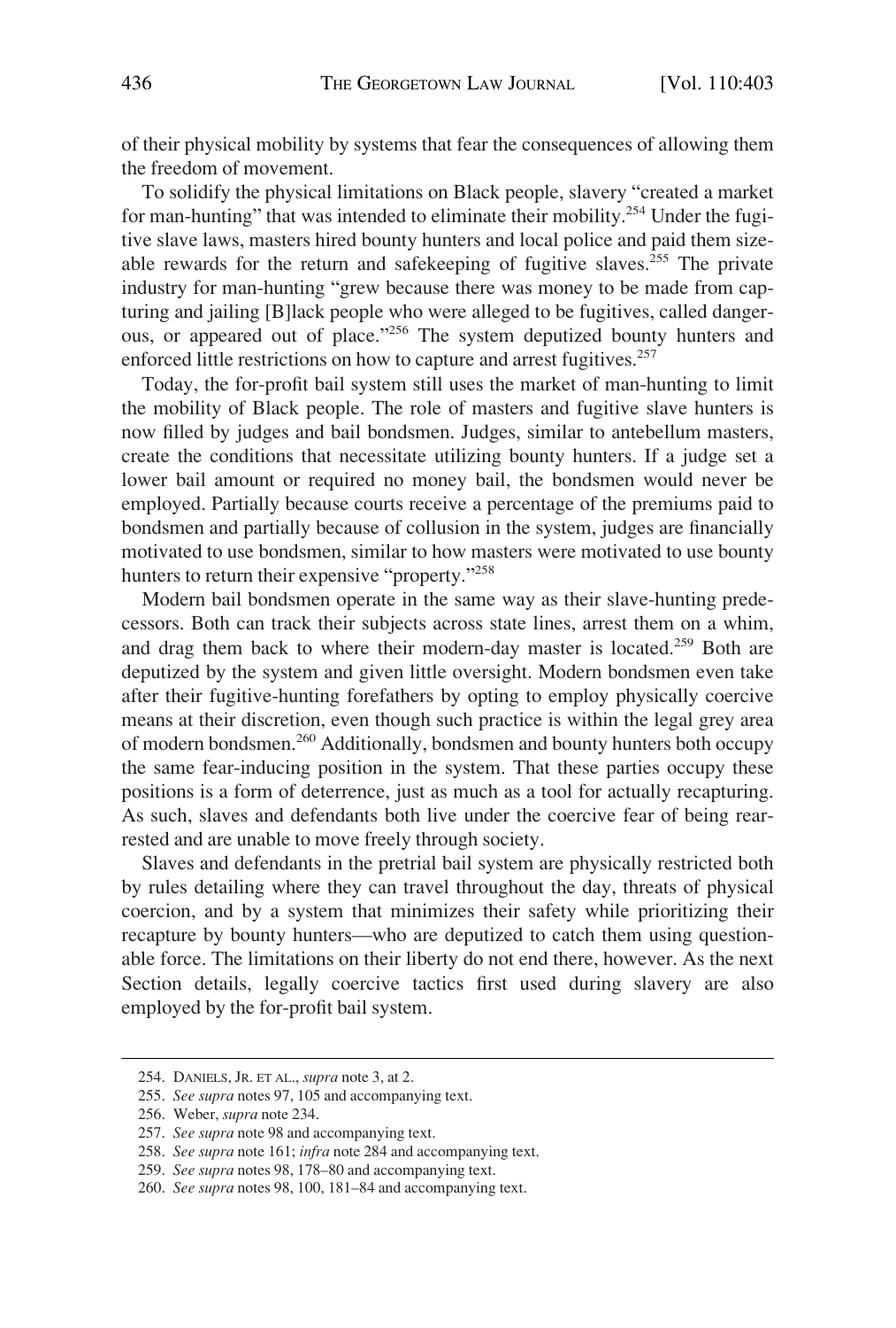of their physical mobility by systems that fear the consequences of allowing them the freedom of movement.

To solidify the physical limitations on Black people, slavery "created a market for man-hunting" that was intended to eliminate their mobility.[254] Under the fugitive slave laws, masters hired bounty hunters and local police and paid them sizeable rewards for the return and safekeeping of fugitive slaves.[255] The private industry for man-hunting "grew because there was money to be made from capturing and jailing [B]lack people who were alleged to be fugitives, called dangerous, or appeared out of place."[256] The system deputized bounty hunters and enforced little restrictions on how to capture and arrest fugitives.[257]

Today, the for-profit bail system still uses the market of man-hunting to limit the mobility of Black people. The role of masters and fugitive slave hunters is now filled by judges and bail bondsmen. Judges, similar to antebellum masters, create the conditions that necessitate utilizing bounty hunters. If a judge set a lower bail amount or required no money bail, the bondsmen would never be employed. Partially because courts receive a percentage of the premiums paid to bondsmen and partially because of collusion in the system, judges are financially motivated to use bondsmen, similar to how masters were motivated to use bounty hunters to return their expensive "property."[258]

Modern bail bondsmen operate in the same way as their slave-hunting predecessors. Both can track their subjects across state lines, arrest them on a whim, and drag them back to where their modern-day master is located.[259] Both are deputized by the system and given little oversight. Modern bondsmen even take after their fugitive-hunting forefathers by opting to employ physically coercive means at their discretion, even though such practice is within the legal grey area of modern bondsmen.[260] Additionally, bondsmen and bounty hunters both occupy the same fear-inducing position in the system. That these parties occupy these positions is a form of deterrence, just as much as a tool for actually recapturing. As such, slaves and defendants both live under the coercive fear of being rearrested and are unable to move freely through society.

Slaves and defendants in the pretrial bail system are physically restricted both by rules detailing where they can travel throughout the day, threats of physical coercion, and by a system that minimizes their safety while prioritizing their recapture by bounty hunters—who are deputized to catch them using questionable force. The limitations on their liberty do not end there, however. As the next Section details, legally coercive tactics first used during slavery are also employed by the for-profit bail system.

---

254. DANIELS, JR. ET AL., *supra* note 3, at 2.

255. *See supra* notes 97, 105 and accompanying text.

256. Weber, *supra* note 234.

257. *See supra* note 98 and accompanying text.

258. *See supra* note 161; *infra* note 284 and accompanying text.

259. *See supra* notes 98, 178–80 and accompanying text.

260. *See supra* notes 98, 100, 181–84 and accompanying text.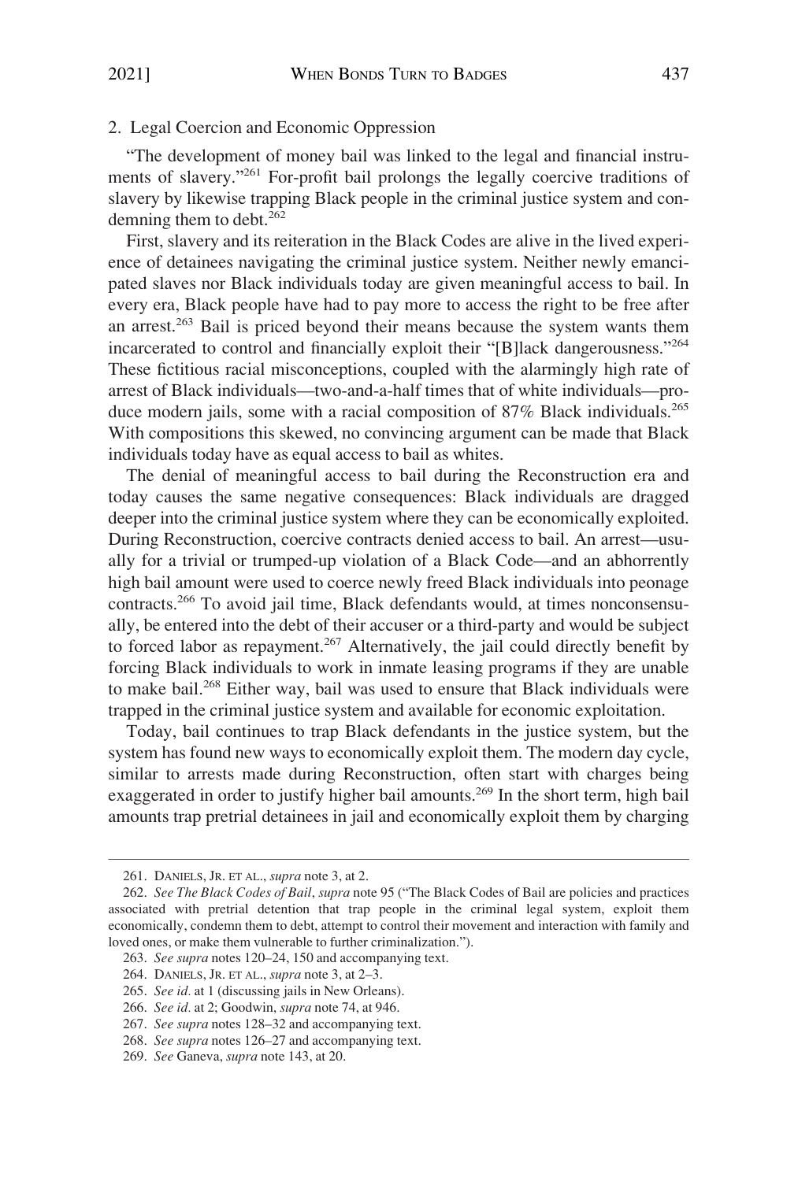### 2. Legal Coercion and Economic Oppression

"The development of money bail was linked to the legal and financial instruments of slavery."[261] For-profit bail prolongs the legally coercive traditions of slavery by likewise trapping Black people in the criminal justice system and condemning them to debt.[262]

First, slavery and its reiteration in the Black Codes are alive in the lived experience of detainees navigating the criminal justice system. Neither newly emancipated slaves nor Black individuals today are given meaningful access to bail. In every era, Black people have had to pay more to access the right to be free after an arrest.[263] Bail is priced beyond their means because the system wants them incarcerated to control and financially exploit their "[B]lack dangerousness."[264] These fictitious racial misconceptions, coupled with the alarmingly high rate of arrest of Black individuals—two-and-a-half times that of white individuals—produce modern jails, some with a racial composition of 87% Black individuals.[265] With compositions this skewed, no convincing argument can be made that Black individuals today have as equal access to bail as whites.

The denial of meaningful access to bail during the Reconstruction era and today causes the same negative consequences: Black individuals are dragged deeper into the criminal justice system where they can be economically exploited. During Reconstruction, coercive contracts denied access to bail. An arrest—usually for a trivial or trumped-up violation of a Black Code—and an abhorrently high bail amount were used to coerce newly freed Black individuals into peonage contracts.[266] To avoid jail time, Black defendants would, at times nonconsensually, be entered into the debt of their accuser or a third-party and would be subject to forced labor as repayment.[267] Alternatively, the jail could directly benefit by forcing Black individuals to work in inmate leasing programs if they are unable to make bail.[268] Either way, bail was used to ensure that Black individuals were trapped in the criminal justice system and available for economic exploitation.

Today, bail continues to trap Black defendants in the justice system, but the system has found new ways to economically exploit them. The modern day cycle, similar to arrests made during Reconstruction, often start with charges being exaggerated in order to justify higher bail amounts.[269] In the short term, high bail amounts trap pretrial detainees in jail and economically exploit them by charging

---

261. DANIELS, JR. ET AL., *supra* note 3, at 2.

262. *See The Black Codes of Bail*, *supra* note 95 ("The Black Codes of Bail are policies and practices associated with pretrial detention that trap people in the criminal legal system, exploit them economically, condemn them to debt, attempt to control their movement and interaction with family and loved ones, or make them vulnerable to further criminalization.").

263. *See supra* notes 120–24, 150 and accompanying text.

264. DANIELS, JR. ET AL., *supra* note 3, at 2–3.

265. *See id.* at 1 (discussing jails in New Orleans).

266. *See id.* at 2; Goodwin, *supra* note 74, at 946.

267. *See supra* notes 128–32 and accompanying text.

268. *See supra* notes 126–27 and accompanying text.

269. *See* Ganeva, *supra* note 143, at 20.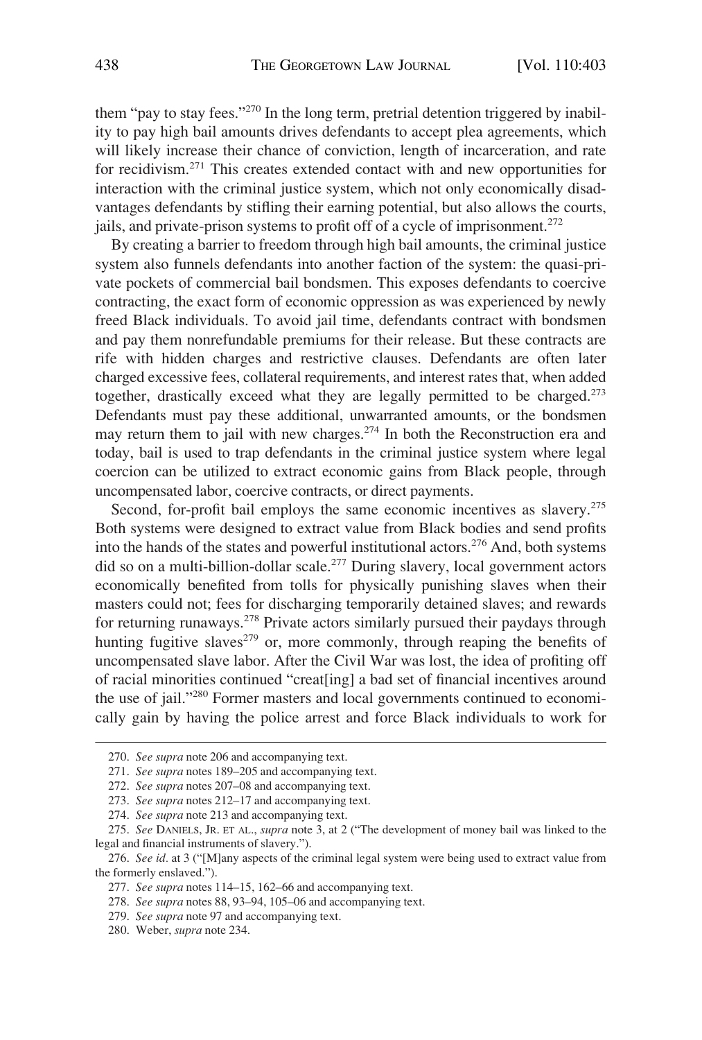them "pay to stay fees."[270] In the long term, pretrial detention triggered by inability to pay high bail amounts drives defendants to accept plea agreements, which will likely increase their chance of conviction, length of incarceration, and rate for recidivism.[271] This creates extended contact with and new opportunities for interaction with the criminal justice system, which not only economically disadvantages defendants by stifling their earning potential, but also allows the courts, jails, and private-prison systems to profit off of a cycle of imprisonment.[272]

By creating a barrier to freedom through high bail amounts, the criminal justice system also funnels defendants into another faction of the system: the quasi-private pockets of commercial bail bondsmen. This exposes defendants to coercive contracting, the exact form of economic oppression as was experienced by newly freed Black individuals. To avoid jail time, defendants contract with bondsmen and pay them nonrefundable premiums for their release. But these contracts are rife with hidden charges and restrictive clauses. Defendants are often later charged excessive fees, collateral requirements, and interest rates that, when added together, drastically exceed what they are legally permitted to be charged.[273] Defendants must pay these additional, unwarranted amounts, or the bondsmen may return them to jail with new charges.[274] In both the Reconstruction era and today, bail is used to trap defendants in the criminal justice system where legal coercion can be utilized to extract economic gains from Black people, through uncompensated labor, coercive contracts, or direct payments.

Second, for-profit bail employs the same economic incentives as slavery.[275] Both systems were designed to extract value from Black bodies and send profits into the hands of the states and powerful institutional actors.[276] And, both systems did so on a multi-billion-dollar scale.[277] During slavery, local government actors economically benefited from tolls for physically punishing slaves when their masters could not; fees for discharging temporarily detained slaves; and rewards for returning runaways.[278] Private actors similarly pursued their paydays through hunting fugitive slaves[279] or, more commonly, through reaping the benefits of uncompensated slave labor. After the Civil War was lost, the idea of profiting off of racial minorities continued "creat[ing] a bad set of financial incentives around the use of jail."[280] Former masters and local governments continued to economically gain by having the police arrest and force Black individuals to work for

---

270. *See supra* note 206 and accompanying text.

271. *See supra* notes 189–205 and accompanying text.

272. *See supra* notes 207–08 and accompanying text.

273. *See supra* notes 212–17 and accompanying text.

274. *See supra* note 213 and accompanying text.

275. *See* DANIELS, JR. ET AL., *supra* note 3, at 2 ("The development of money bail was linked to the legal and financial instruments of slavery.").

276. *See id.* at 3 ("[M]any aspects of the criminal legal system were being used to extract value from the formerly enslaved.").

277. *See supra* notes 114–15, 162–66 and accompanying text.

278. *See supra* notes 88, 93–94, 105–06 and accompanying text.

279. *See supra* note 97 and accompanying text.

280. Weber, *supra* note 234.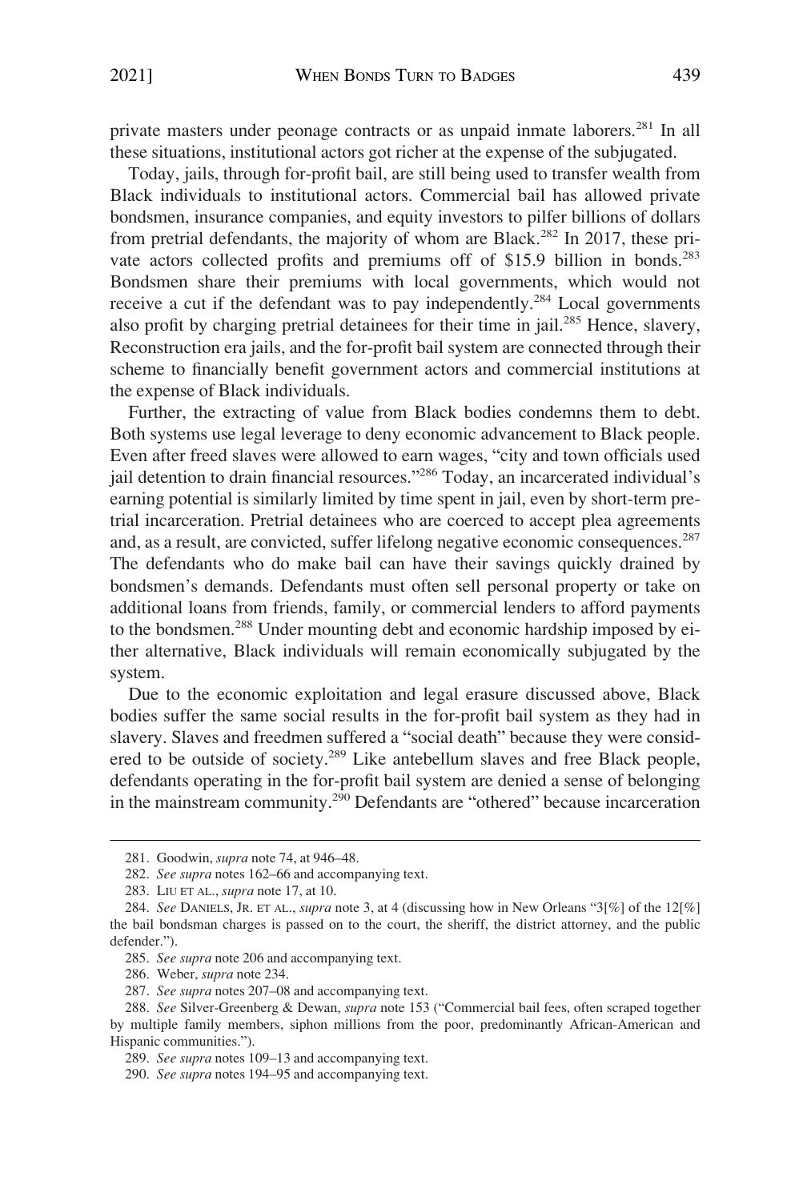private masters under peonage contracts or as unpaid inmate laborers.[281] In all these situations, institutional actors got richer at the expense of the subjugated.

Today, jails, through for-profit bail, are still being used to transfer wealth from Black individuals to institutional actors. Commercial bail has allowed private bondsmen, insurance companies, and equity investors to pilfer billions of dollars from pretrial defendants, the majority of whom are Black.[282] In 2017, these private actors collected profits and premiums off of $15.9 billion in bonds.[283] Bondsmen share their premiums with local governments, which would not receive a cut if the defendant was to pay independently.[284] Local governments also profit by charging pretrial detainees for their time in jail.[285] Hence, slavery, Reconstruction era jails, and the for-profit bail system are connected through their scheme to financially benefit government actors and commercial institutions at the expense of Black individuals.

Further, the extracting of value from Black bodies condemns them to debt. Both systems use legal leverage to deny economic advancement to Black people. Even after freed slaves were allowed to earn wages, "city and town officials used jail detention to drain financial resources."[286] Today, an incarcerated individual's earning potential is similarly limited by time spent in jail, even by short-term pretrial incarceration. Pretrial detainees who are coerced to accept plea agreements and, as a result, are convicted, suffer lifelong negative economic consequences.[287] The defendants who do make bail can have their savings quickly drained by bondsmen's demands. Defendants must often sell personal property or take on additional loans from friends, family, or commercial lenders to afford payments to the bondsmen.[288] Under mounting debt and economic hardship imposed by either alternative, Black individuals will remain economically subjugated by the system.

Due to the economic exploitation and legal erasure discussed above, Black bodies suffer the same social results in the for-profit bail system as they had in slavery. Slaves and freedmen suffered a "social death" because they were considered to be outside of society.[289] Like antebellum slaves and free Black people, defendants operating in the for-profit bail system are denied a sense of belonging in the mainstream community.[290] Defendants are "othered" because incarceration

---

281. Goodwin, *supra* note 74, at 946–48.

282. *See supra* notes 162–66 and accompanying text.

283. LIU ET AL., *supra* note 17, at 10.

284. *See* DANIELS, JR. ET AL., *supra* note 3, at 4 (discussing how in New Orleans "3[%] of the 12[%] the bail bondsman charges is passed on to the court, the sheriff, the district attorney, and the public defender.").

285. *See supra* note 206 and accompanying text.

286. Weber, *supra* note 234.

287. *See supra* notes 207–08 and accompanying text.

288. *See* Silver-Greenberg & Dewan, *supra* note 153 ("Commercial bail fees, often scraped together by multiple family members, siphon millions from the poor, predominantly African-American and Hispanic communities.").

289. *See supra* notes 109–13 and accompanying text.

290. *See supra* notes 194–95 and accompanying text.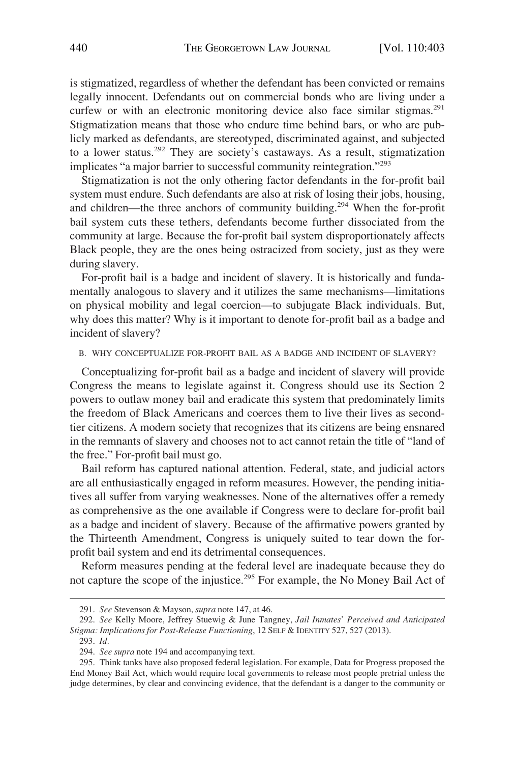is stigmatized, regardless of whether the defendant has been convicted or remains legally innocent. Defendants out on commercial bonds who are living under a curfew or with an electronic monitoring device also face similar stigmas.[291] Stigmatization means that those who endure time behind bars, or who are publicly marked as defendants, are stereotyped, discriminated against, and subjected to a lower status.[292] They are society's castaways. As a result, stigmatization implicates "a major barrier to successful community reintegration."[293]

Stigmatization is not the only othering factor defendants in the for-profit bail system must endure. Such defendants are also at risk of losing their jobs, housing, and children—the three anchors of community building.[294] When the for-profit bail system cuts these tethers, defendants become further dissociated from the community at large. Because the for-profit bail system disproportionately affects Black people, they are the ones being ostracized from society, just as they were during slavery.

For-profit bail is a badge and incident of slavery. It is historically and fundamentally analogous to slavery and it utilizes the same mechanisms—limitations on physical mobility and legal coercion—to subjugate Black individuals. But, why does this matter? Why is it important to denote for-profit bail as a badge and incident of slavery?

### B. WHY CONCEPTUALIZE FOR-PROFIT BAIL AS A BADGE AND INCIDENT OF SLAVERY?

Conceptualizing for-profit bail as a badge and incident of slavery will provide Congress the means to legislate against it. Congress should use its Section 2 powers to outlaw money bail and eradicate this system that predominately limits the freedom of Black Americans and coerces them to live their lives as second-tier citizens. A modern society that recognizes that its citizens are being ensnared in the remnants of slavery and chooses not to act cannot retain the title of "land of the free." For-profit bail must go.

Bail reform has captured national attention. Federal, state, and judicial actors are all enthusiastically engaged in reform measures. However, the pending initiatives all suffer from varying weaknesses. None of the alternatives offer a remedy as comprehensive as the one available if Congress were to declare for-profit bail as a badge and incident of slavery. Because of the affirmative powers granted by the Thirteenth Amendment, Congress is uniquely suited to tear down the for-profit bail system and end its detrimental consequences.

Reform measures pending at the federal level are inadequate because they do not capture the scope of the injustice.[295] For example, the No Money Bail Act of

---

291. *See* Stevenson & Mayson, *supra* note 147, at 46.

292. *See* Kelly Moore, Jeffrey Stuewig & June Tangney, *Jail Inmates' Perceived and Anticipated Stigma: Implications for Post-Release Functioning*, 12 SELF & IDENTITY 527, 527 (2013).

293. *Id.*

294. *See supra* note 194 and accompanying text.

295. Think tanks have also proposed federal legislation. For example, Data for Progress proposed the End Money Bail Act, which would require local governments to release most people pretrial unless the judge determines, by clear and convincing evidence, that the defendant is a danger to the community or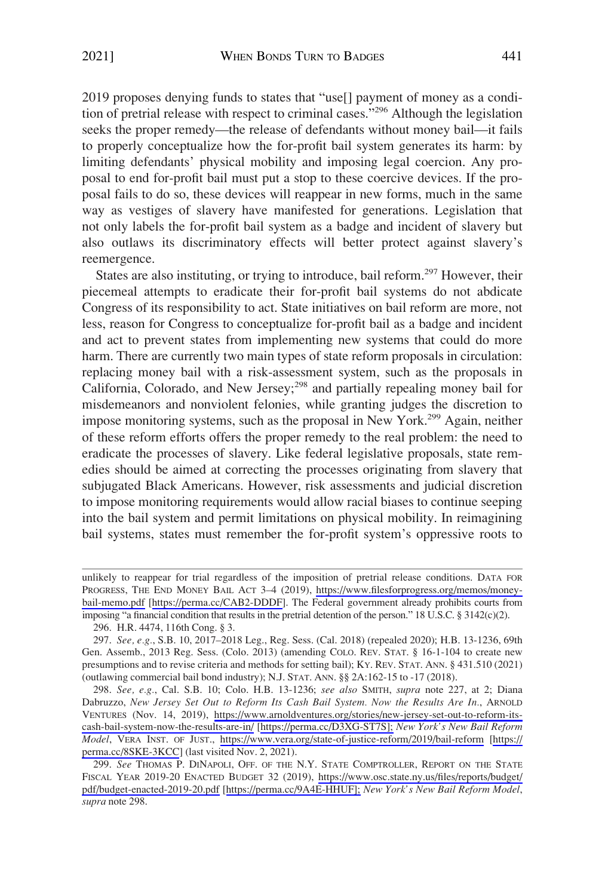2019 proposes denying funds to states that "use[] payment of money as a condition of pretrial release with respect to criminal cases."[296] Although the legislation seeks the proper remedy—the release of defendants without money bail—it fails to properly conceptualize how the for-profit bail system generates its harm: by limiting defendants' physical mobility and imposing legal coercion. Any proposal to end for-profit bail must put a stop to these coercive devices. If the proposal fails to do so, these devices will reappear in new forms, much in the same way as vestiges of slavery have manifested for generations. Legislation that not only labels the for-profit bail system as a badge and incident of slavery but also outlaws its discriminatory effects will better protect against slavery's reemergence.

States are also instituting, or trying to introduce, bail reform.[297] However, their piecemeal attempts to eradicate their for-profit bail systems do not abdicate Congress of its responsibility to act. State initiatives on bail reform are more, not less, reason for Congress to conceptualize for-profit bail as a badge and incident and act to prevent states from implementing new systems that could do more harm. There are currently two main types of state reform proposals in circulation: replacing money bail with a risk-assessment system, such as the proposals in California, Colorado, and New Jersey;[298] and partially repealing money bail for misdemeanors and nonviolent felonies, while granting judges the discretion to impose monitoring systems, such as the proposal in New York.[299] Again, neither of these reform efforts offers the proper remedy to the real problem: the need to eradicate the processes of slavery. Like federal legislative proposals, state remedies should be aimed at correcting the processes originating from slavery that subjugated Black Americans. However, risk assessments and judicial discretion to impose monitoring requirements would allow racial biases to continue seeping into the bail system and permit limitations on physical mobility. In reimagining bail systems, states must remember the for-profit system's oppressive roots to

---

unlikely to reappear for trial regardless of the imposition of pretrial release conditions. DATA FOR PROGRESS, THE END MONEY BAIL ACT 3–4 (2019), https://www.filesforprogress.org/memos/money-bail-memo.pdf [https://perma.cc/CAB2-DDDF]. The Federal government already prohibits courts from imposing "a financial condition that results in the pretrial detention of the person." 18 U.S.C. § 3142(c)(2).

296. H.R. 4474, 116th Cong. § 3.

297. *See, e.g.*, S.B. 10, 2017–2018 Leg., Reg. Sess. (Cal. 2018) (repealed 2020); H.B. 13-1236, 69th Gen. Assemb., 2013 Reg. Sess. (Colo. 2013) (amending COLO. REV. STAT. § 16-1-104 to create new presumptions and to revise criteria and methods for setting bail); KY. REV. STAT. ANN. § 431.510 (2021) (outlawing commercial bail bond industry); N.J. STAT. ANN. §§ 2A:162-15 to -17 (2018).

298. *See, e.g.*, Cal. S.B. 10; Colo. H.B. 13-1236; *see also* SMITH, *supra* note 227, at 2; Diana Dabruzzo, *New Jersey Set Out to Reform Its Cash Bail System. Now the Results Are In.*, ARNOLD VENTURES (Nov. 14, 2019), https://www.arnoldventures.org/stories/new-jersey-set-out-to-reform-its-cash-bail-system-now-the-results-are-in/ [https://perma.cc/D3XG-ST7S]; *New York's New Bail Reform Model*, VERA INST. OF JUST., https://www.vera.org/state-of-justice-reform/2019/bail-reform [https://perma.cc/8SKE-3KCC] (last visited Nov. 2, 2021).

299. *See* THOMAS P. DINAPOLI, OFF. OF THE N.Y. STATE COMPTROLLER, REPORT ON THE STATE FISCAL YEAR 2019-20 ENACTED BUDGET 32 (2019), https://www.osc.state.ny.us/files/reports/budget/pdf/budget-enacted-2019-20.pdf [https://perma.cc/9A4E-HHUF]; *New York's New Bail Reform Model*, *supra* note 298.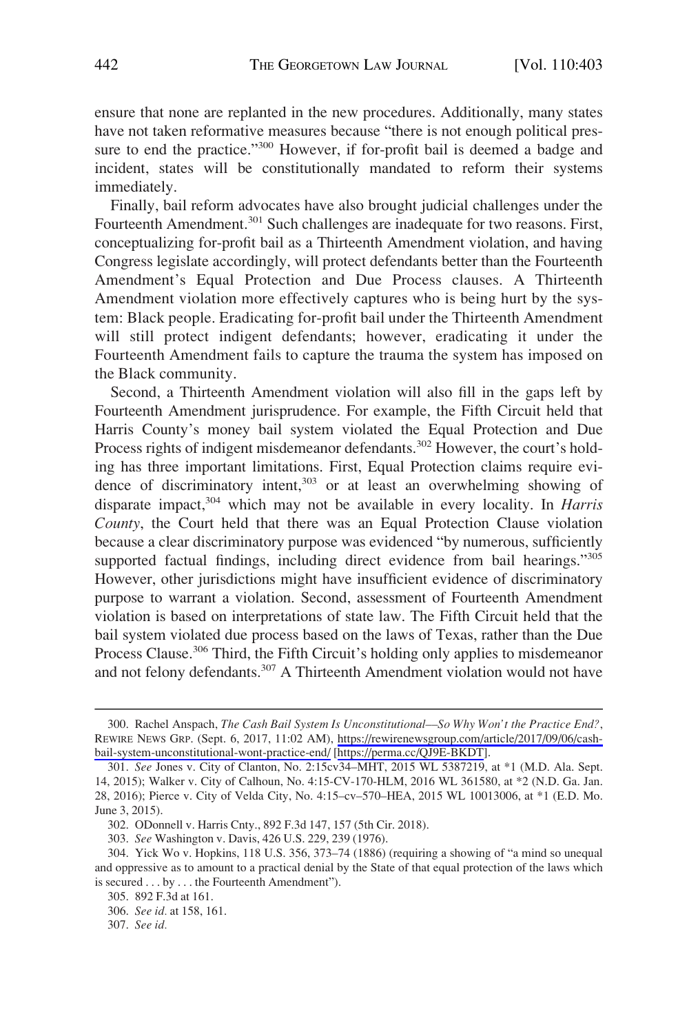ensure that none are replanted in the new procedures. Additionally, many states have not taken reformative measures because "there is not enough political pressure to end the practice."[300] However, if for-profit bail is deemed a badge and incident, states will be constitutionally mandated to reform their systems immediately.

Finally, bail reform advocates have also brought judicial challenges under the Fourteenth Amendment.[301] Such challenges are inadequate for two reasons. First, conceptualizing for-profit bail as a Thirteenth Amendment violation, and having Congress legislate accordingly, will protect defendants better than the Fourteenth Amendment's Equal Protection and Due Process clauses. A Thirteenth Amendment violation more effectively captures who is being hurt by the system: Black people. Eradicating for-profit bail under the Thirteenth Amendment will still protect indigent defendants; however, eradicating it under the Fourteenth Amendment fails to capture the trauma the system has imposed on the Black community.

Second, a Thirteenth Amendment violation will also fill in the gaps left by Fourteenth Amendment jurisprudence. For example, the Fifth Circuit held that Harris County's money bail system violated the Equal Protection and Due Process rights of indigent misdemeanor defendants.[302] However, the court's holding has three important limitations. First, Equal Protection claims require evidence of discriminatory intent,[303] or at least an overwhelming showing of disparate impact,[304] which may not be available in every locality. In *Harris County*, the Court held that there was an Equal Protection Clause violation because a clear discriminatory purpose was evidenced "by numerous, sufficiently supported factual findings, including direct evidence from bail hearings."[305] However, other jurisdictions might have insufficient evidence of discriminatory purpose to warrant a violation. Second, assessment of Fourteenth Amendment violation is based on interpretations of state law. The Fifth Circuit held that the bail system violated due process based on the laws of Texas, rather than the Due Process Clause.[306] Third, the Fifth Circuit's holding only applies to misdemeanor and not felony defendants.[307] A Thirteenth Amendment violation would not have

---

300. Rachel Anspach, *The Cash Bail System Is Unconstitutional—So Why Won't the Practice End?*, REWIRE NEWS GRP. (Sept. 6, 2017, 11:02 AM), https://rewirenewsgroup.com/article/2017/09/06/cash-bail-system-unconstitutional-wont-practice-end/ [https://perma.cc/QJ9E-BKDT].

301. *See* Jones v. City of Clanton, No. 2:15cv34–MHT, 2015 WL 5387219, at *1 (M.D. Ala. Sept. 14, 2015); Walker v. City of Calhoun, No. 4:15-CV-170-HLM, 2016 WL 361580, at *2 (N.D. Ga. Jan. 28, 2016); Pierce v. City of Velda City, No. 4:15–cv–570–HEA, 2015 WL 10013006, at *1 (E.D. Mo. June 3, 2015).

302. ODonnell v. Harris Cnty., 892 F.3d 147, 157 (5th Cir. 2018).

303. *See* Washington v. Davis, 426 U.S. 229, 239 (1976).

304. Yick Wo v. Hopkins, 118 U.S. 356, 373–74 (1886) (requiring a showing of "a mind so unequal and oppressive as to amount to a practical denial by the State of that equal protection of the laws which is secured . . . by . . . the Fourteenth Amendment").

305. 892 F.3d at 161.

306. *See id.* at 158, 161.

307. *See id.*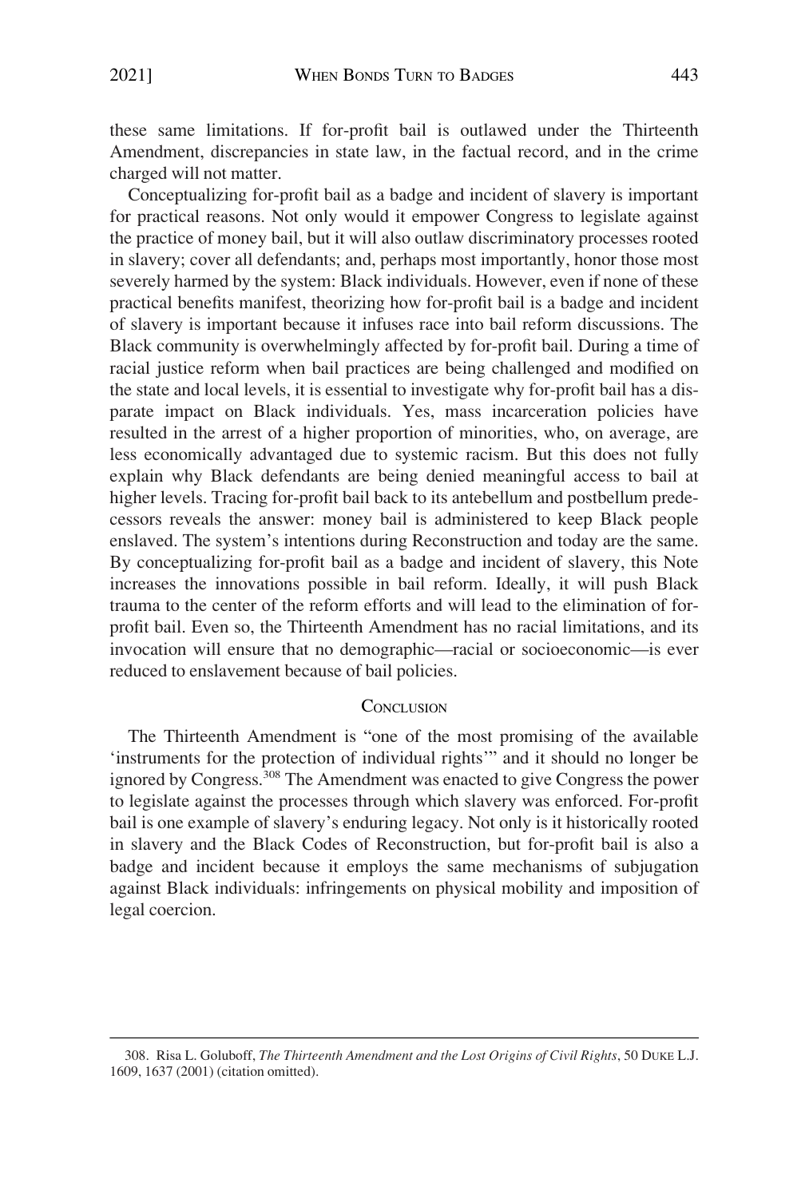these same limitations. If for-profit bail is outlawed under the Thirteenth Amendment, discrepancies in state law, in the factual record, and in the crime charged will not matter.

Conceptualizing for-profit bail as a badge and incident of slavery is important for practical reasons. Not only would it empower Congress to legislate against the practice of money bail, but it will also outlaw discriminatory processes rooted in slavery; cover all defendants; and, perhaps most importantly, honor those most severely harmed by the system: Black individuals. However, even if none of these practical benefits manifest, theorizing how for-profit bail is a badge and incident of slavery is important because it infuses race into bail reform discussions. The Black community is overwhelmingly affected by for-profit bail. During a time of racial justice reform when bail practices are being challenged and modified on the state and local levels, it is essential to investigate why for-profit bail has a disparate impact on Black individuals. Yes, mass incarceration policies have resulted in the arrest of a higher proportion of minorities, who, on average, are less economically advantaged due to systemic racism. But this does not fully explain why Black defendants are being denied meaningful access to bail at higher levels. Tracing for-profit bail back to its antebellum and postbellum predecessors reveals the answer: money bail is administered to keep Black people enslaved. The system's intentions during Reconstruction and today are the same. By conceptualizing for-profit bail as a badge and incident of slavery, this Note increases the innovations possible in bail reform. Ideally, it will push Black trauma to the center of the reform efforts and will lead to the elimination of for-profit bail. Even so, the Thirteenth Amendment has no racial limitations, and its invocation will ensure that no demographic—racial or socioeconomic—is ever reduced to enslavement because of bail policies.

## Conclusion

The Thirteenth Amendment is "one of the most promising of the available 'instruments for the protection of individual rights'" and it should no longer be ignored by Congress.[308] The Amendment was enacted to give Congress the power to legislate against the processes through which slavery was enforced. For-profit bail is one example of slavery's enduring legacy. Not only is it historically rooted in slavery and the Black Codes of Reconstruction, but for-profit bail is also a badge and incident because it employs the same mechanisms of subjugation against Black individuals: infringements on physical mobility and imposition of legal coercion.

---

308. Risa L. Goluboff, *The Thirteenth Amendment and the Lost Origins of Civil Rights*, 50 DUKE L.J. 1609, 1637 (2001) (citation omitted).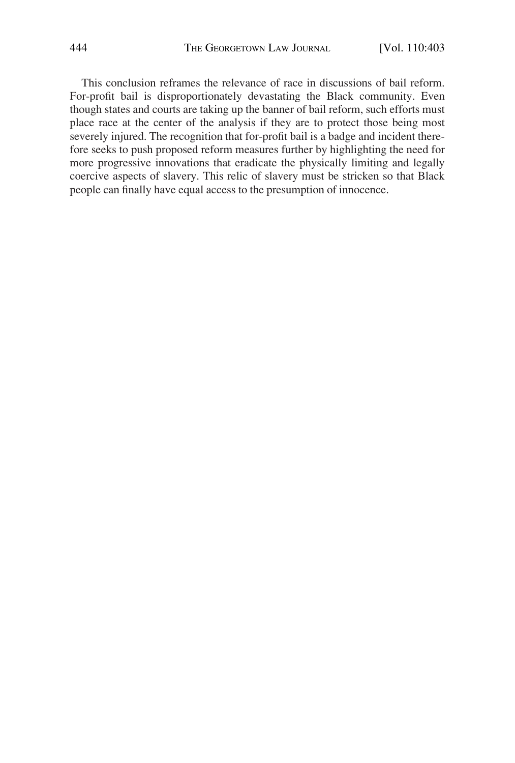This conclusion reframes the relevance of race in discussions of bail reform. For-profit bail is disproportionately devastating the Black community. Even though states and courts are taking up the banner of bail reform, such efforts must place race at the center of the analysis if they are to protect those being most severely injured. The recognition that for-profit bail is a badge and incident therefore seeks to push proposed reform measures further by highlighting the need for more progressive innovations that eradicate the physically limiting and legally coercive aspects of slavery. This relic of slavery must be stricken so that Black people can finally have equal access to the presumption of innocence.